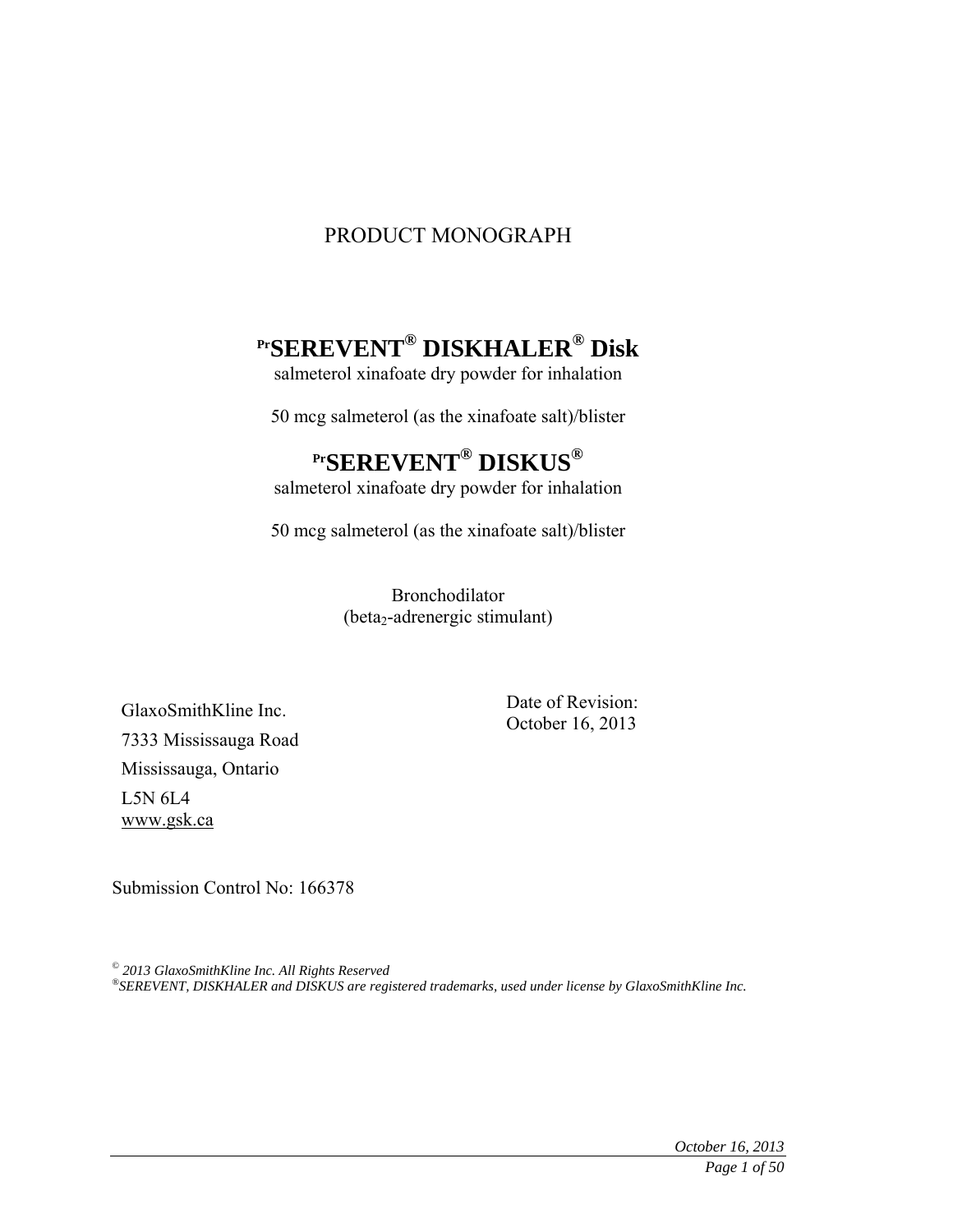# PRODUCT MONOGRAPH

## [Pr]SEREVENT® DISKHALER® Disk

salmeterol xinafoate dry powder for inhalation

50 mcg salmeterol (as the xinafoate salt)/blister

## [Pr]SEREVENT® DISKUS®

salmeterol xinafoate dry powder for inhalation

50 mcg salmeterol (as the xinafoate salt)/blister

Bronchodilator
(beta$_2$-adrenergic stimulant)

GlaxoSmithKline Inc.
7333 Mississauga Road
Mississauga, Ontario
L5N 6L4
www.gsk.ca

Date of Revision:
October 16, 2013

Submission Control No: 166378

*© 2013 GlaxoSmithKline Inc. All Rights Reserved*
*®SEREVENT, DISKHALER and DISKUS are registered trademarks, used under license by GlaxoSmithKline Inc.*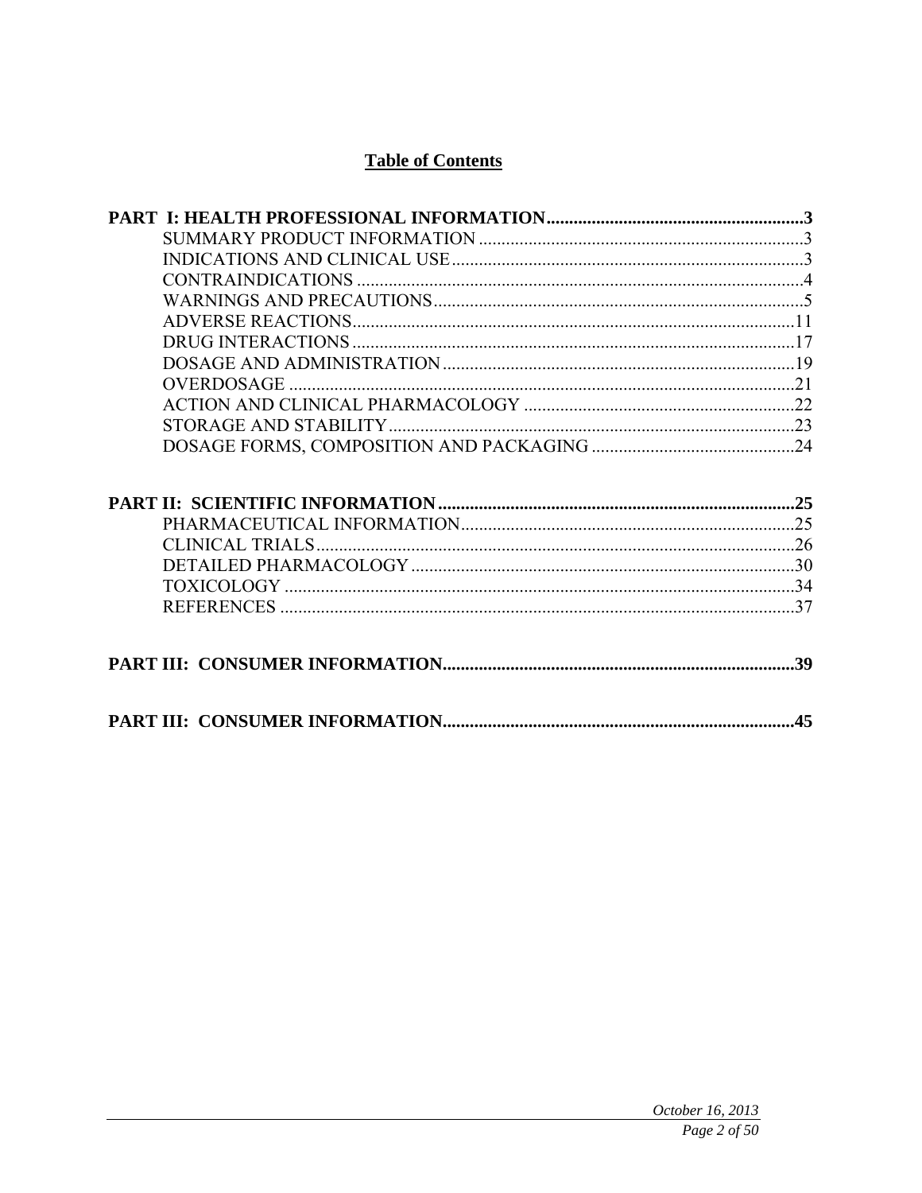## Table of Contents

**PART I: HEALTH PROFESSIONAL INFORMATION.........................................................3**

SUMMARY PRODUCT INFORMATION ........................................................................3
INDICATIONS AND CLINICAL USE..............................................................................3
CONTRAINDICATIONS ..................................................................................................4
WARNINGS AND PRECAUTIONS..................................................................................5
ADVERSE REACTIONS..................................................................................................11
DRUG INTERACTIONS ..................................................................................................17
DOSAGE AND ADMINISTRATION..............................................................................19
OVERDOSAGE ................................................................................................................21
ACTION AND CLINICAL PHARMACOLOGY ............................................................22
STORAGE AND STABILITY..........................................................................................23
DOSAGE FORMS, COMPOSITION AND PACKAGING .............................................24

**PART II: SCIENTIFIC INFORMATION...............................................................................25**

PHARMACEUTICAL INFORMATION..........................................................................25
CLINICAL TRIALS..........................................................................................................26
DETAILED PHARMACOLOGY .....................................................................................30
TOXICOLOGY .................................................................................................................34
REFERENCES ..................................................................................................................37

**PART III: CONSUMER INFORMATION.............................................................................39**

**PART III: CONSUMER INFORMATION.............................................................................45**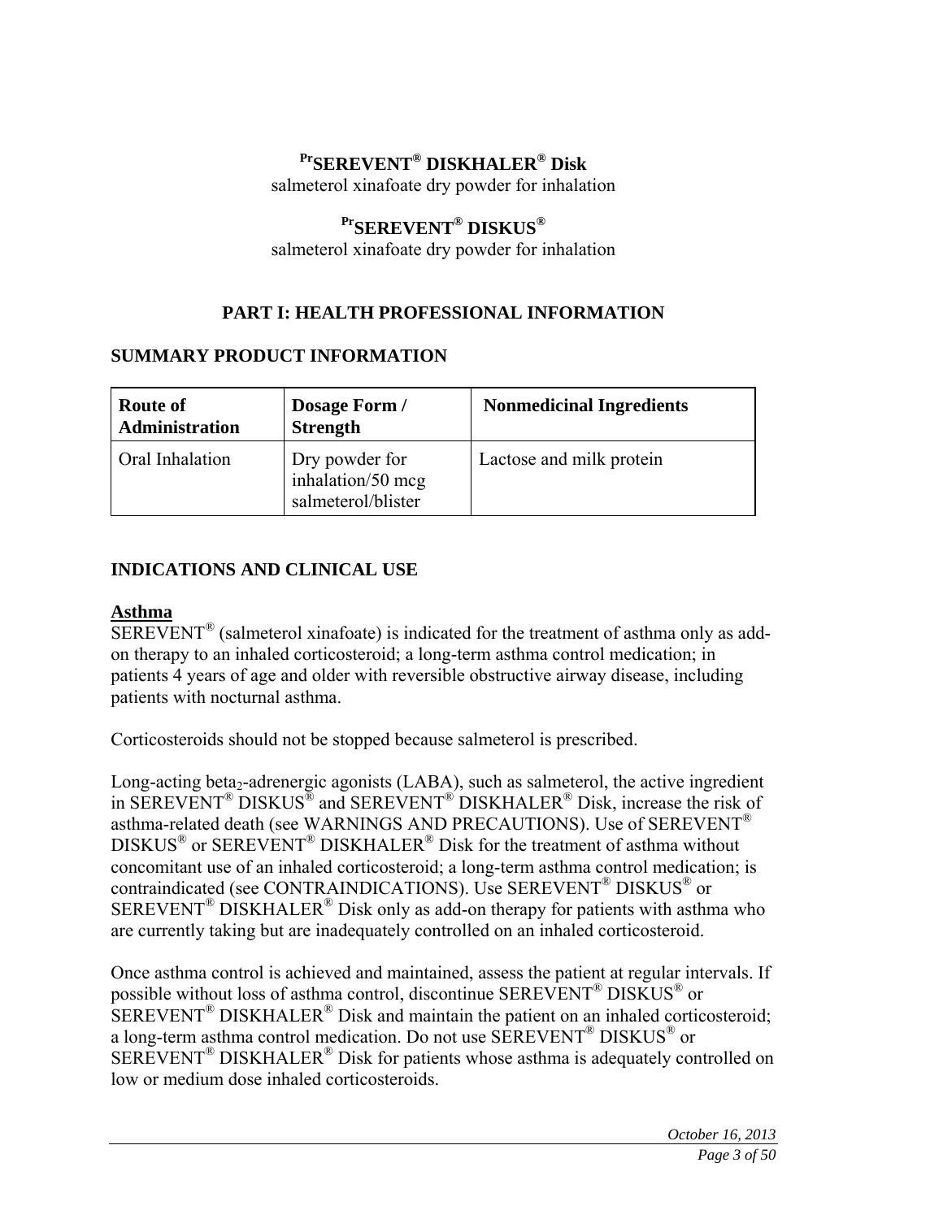**[Pr]SEREVENT® DISKHALER® Disk**
salmeterol xinafoate dry powder for inhalation

**[Pr]SEREVENT® DISKUS®**
salmeterol xinafoate dry powder for inhalation

# PART I: HEALTH PROFESSIONAL INFORMATION

## SUMMARY PRODUCT INFORMATION

| Route of Administration | Dosage Form / Strength | Nonmedicinal Ingredients |
|---|---|---|
| Oral Inhalation | Dry powder for inhalation/50 mcg salmeterol/blister | Lactose and milk protein |

## INDICATIONS AND CLINICAL USE

**Asthma**

SEREVENT® (salmeterol xinafoate) is indicated for the treatment of asthma only as add-on therapy to an inhaled corticosteroid; a long-term asthma control medication; in patients 4 years of age and older with reversible obstructive airway disease, including patients with nocturnal asthma.

Corticosteroids should not be stopped because salmeterol is prescribed.

Long-acting beta$_2$-adrenergic agonists (LABA), such as salmeterol, the active ingredient in SEREVENT® DISKUS® and SEREVENT® DISKHALER® Disk, increase the risk of asthma-related death (see WARNINGS AND PRECAUTIONS). Use of SEREVENT® DISKUS® or SEREVENT® DISKHALER® Disk for the treatment of asthma without concomitant use of an inhaled corticosteroid; a long-term asthma control medication; is contraindicated (see CONTRAINDICATIONS). Use SEREVENT® DISKUS® or SEREVENT® DISKHALER® Disk only as add-on therapy for patients with asthma who are currently taking but are inadequately controlled on an inhaled corticosteroid.

Once asthma control is achieved and maintained, assess the patient at regular intervals. If possible without loss of asthma control, discontinue SEREVENT® DISKUS® or SEREVENT® DISKHALER® Disk and maintain the patient on an inhaled corticosteroid; a long-term asthma control medication. Do not use SEREVENT® DISKUS® or SEREVENT® DISKHALER® Disk for patients whose asthma is adequately controlled on low or medium dose inhaled corticosteroids.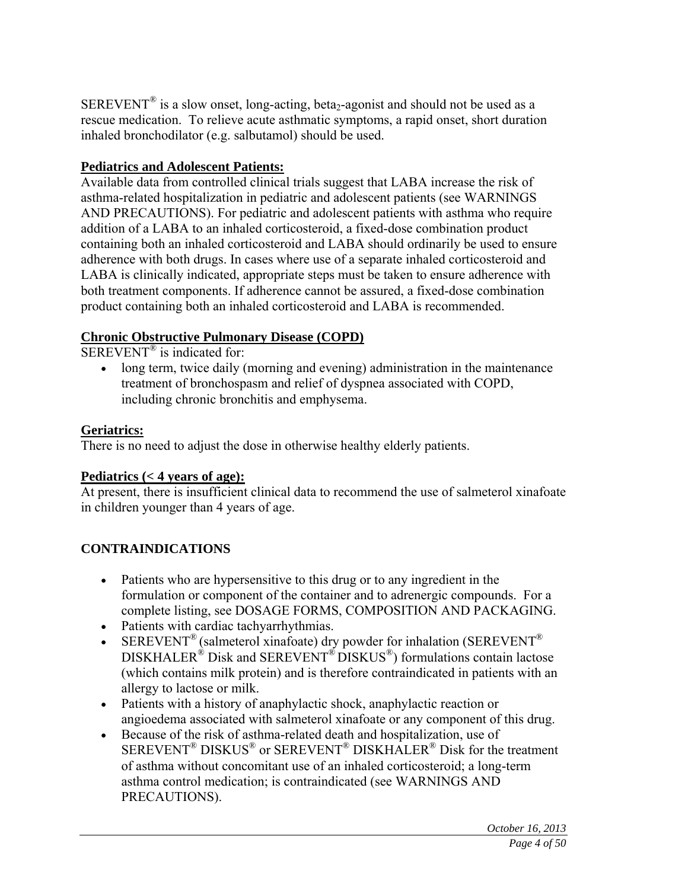SEREVENT® is a slow onset, long-acting, beta$_2$-agonist and should not be used as a rescue medication. To relieve acute asthmatic symptoms, a rapid onset, short duration inhaled bronchodilator (e.g. salbutamol) should be used.

**Pediatrics and Adolescent Patients:**

Available data from controlled clinical trials suggest that LABA increase the risk of asthma-related hospitalization in pediatric and adolescent patients (see WARNINGS AND PRECAUTIONS). For pediatric and adolescent patients with asthma who require addition of a LABA to an inhaled corticosteroid, a fixed-dose combination product containing both an inhaled corticosteroid and LABA should ordinarily be used to ensure adherence with both drugs. In cases where use of a separate inhaled corticosteroid and LABA is clinically indicated, appropriate steps must be taken to ensure adherence with both treatment components. If adherence cannot be assured, a fixed-dose combination product containing both an inhaled corticosteroid and LABA is recommended.

**Chronic Obstructive Pulmonary Disease (COPD)**

SEREVENT® is indicated for:

- long term, twice daily (morning and evening) administration in the maintenance treatment of bronchospasm and relief of dyspnea associated with COPD, including chronic bronchitis and emphysema.

**Geriatrics:**

There is no need to adjust the dose in otherwise healthy elderly patients.

**Pediatrics (< 4 years of age):**

At present, there is insufficient clinical data to recommend the use of salmeterol xinafoate in children younger than 4 years of age.

## CONTRAINDICATIONS

- Patients who are hypersensitive to this drug or to any ingredient in the formulation or component of the container and to adrenergic compounds. For a complete listing, see DOSAGE FORMS, COMPOSITION AND PACKAGING.
- Patients with cardiac tachyarrhythmias.
- SEREVENT® (salmeterol xinafoate) dry powder for inhalation (SEREVENT® DISKHALER® Disk and SEREVENT® DISKUS®) formulations contain lactose (which contains milk protein) and is therefore contraindicated in patients with an allergy to lactose or milk.
- Patients with a history of anaphylactic shock, anaphylactic reaction or angioedema associated with salmeterol xinafoate or any component of this drug.
- Because of the risk of asthma-related death and hospitalization, use of SEREVENT® DISKUS® or SEREVENT® DISKHALER® Disk for the treatment of asthma without concomitant use of an inhaled corticosteroid; a long-term asthma control medication; is contraindicated (see WARNINGS AND PRECAUTIONS).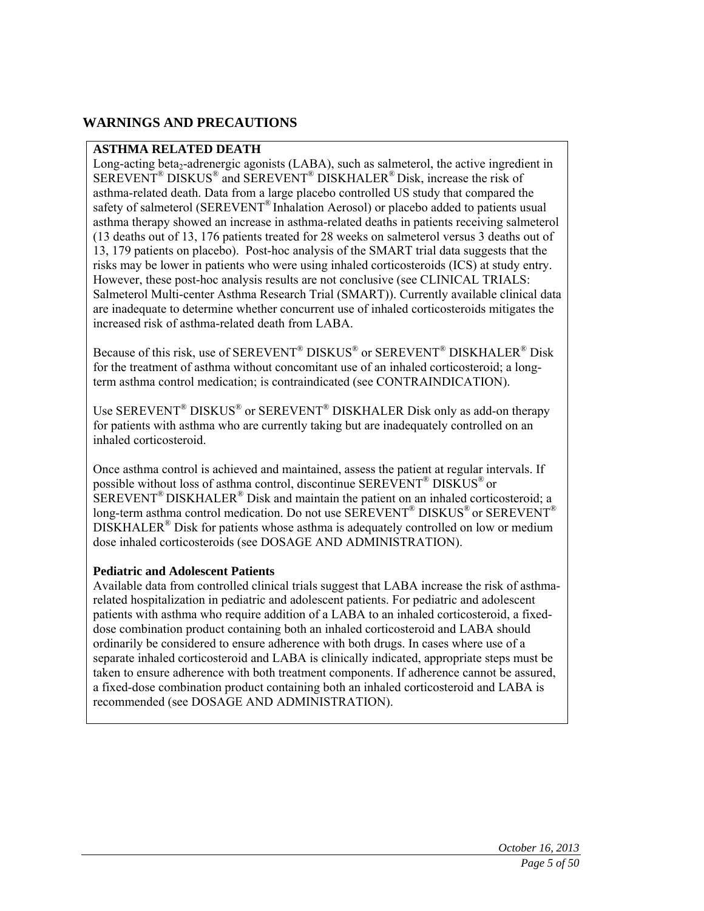## WARNINGS AND PRECAUTIONS

**ASTHMA RELATED DEATH**

Long-acting beta$_2$-adrenergic agonists (LABA), such as salmeterol, the active ingredient in SEREVENT® DISKUS® and SEREVENT® DISKHALER® Disk, increase the risk of asthma-related death. Data from a large placebo controlled US study that compared the safety of salmeterol (SEREVENT® Inhalation Aerosol) or placebo added to patients usual asthma therapy showed an increase in asthma-related deaths in patients receiving salmeterol (13 deaths out of 13, 176 patients treated for 28 weeks on salmeterol versus 3 deaths out of 13, 179 patients on placebo). Post-hoc analysis of the SMART trial data suggests that the risks may be lower in patients who were using inhaled corticosteroids (ICS) at study entry. However, these post-hoc analysis results are not conclusive (see CLINICAL TRIALS: Salmeterol Multi-center Asthma Research Trial (SMART)). Currently available clinical data are inadequate to determine whether concurrent use of inhaled corticosteroids mitigates the increased risk of asthma-related death from LABA.

Because of this risk, use of SEREVENT® DISKUS® or SEREVENT® DISKHALER® Disk for the treatment of asthma without concomitant use of an inhaled corticosteroid; a long-term asthma control medication; is contraindicated (see CONTRAINDICATION).

Use SEREVENT® DISKUS® or SEREVENT® DISKHALER Disk only as add-on therapy for patients with asthma who are currently taking but are inadequately controlled on an inhaled corticosteroid.

Once asthma control is achieved and maintained, assess the patient at regular intervals. If possible without loss of asthma control, discontinue SEREVENT® DISKUS® or SEREVENT® DISKHALER® Disk and maintain the patient on an inhaled corticosteroid; a long-term asthma control medication. Do not use SEREVENT® DISKUS® or SEREVENT® DISKHALER® Disk for patients whose asthma is adequately controlled on low or medium dose inhaled corticosteroids (see DOSAGE AND ADMINISTRATION).

**Pediatric and Adolescent Patients**

Available data from controlled clinical trials suggest that LABA increase the risk of asthma-related hospitalization in pediatric and adolescent patients. For pediatric and adolescent patients with asthma who require addition of a LABA to an inhaled corticosteroid, a fixed-dose combination product containing both an inhaled corticosteroid and LABA should ordinarily be considered to ensure adherence with both drugs. In cases where use of a separate inhaled corticosteroid and LABA is clinically indicated, appropriate steps must be taken to ensure adherence with both treatment components. If adherence cannot be assured, a fixed-dose combination product containing both an inhaled corticosteroid and LABA is recommended (see DOSAGE AND ADMINISTRATION).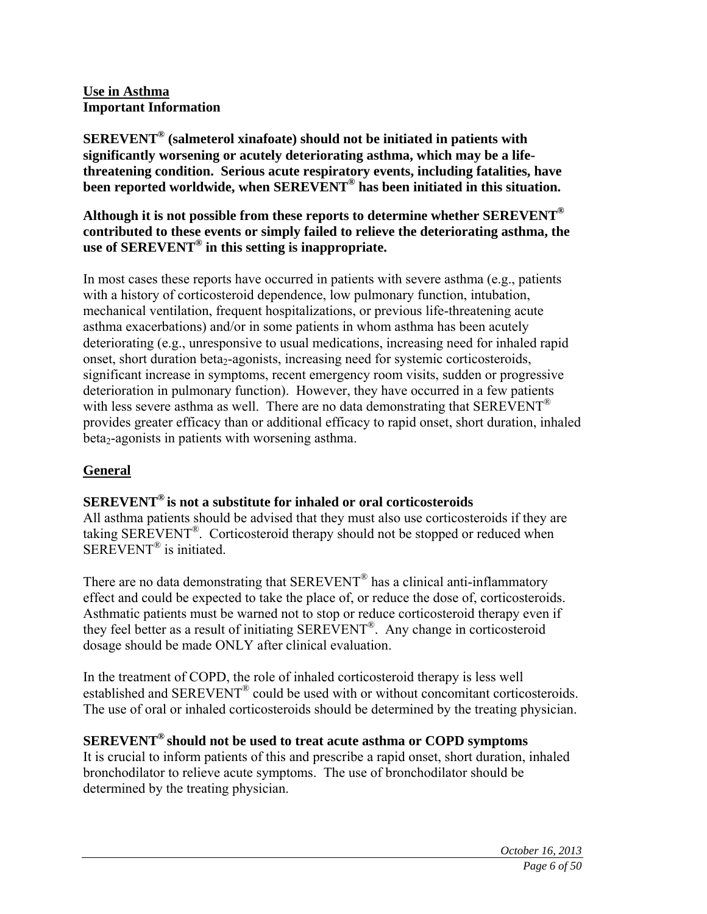**Use in Asthma**
**Important Information**

**SEREVENT® (salmeterol xinafoate) should not be initiated in patients with significantly worsening or acutely deteriorating asthma, which may be a life-threatening condition. Serious acute respiratory events, including fatalities, have been reported worldwide, when SEREVENT® has been initiated in this situation.**

**Although it is not possible from these reports to determine whether SEREVENT® contributed to these events or simply failed to relieve the deteriorating asthma, the use of SEREVENT® in this setting is inappropriate.**

In most cases these reports have occurred in patients with severe asthma (e.g., patients with a history of corticosteroid dependence, low pulmonary function, intubation, mechanical ventilation, frequent hospitalizations, or previous life-threatening acute asthma exacerbations) and/or in some patients in whom asthma has been acutely deteriorating (e.g., unresponsive to usual medications, increasing need for inhaled rapid onset, short duration $beta_2$-agonists, increasing need for systemic corticosteroids, significant increase in symptoms, recent emergency room visits, sudden or progressive deterioration in pulmonary function). However, they have occurred in a few patients with less severe asthma as well. There are no data demonstrating that SEREVENT® provides greater efficacy than or additional efficacy to rapid onset, short duration, inhaled $beta_2$-agonists in patients with worsening asthma.

**General**

**SEREVENT® is not a substitute for inhaled or oral corticosteroids**
All asthma patients should be advised that they must also use corticosteroids if they are taking SEREVENT®. Corticosteroid therapy should not be stopped or reduced when SEREVENT® is initiated.

There are no data demonstrating that SEREVENT® has a clinical anti-inflammatory effect and could be expected to take the place of, or reduce the dose of, corticosteroids. Asthmatic patients must be warned not to stop or reduce corticosteroid therapy even if they feel better as a result of initiating SEREVENT®. Any change in corticosteroid dosage should be made ONLY after clinical evaluation.

In the treatment of COPD, the role of inhaled corticosteroid therapy is less well established and SEREVENT® could be used with or without concomitant corticosteroids. The use of oral or inhaled corticosteroids should be determined by the treating physician.

**SEREVENT® should not be used to treat acute asthma or COPD symptoms**
It is crucial to inform patients of this and prescribe a rapid onset, short duration, inhaled bronchodilator to relieve acute symptoms. The use of bronchodilator should be determined by the treating physician.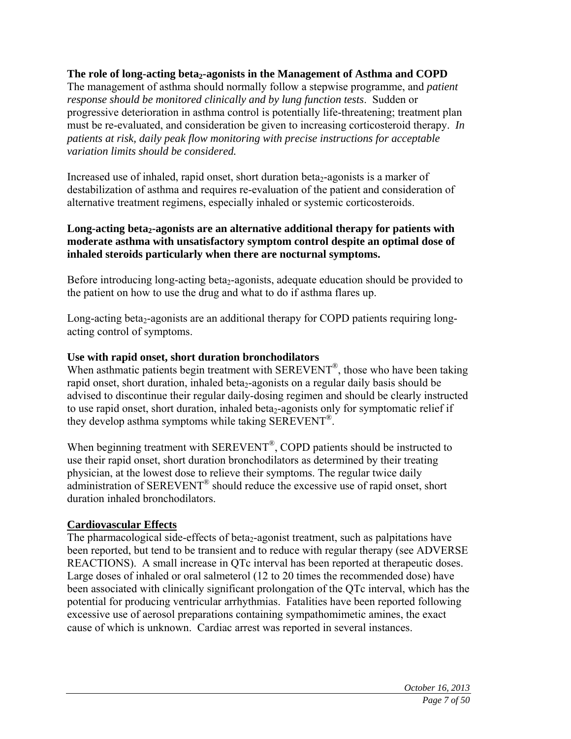**The role of long-acting $beta_2$-agonists in the Management of Asthma and COPD**

The management of asthma should normally follow a stepwise programme, and *patient response should be monitored clinically and by lung function tests*. Sudden or progressive deterioration in asthma control is potentially life-threatening; treatment plan must be re-evaluated, and consideration be given to increasing corticosteroid therapy. *In patients at risk, daily peak flow monitoring with precise instructions for acceptable variation limits should be considered.*

Increased use of inhaled, rapid onset, short duration $beta_2$-agonists is a marker of destabilization of asthma and requires re-evaluation of the patient and consideration of alternative treatment regimens, especially inhaled or systemic corticosteroids.

**Long-acting $beta_2$-agonists are an alternative additional therapy for patients with moderate asthma with unsatisfactory symptom control despite an optimal dose of inhaled steroids particularly when there are nocturnal symptoms.**

Before introducing long-acting $beta_2$-agonists, adequate education should be provided to the patient on how to use the drug and what to do if asthma flares up.

Long-acting $beta_2$-agonists are an additional therapy for COPD patients requiring long-acting control of symptoms.

**Use with rapid onset, short duration bronchodilators**

When asthmatic patients begin treatment with SEREVENT®, those who have been taking rapid onset, short duration, inhaled $beta_2$-agonists on a regular daily basis should be advised to discontinue their regular daily-dosing regimen and should be clearly instructed to use rapid onset, short duration, inhaled $beta_2$-agonists only for symptomatic relief if they develop asthma symptoms while taking SEREVENT®.

When beginning treatment with SEREVENT®, COPD patients should be instructed to use their rapid onset, short duration bronchodilators as determined by their treating physician, at the lowest dose to relieve their symptoms. The regular twice daily administration of SEREVENT® should reduce the excessive use of rapid onset, short duration inhaled bronchodilators.

**Cardiovascular Effects**

The pharmacological side-effects of $beta_2$-agonist treatment, such as palpitations have been reported, but tend to be transient and to reduce with regular therapy (see ADVERSE REACTIONS). A small increase in QTc interval has been reported at therapeutic doses. Large doses of inhaled or oral salmeterol (12 to 20 times the recommended dose) have been associated with clinically significant prolongation of the QTc interval, which has the potential for producing ventricular arrhythmias. Fatalities have been reported following excessive use of aerosol preparations containing sympathomimetic amines, the exact cause of which is unknown. Cardiac arrest was reported in several instances.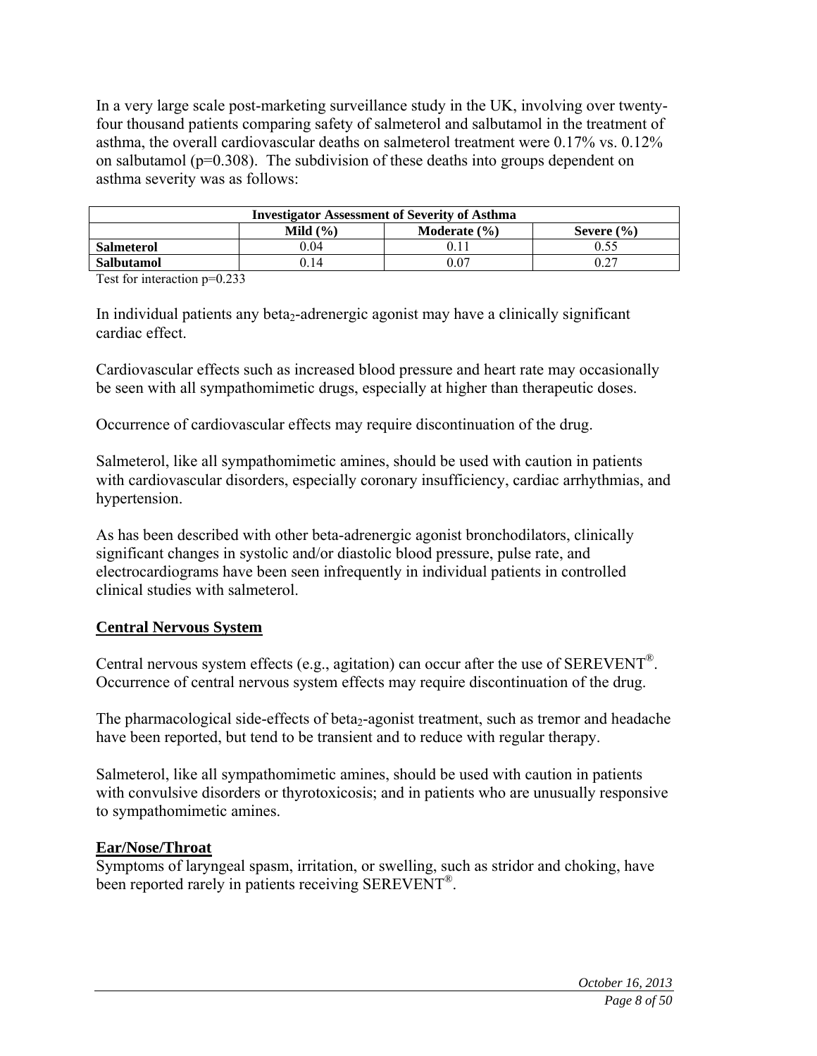In a very large scale post-marketing surveillance study in the UK, involving over twenty-four thousand patients comparing safety of salmeterol and salbutamol in the treatment of asthma, the overall cardiovascular deaths on salmeterol treatment were 0.17% vs. 0.12% on salbutamol ($p=0.308$). The subdivision of these deaths into groups dependent on asthma severity was as follows:

| Investigator Assessment of Severity of Asthma | | | |
|---|---|---|---|
| | **Mild (%)** | **Moderate (%)** | **Severe (%)** |
| **Salmeterol** | 0.04 | 0.11 | 0.55 |
| **Salbutamol** | 0.14 | 0.07 | 0.27 |

Test for interaction $p=0.233$

In individual patients any $beta_2$-adrenergic agonist may have a clinically significant cardiac effect.

Cardiovascular effects such as increased blood pressure and heart rate may occasionally be seen with all sympathomimetic drugs, especially at higher than therapeutic doses.

Occurrence of cardiovascular effects may require discontinuation of the drug.

Salmeterol, like all sympathomimetic amines, should be used with caution in patients with cardiovascular disorders, especially coronary insufficiency, cardiac arrhythmias, and hypertension.

As has been described with other beta-adrenergic agonist bronchodilators, clinically significant changes in systolic and/or diastolic blood pressure, pulse rate, and electrocardiograms have been seen infrequently in individual patients in controlled clinical studies with salmeterol.

## Central Nervous System

Central nervous system effects (e.g., agitation) can occur after the use of SEREVENT®. Occurrence of central nervous system effects may require discontinuation of the drug.

The pharmacological side-effects of $beta_2$-agonist treatment, such as tremor and headache have been reported, but tend to be transient and to reduce with regular therapy.

Salmeterol, like all sympathomimetic amines, should be used with caution in patients with convulsive disorders or thyrotoxicosis; and in patients who are unusually responsive to sympathomimetic amines.

## Ear/Nose/Throat

Symptoms of laryngeal spasm, irritation, or swelling, such as stridor and choking, have been reported rarely in patients receiving SEREVENT®.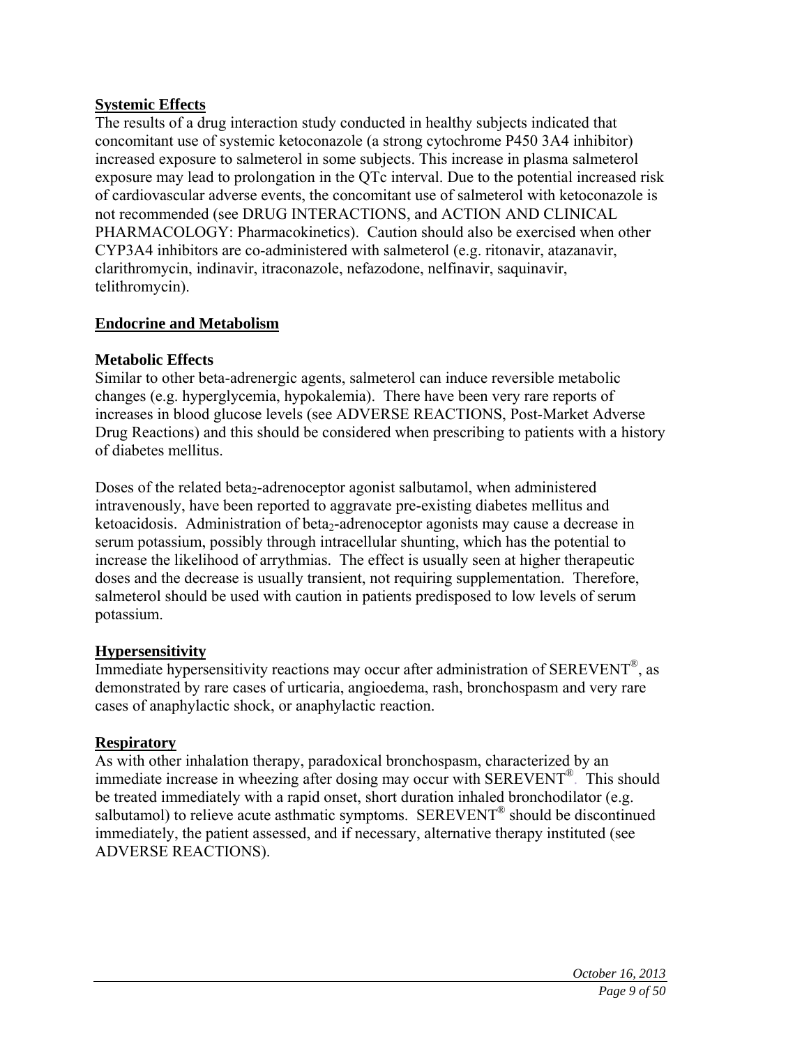**Systemic Effects**

The results of a drug interaction study conducted in healthy subjects indicated that concomitant use of systemic ketoconazole (a strong cytochrome P450 3A4 inhibitor) increased exposure to salmeterol in some subjects. This increase in plasma salmeterol exposure may lead to prolongation in the QTc interval. Due to the potential increased risk of cardiovascular adverse events, the concomitant use of salmeterol with ketoconazole is not recommended (see DRUG INTERACTIONS, and ACTION AND CLINICAL PHARMACOLOGY: Pharmacokinetics). Caution should also be exercised when other CYP3A4 inhibitors are co-administered with salmeterol (e.g. ritonavir, atazanavir, clarithromycin, indinavir, itraconazole, nefazodone, nelfinavir, saquinavir, telithromycin).

**Endocrine and Metabolism**

**Metabolic Effects**

Similar to other beta-adrenergic agents, salmeterol can induce reversible metabolic changes (e.g. hyperglycemia, hypokalemia). There have been very rare reports of increases in blood glucose levels (see ADVERSE REACTIONS, Post-Market Adverse Drug Reactions) and this should be considered when prescribing to patients with a history of diabetes mellitus.

Doses of the related $beta_2$-adrenoceptor agonist salbutamol, when administered intravenously, have been reported to aggravate pre-existing diabetes mellitus and ketoacidosis. Administration of $beta_2$-adrenoceptor agonists may cause a decrease in serum potassium, possibly through intracellular shunting, which has the potential to increase the likelihood of arrythmias. The effect is usually seen at higher therapeutic doses and the decrease is usually transient, not requiring supplementation. Therefore, salmeterol should be used with caution in patients predisposed to low levels of serum potassium.

**Hypersensitivity**

Immediate hypersensitivity reactions may occur after administration of SEREVENT®, as demonstrated by rare cases of urticaria, angioedema, rash, bronchospasm and very rare cases of anaphylactic shock, or anaphylactic reaction.

**Respiratory**

As with other inhalation therapy, paradoxical bronchospasm, characterized by an immediate increase in wheezing after dosing may occur with SEREVENT®. This should be treated immediately with a rapid onset, short duration inhaled bronchodilator (e.g. salbutamol) to relieve acute asthmatic symptoms. SEREVENT® should be discontinued immediately, the patient assessed, and if necessary, alternative therapy instituted (see ADVERSE REACTIONS).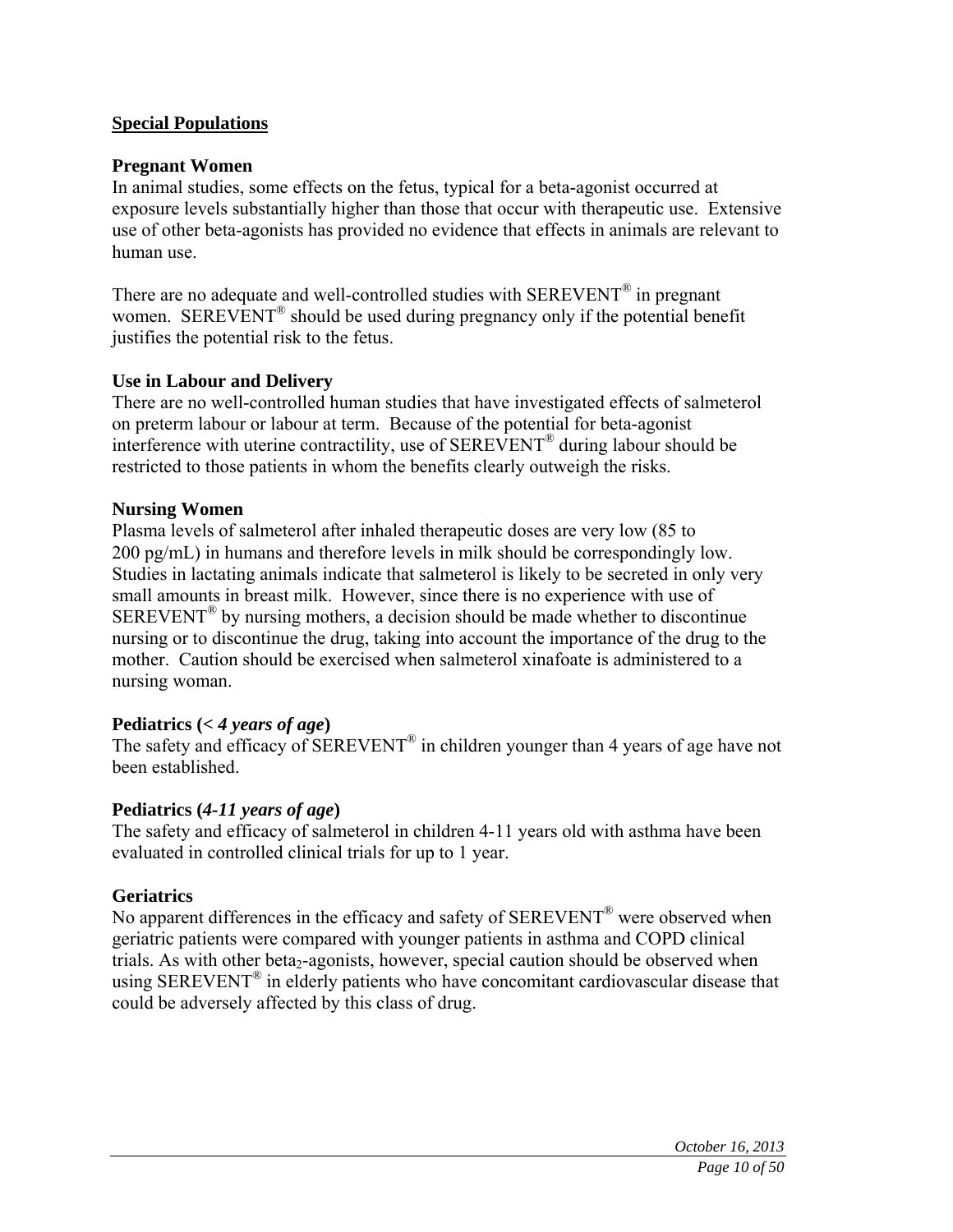## Special Populations

### Pregnant Women

In animal studies, some effects on the fetus, typical for a beta-agonist occurred at exposure levels substantially higher than those that occur with therapeutic use. Extensive use of other beta-agonists has provided no evidence that effects in animals are relevant to human use.

There are no adequate and well-controlled studies with SEREVENT® in pregnant women. SEREVENT® should be used during pregnancy only if the potential benefit justifies the potential risk to the fetus.

### Use in Labour and Delivery

There are no well-controlled human studies that have investigated effects of salmeterol on preterm labour or labour at term. Because of the potential for beta-agonist interference with uterine contractility, use of SEREVENT® during labour should be restricted to those patients in whom the benefits clearly outweigh the risks.

### Nursing Women

Plasma levels of salmeterol after inhaled therapeutic doses are very low (85 to 200 pg/mL) in humans and therefore levels in milk should be correspondingly low. Studies in lactating animals indicate that salmeterol is likely to be secreted in only very small amounts in breast milk. However, since there is no experience with use of SEREVENT® by nursing mothers, a decision should be made whether to discontinue nursing or to discontinue the drug, taking into account the importance of the drug to the mother. Caution should be exercised when salmeterol xinafoate is administered to a nursing woman.

### Pediatrics (< *4 years of age*)

The safety and efficacy of SEREVENT® in children younger than 4 years of age have not been established.

### Pediatrics (*4-11 years of age*)

The safety and efficacy of salmeterol in children 4-11 years old with asthma have been evaluated in controlled clinical trials for up to 1 year.

### Geriatrics

No apparent differences in the efficacy and safety of SEREVENT® were observed when geriatric patients were compared with younger patients in asthma and COPD clinical trials. As with other $beta_2$-agonists, however, special caution should be observed when using SEREVENT® in elderly patients who have concomitant cardiovascular disease that could be adversely affected by this class of drug.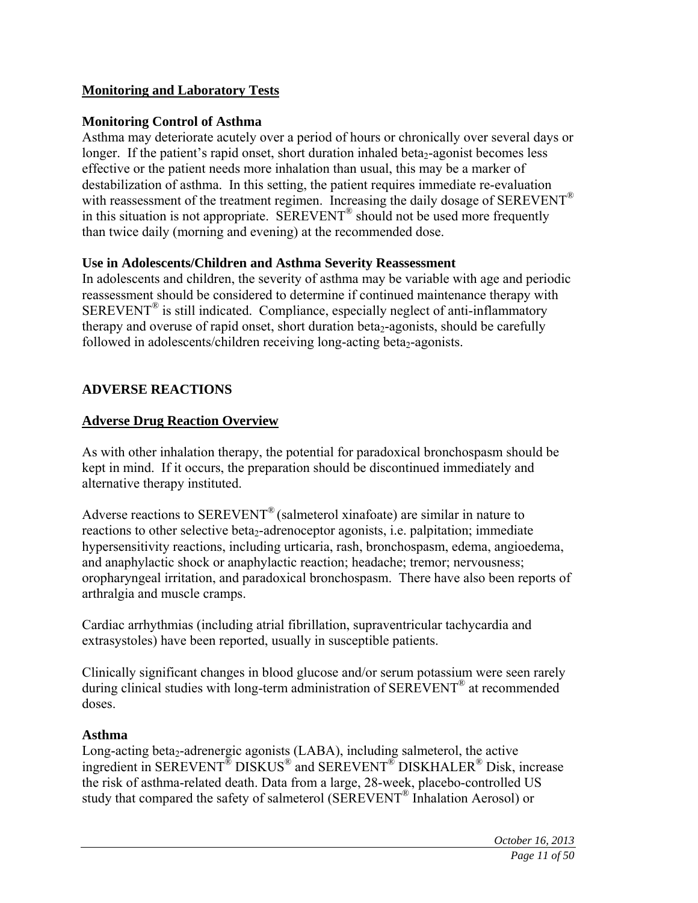## Monitoring and Laboratory Tests

### Monitoring Control of Asthma

Asthma may deteriorate acutely over a period of hours or chronically over several days or longer. If the patient's rapid onset, short duration inhaled beta$_2$-agonist becomes less effective or the patient needs more inhalation than usual, this may be a marker of destabilization of asthma. In this setting, the patient requires immediate re-evaluation with reassessment of the treatment regimen. Increasing the daily dosage of SEREVENT® in this situation is not appropriate. SEREVENT® should not be used more frequently than twice daily (morning and evening) at the recommended dose.

### Use in Adolescents/Children and Asthma Severity Reassessment

In adolescents and children, the severity of asthma may be variable with age and periodic reassessment should be considered to determine if continued maintenance therapy with SEREVENT® is still indicated. Compliance, especially neglect of anti-inflammatory therapy and overuse of rapid onset, short duration beta$_2$-agonists, should be carefully followed in adolescents/children receiving long-acting beta$_2$-agonists.

# ADVERSE REACTIONS

## Adverse Drug Reaction Overview

As with other inhalation therapy, the potential for paradoxical bronchospasm should be kept in mind. If it occurs, the preparation should be discontinued immediately and alternative therapy instituted.

Adverse reactions to SEREVENT® (salmeterol xinafoate) are similar in nature to reactions to other selective beta$_2$-adrenoceptor agonists, i.e. palpitation; immediate hypersensitivity reactions, including urticaria, rash, bronchospasm, edema, angioedema, and anaphylactic shock or anaphylactic reaction; headache; tremor; nervousness; oropharyngeal irritation, and paradoxical bronchospasm. There have also been reports of arthralgia and muscle cramps.

Cardiac arrhythmias (including atrial fibrillation, supraventricular tachycardia and extrasystoles) have been reported, usually in susceptible patients.

Clinically significant changes in blood glucose and/or serum potassium were seen rarely during clinical studies with long-term administration of SEREVENT® at recommended doses.

### Asthma

Long-acting beta$_2$-adrenergic agonists (LABA), including salmeterol, the active ingredient in SEREVENT® DISKUS® and SEREVENT® DISKHALER® Disk, increase the risk of asthma-related death. Data from a large, 28-week, placebo-controlled US study that compared the safety of salmeterol (SEREVENT® Inhalation Aerosol) or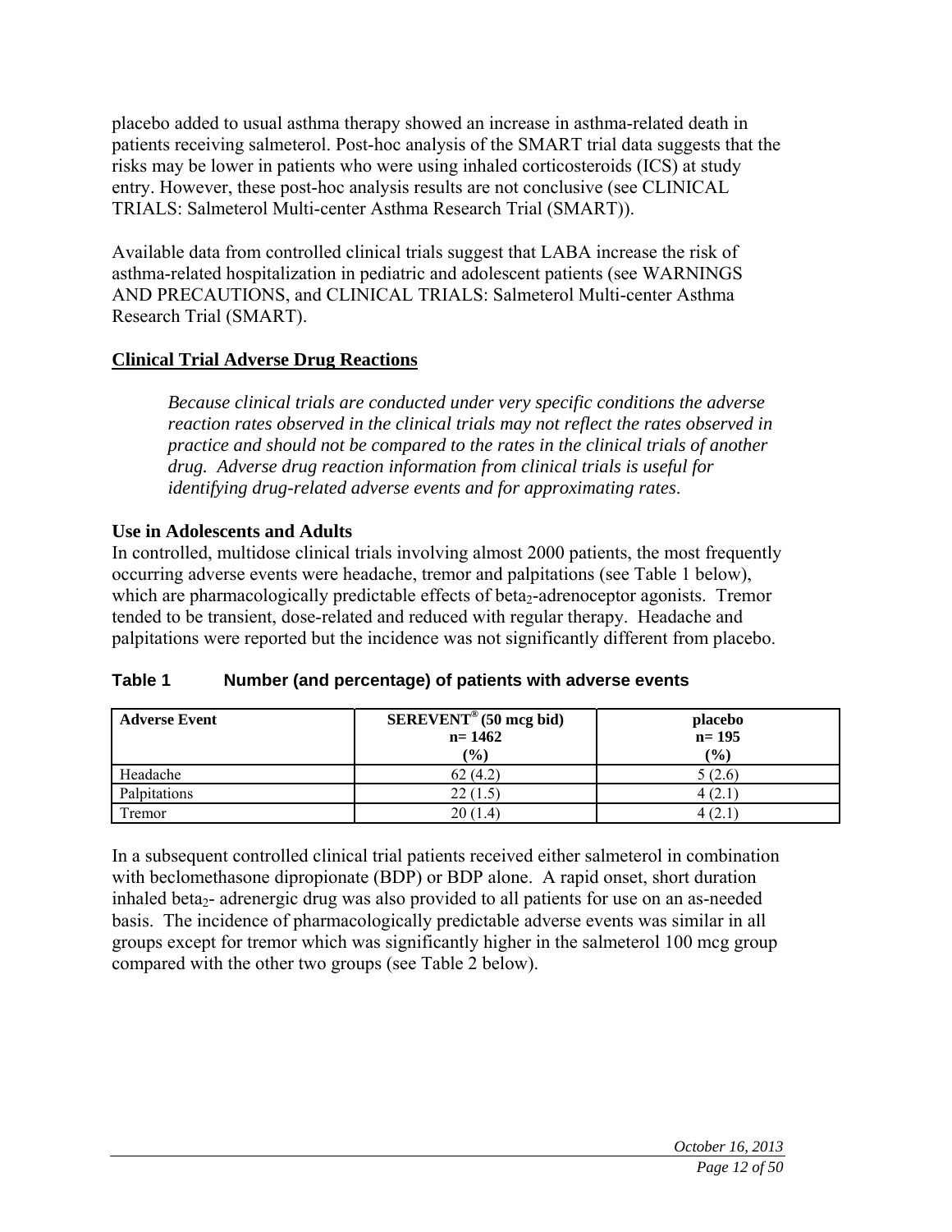placebo added to usual asthma therapy showed an increase in asthma-related death in patients receiving salmeterol. Post-hoc analysis of the SMART trial data suggests that the risks may be lower in patients who were using inhaled corticosteroids (ICS) at study entry. However, these post-hoc analysis results are not conclusive (see CLINICAL TRIALS: Salmeterol Multi-center Asthma Research Trial (SMART)).

Available data from controlled clinical trials suggest that LABA increase the risk of asthma-related hospitalization in pediatric and adolescent patients (see WARNINGS AND PRECAUTIONS, and CLINICAL TRIALS: Salmeterol Multi-center Asthma Research Trial (SMART).

## Clinical Trial Adverse Drug Reactions

*Because clinical trials are conducted under very specific conditions the adverse reaction rates observed in the clinical trials may not reflect the rates observed in practice and should not be compared to the rates in the clinical trials of another drug. Adverse drug reaction information from clinical trials is useful for identifying drug-related adverse events and for approximating rates.*

### Use in Adolescents and Adults

In controlled, multidose clinical trials involving almost 2000 patients, the most frequently occurring adverse events were headache, tremor and palpitations (see Table 1 below), which are pharmacologically predictable effects of $beta_2$-adrenoceptor agonists. Tremor tended to be transient, dose-related and reduced with regular therapy. Headache and palpitations were reported but the incidence was not significantly different from placebo.

**Table 1 Number (and percentage) of patients with adverse events**

| Adverse Event | SEREVENT® (50 mcg bid) n= 1462 (%) | placebo n= 195 (%) |
|---|---|---|
| Headache | 62 (4.2) | 5 (2.6) |
| Palpitations | 22 (1.5) | 4 (2.1) |
| Tremor | 20 (1.4) | 4 (2.1) |

In a subsequent controlled clinical trial patients received either salmeterol in combination with beclomethasone dipropionate (BDP) or BDP alone. A rapid onset, short duration inhaled $beta_2$- adrenergic drug was also provided to all patients for use on an as-needed basis. The incidence of pharmacologically predictable adverse events was similar in all groups except for tremor which was significantly higher in the salmeterol 100 mcg group compared with the other two groups (see Table 2 below).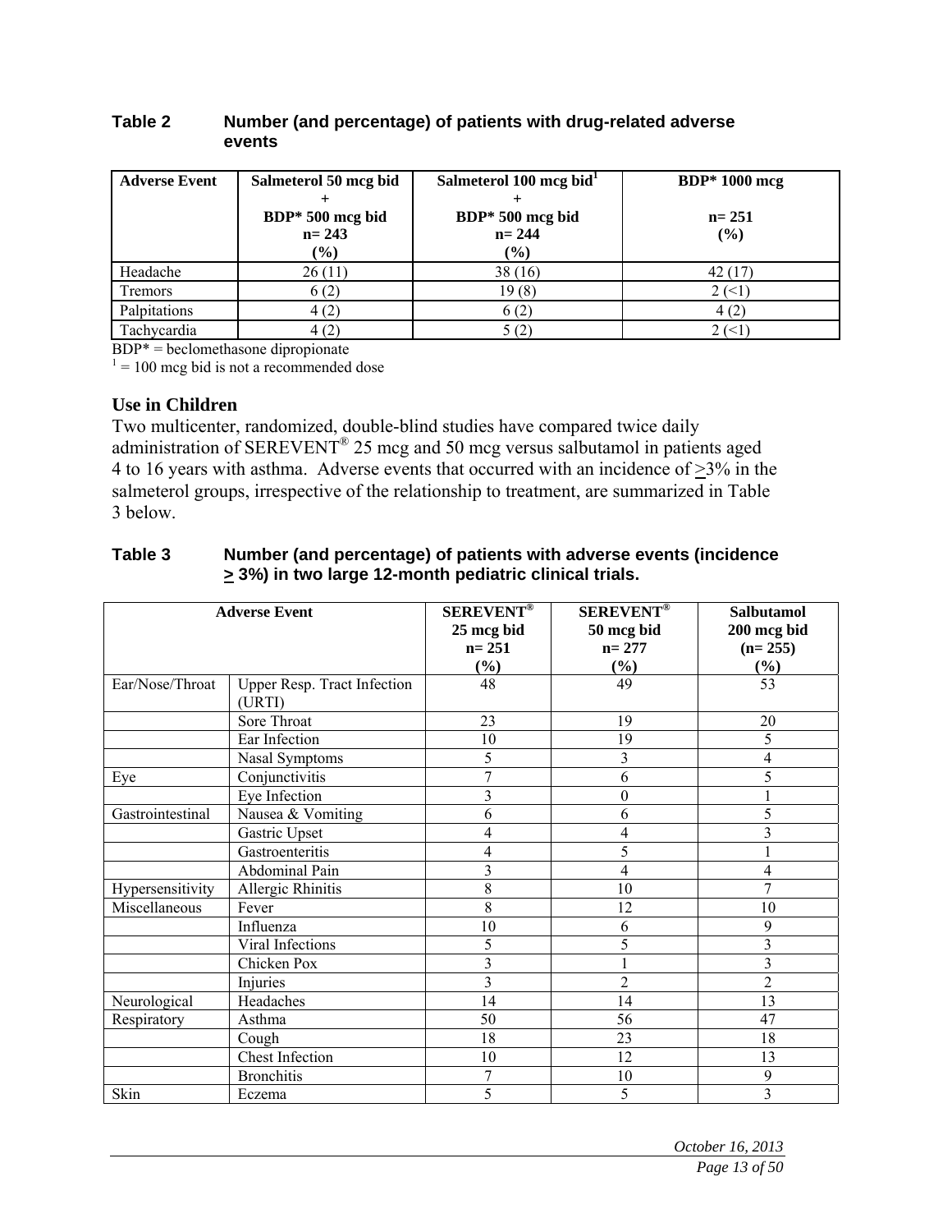**Table 2 Number (and percentage) of patients with drug-related adverse events**

| Adverse Event | Salmeterol 50 mcg bid + BDP* 500 mcg bid n= 243 (%) | Salmeterol 100 mcg bid[1] + BDP* 500 mcg bid n= 244 (%) | BDP* 1000 mcg n= 251 (%) |
|---|---|---|---|
| Headache | 26 (11) | 38 (16) | 42 (17) |
| Tremors | 6 (2) | 19 (8) | 2 (<1) |
| Palpitations | 4 (2) | 6 (2) | 4 (2) |
| Tachycardia | 4 (2) | 5 (2) | 2 (<1) |

BDP* = beclomethasone dipropionate
[1] = 100 mcg bid is not a recommended dose

### Use in Children

Two multicenter, randomized, double-blind studies have compared twice daily administration of SEREVENT® 25 mcg and 50 mcg versus salbutamol in patients aged 4 to 16 years with asthma. Adverse events that occurred with an incidence of ≥3% in the salmeterol groups, irrespective of the relationship to treatment, are summarized in Table 3 below.

**Table 3 Number (and percentage) of patients with adverse events (incidence ≥ 3%) in two large 12-month pediatric clinical trials.**

| Adverse Event | | SEREVENT® 25 mcg bid n= 251 (%) | SEREVENT® 50 mcg bid n= 277 (%) | Salbutamol 200 mcg bid (n= 255) (%) |
|---|---|---|---|---|
| Ear/Nose/Throat | Upper Resp. Tract Infection (URTI) | 48 | 49 | 53 |
| | Sore Throat | 23 | 19 | 20 |
| | Ear Infection | 10 | 19 | 5 |
| | Nasal Symptoms | 5 | 3 | 4 |
| Eye | Conjunctivitis | 7 | 6 | 5 |
| | Eye Infection | 3 | 0 | 1 |
| Gastrointestinal | Nausea & Vomiting | 6 | 6 | 5 |
| | Gastric Upset | 4 | 4 | 3 |
| | Gastroenteritis | 4 | 5 | 1 |
| | Abdominal Pain | 3 | 4 | 4 |
| Hypersensitivity | Allergic Rhinitis | 8 | 10 | 7 |
| Miscellaneous | Fever | 8 | 12 | 10 |
| | Influenza | 10 | 6 | 9 |
| | Viral Infections | 5 | 5 | 3 |
| | Chicken Pox | 3 | 1 | 3 |
| | Injuries | 3 | 2 | 2 |
| Neurological | Headaches | 14 | 14 | 13 |
| Respiratory | Asthma | 50 | 56 | 47 |
| | Cough | 18 | 23 | 18 |
| | Chest Infection | 10 | 12 | 13 |
| | Bronchitis | 7 | 10 | 9 |
| Skin | Eczema | 5 | 5 | 3 |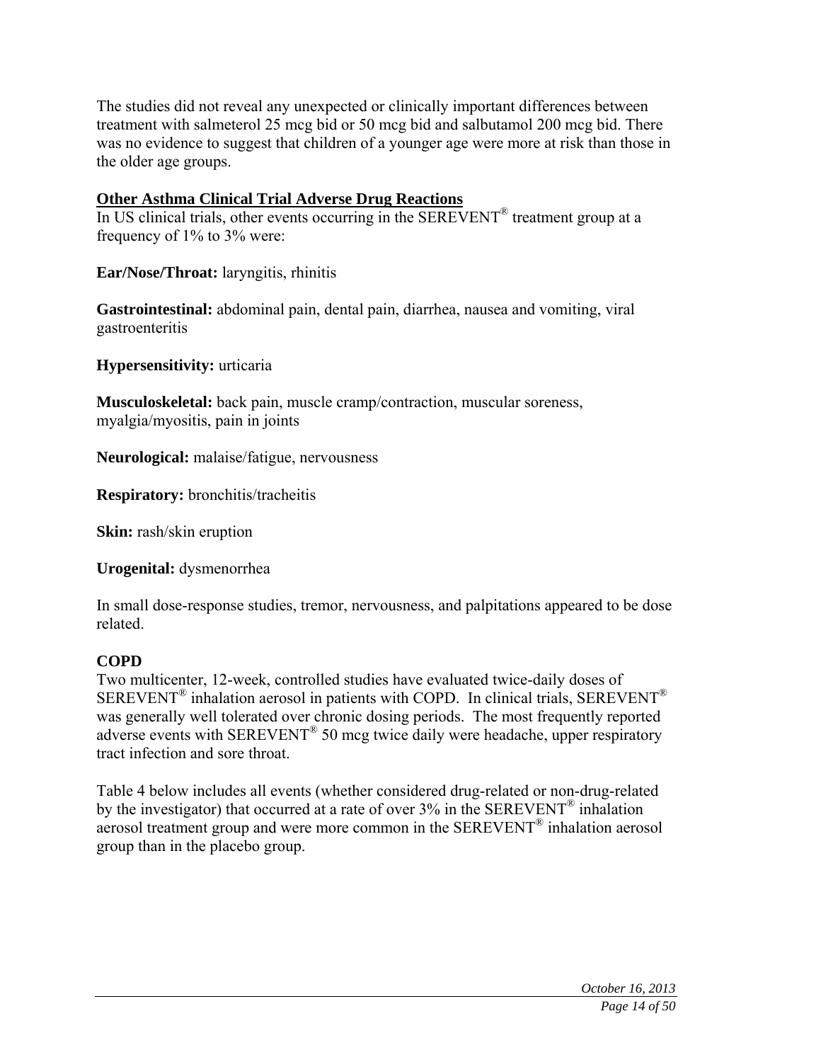The studies did not reveal any unexpected or clinically important differences between treatment with salmeterol 25 mcg bid or 50 mcg bid and salbutamol 200 mcg bid. There was no evidence to suggest that children of a younger age were more at risk than those in the older age groups.

**Other Asthma Clinical Trial Adverse Drug Reactions**

In US clinical trials, other events occurring in the SEREVENT® treatment group at a frequency of 1% to 3% were:

**Ear/Nose/Throat:** laryngitis, rhinitis

**Gastrointestinal:** abdominal pain, dental pain, diarrhea, nausea and vomiting, viral gastroenteritis

**Hypersensitivity:** urticaria

**Musculoskeletal:** back pain, muscle cramp/contraction, muscular soreness, myalgia/myositis, pain in joints

**Neurological:** malaise/fatigue, nervousness

**Respiratory:** bronchitis/tracheitis

**Skin:** rash/skin eruption

**Urogenital:** dysmenorrhea

In small dose-response studies, tremor, nervousness, and palpitations appeared to be dose related.

## COPD

Two multicenter, 12-week, controlled studies have evaluated twice-daily doses of SEREVENT® inhalation aerosol in patients with COPD. In clinical trials, SEREVENT® was generally well tolerated over chronic dosing periods. The most frequently reported adverse events with SEREVENT® 50 mcg twice daily were headache, upper respiratory tract infection and sore throat.

Table 4 below includes all events (whether considered drug-related or non-drug-related by the investigator) that occurred at a rate of over 3% in the SEREVENT® inhalation aerosol treatment group and were more common in the SEREVENT® inhalation aerosol group than in the placebo group.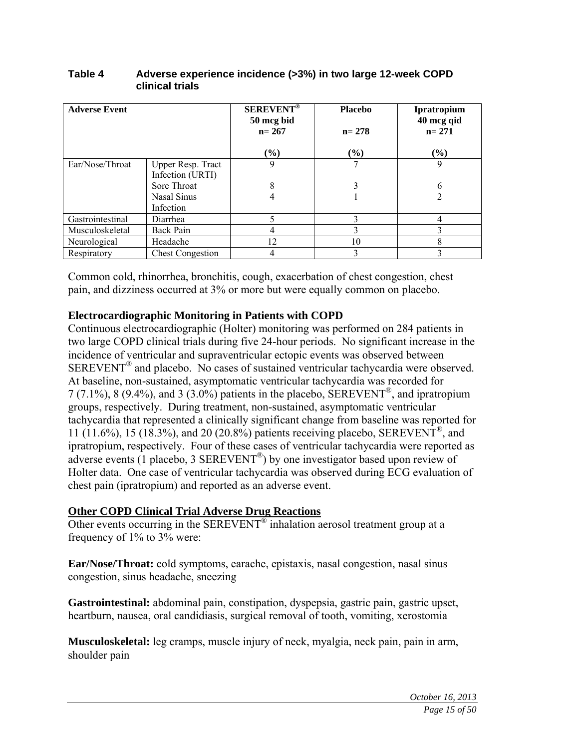**Table 4 Adverse experience incidence (>3%) in two large 12-week COPD clinical trials**

| Adverse Event | | SEREVENT® 50 mcg bid n= 267 (%) | Placebo n= 278 (%) | Ipratropium 40 mcg qid n= 271 (%) |
|---|---|---|---|---|
| Ear/Nose/Throat | Upper Resp. Tract Infection (URTI) | 9 | 7 | 9 |
| | Sore Throat | 8 | 3 | 6 |
| | Nasal Sinus Infection | 4 | 1 | 2 |
| Gastrointestinal | Diarrhea | 5 | 3 | 4 |
| Musculoskeletal | Back Pain | 4 | 3 | 3 |
| Neurological | Headache | 12 | 10 | 8 |
| Respiratory | Chest Congestion | 4 | 3 | 3 |

Common cold, rhinorrhea, bronchitis, cough, exacerbation of chest congestion, chest pain, and dizziness occurred at 3% or more but were equally common on placebo.

### Electrocardiographic Monitoring in Patients with COPD

Continuous electrocardiographic (Holter) monitoring was performed on 284 patients in two large COPD clinical trials during five 24-hour periods. No significant increase in the incidence of ventricular and supraventricular ectopic events was observed between SEREVENT® and placebo. No cases of sustained ventricular tachycardia were observed. At baseline, non-sustained, asymptomatic ventricular tachycardia was recorded for 7 (7.1%), 8 (9.4%), and 3 (3.0%) patients in the placebo, SEREVENT®, and ipratropium groups, respectively. During treatment, non-sustained, asymptomatic ventricular tachycardia that represented a clinically significant change from baseline was reported for 11 (11.6%), 15 (18.3%), and 20 (20.8%) patients receiving placebo, SEREVENT®, and ipratropium, respectively. Four of these cases of ventricular tachycardia were reported as adverse events (1 placebo, 3 SEREVENT®) by one investigator based upon review of Holter data. One case of ventricular tachycardia was observed during ECG evaluation of chest pain (ipratropium) and reported as an adverse event.

### Other COPD Clinical Trial Adverse Drug Reactions

Other events occurring in the SEREVENT® inhalation aerosol treatment group at a frequency of 1% to 3% were:

**Ear/Nose/Throat:** cold symptoms, earache, epistaxis, nasal congestion, nasal sinus congestion, sinus headache, sneezing

**Gastrointestinal:** abdominal pain, constipation, dyspepsia, gastric pain, gastric upset, heartburn, nausea, oral candidiasis, surgical removal of tooth, vomiting, xerostomia

**Musculoskeletal:** leg cramps, muscle injury of neck, myalgia, neck pain, pain in arm, shoulder pain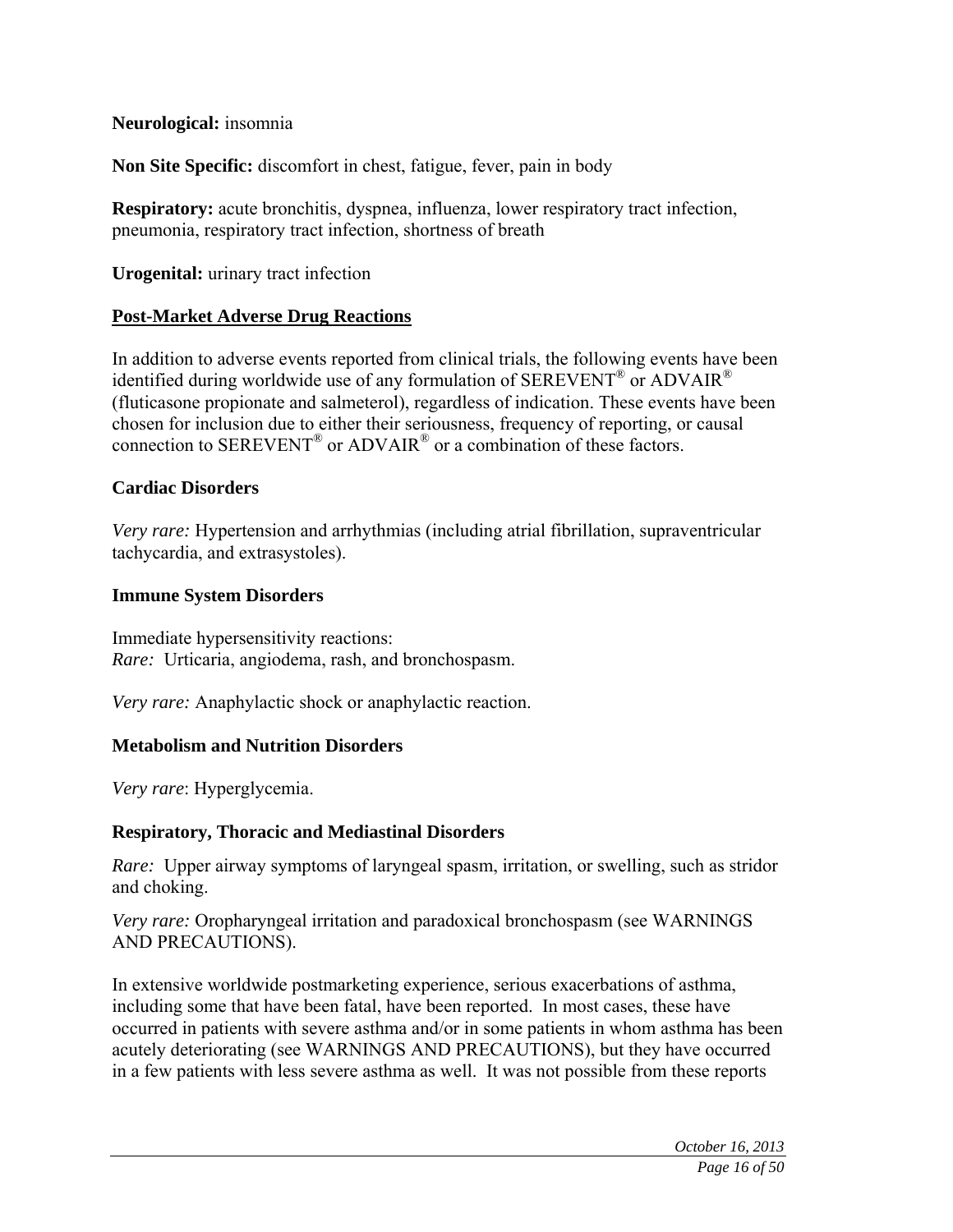**Neurological:** insomnia

**Non Site Specific:** discomfort in chest, fatigue, fever, pain in body

**Respiratory:** acute bronchitis, dyspnea, influenza, lower respiratory tract infection, pneumonia, respiratory tract infection, shortness of breath

**Urogenital:** urinary tract infection

## Post-Market Adverse Drug Reactions

In addition to adverse events reported from clinical trials, the following events have been identified during worldwide use of any formulation of SEREVENT® or ADVAIR® (fluticasone propionate and salmeterol), regardless of indication. These events have been chosen for inclusion due to either their seriousness, frequency of reporting, or causal connection to SEREVENT® or ADVAIR® or a combination of these factors.

### Cardiac Disorders

*Very rare:* Hypertension and arrhythmias (including atrial fibrillation, supraventricular tachycardia, and extrasystoles).

### Immune System Disorders

Immediate hypersensitivity reactions:
*Rare:* Urticaria, angiodema, rash, and bronchospasm.

*Very rare:* Anaphylactic shock or anaphylactic reaction.

### Metabolism and Nutrition Disorders

*Very rare*: Hyperglycemia.

### Respiratory, Thoracic and Mediastinal Disorders

*Rare:* Upper airway symptoms of laryngeal spasm, irritation, or swelling, such as stridor and choking.

*Very rare:* Oropharyngeal irritation and paradoxical bronchospasm (see WARNINGS AND PRECAUTIONS).

In extensive worldwide postmarketing experience, serious exacerbations of asthma, including some that have been fatal, have been reported. In most cases, these have occurred in patients with severe asthma and/or in some patients in whom asthma has been acutely deteriorating (see WARNINGS AND PRECAUTIONS), but they have occurred in a few patients with less severe asthma as well. It was not possible from these reports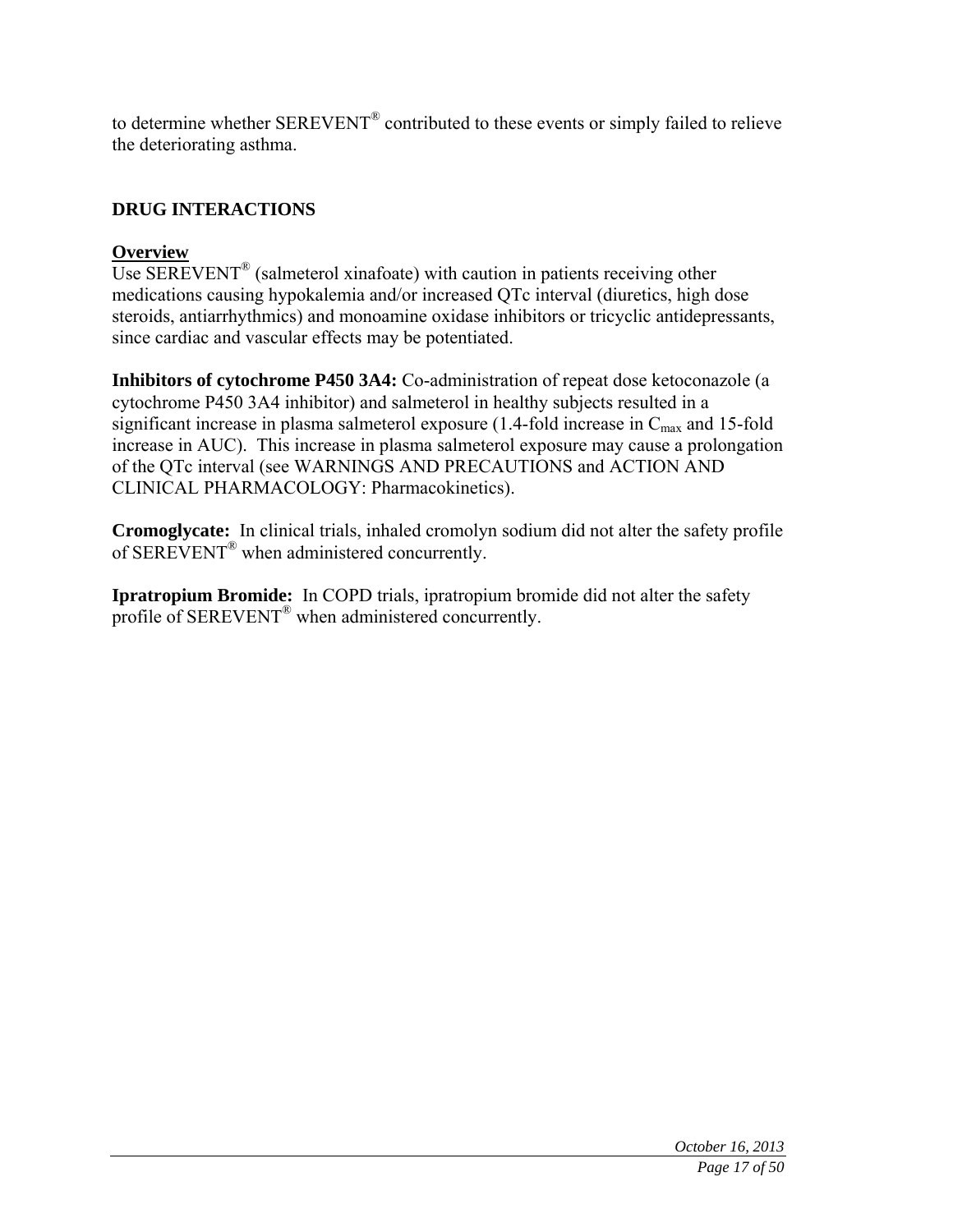to determine whether SEREVENT® contributed to these events or simply failed to relieve the deteriorating asthma.

## DRUG INTERACTIONS

### Overview

Use SEREVENT® (salmeterol xinafoate) with caution in patients receiving other medications causing hypokalemia and/or increased QTc interval (diuretics, high dose steroids, antiarrhythmics) and monoamine oxidase inhibitors or tricyclic antidepressants, since cardiac and vascular effects may be potentiated.

**Inhibitors of cytochrome P450 3A4:** Co-administration of repeat dose ketoconazole (a cytochrome P450 3A4 inhibitor) and salmeterol in healthy subjects resulted in a significant increase in plasma salmeterol exposure (1.4-fold increase in $C_{max}$ and 15-fold increase in AUC). This increase in plasma salmeterol exposure may cause a prolongation of the QTc interval (see WARNINGS AND PRECAUTIONS and ACTION AND CLINICAL PHARMACOLOGY: Pharmacokinetics).

**Cromoglycate:** In clinical trials, inhaled cromolyn sodium did not alter the safety profile of SEREVENT® when administered concurrently.

**Ipratropium Bromide:** In COPD trials, ipratropium bromide did not alter the safety profile of SEREVENT® when administered concurrently.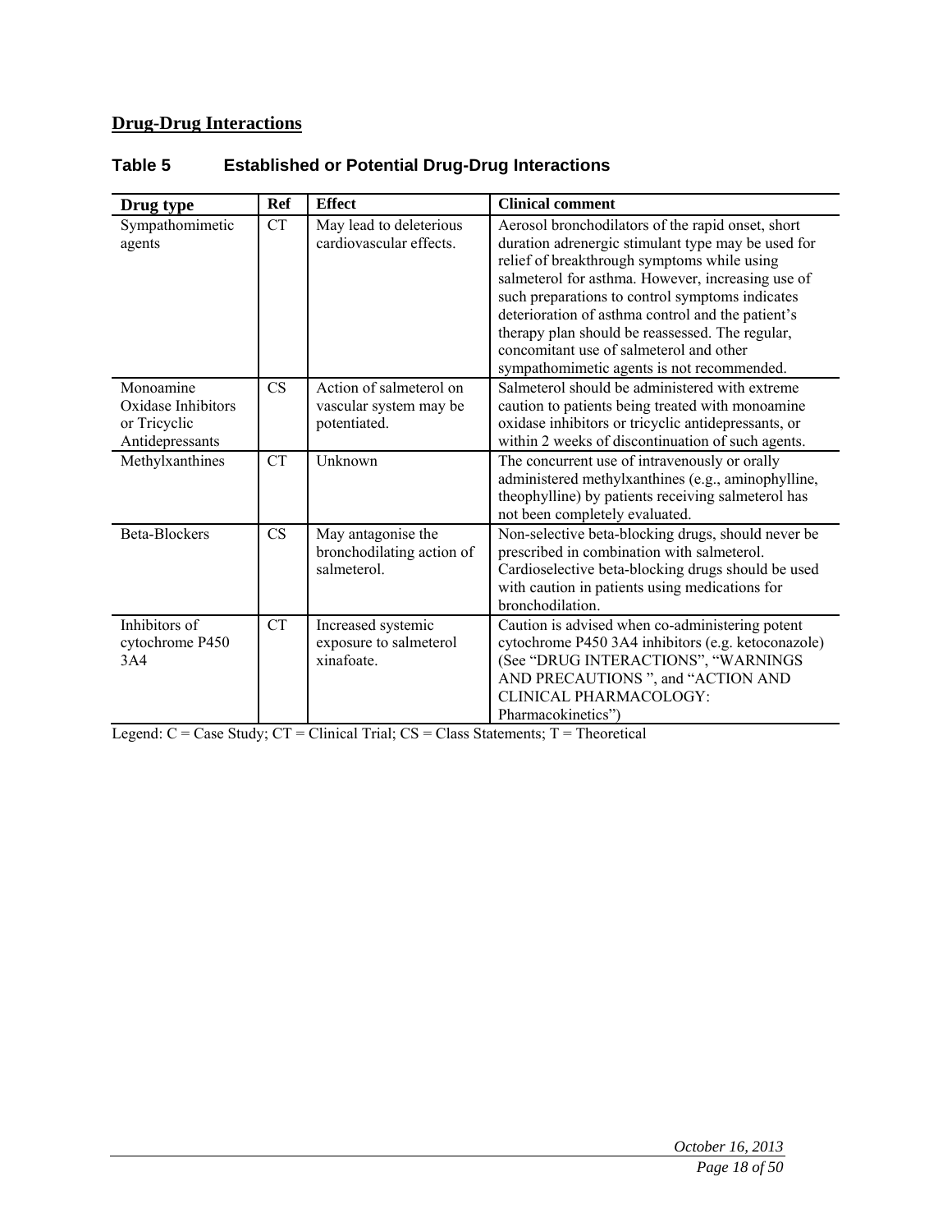## Drug-Drug Interactions

### Table 5 Established or Potential Drug-Drug Interactions

| Drug type | Ref | Effect | Clinical comment |
| --- | --- | --- | --- |
| Sympathomimetic agents | CT | May lead to deleterious cardiovascular effects. | Aerosol bronchodilators of the rapid onset, short duration adrenergic stimulant type may be used for relief of breakthrough symptoms while using salmeterol for asthma. However, increasing use of such preparations to control symptoms indicates deterioration of asthma control and the patient's therapy plan should be reassessed. The regular, concomitant use of salmeterol and other sympathomimetic agents is not recommended. |
| Monoamine Oxidase Inhibitors or Tricyclic Antidepressants | CS | Action of salmeterol on vascular system may be potentiated. | Salmeterol should be administered with extreme caution to patients being treated with monoamine oxidase inhibitors or tricyclic antidepressants, or within 2 weeks of discontinuation of such agents. |
| Methylxanthines | CT | Unknown | The concurrent use of intravenously or orally administered methylxanthines (e.g., aminophylline, theophylline) by patients receiving salmeterol has not been completely evaluated. |
| Beta-Blockers | CS | May antagonise the bronchodilating action of salmeterol. | Non-selective beta-blocking drugs, should never be prescribed in combination with salmeterol. Cardioselective beta-blocking drugs should be used with caution in patients using medications for bronchodilation. |
| Inhibitors of cytochrome P450 3A4 | CT | Increased systemic exposure to salmeterol xinafoate. | Caution is advised when co-administering potent cytochrome P450 3A4 inhibitors (e.g. ketoconazole) (See "DRUG INTERACTIONS", "WARNINGS AND PRECAUTIONS ", and "ACTION AND CLINICAL PHARMACOLOGY: Pharmacokinetics") |

Legend: C = Case Study; CT = Clinical Trial; CS = Class Statements; T = Theoretical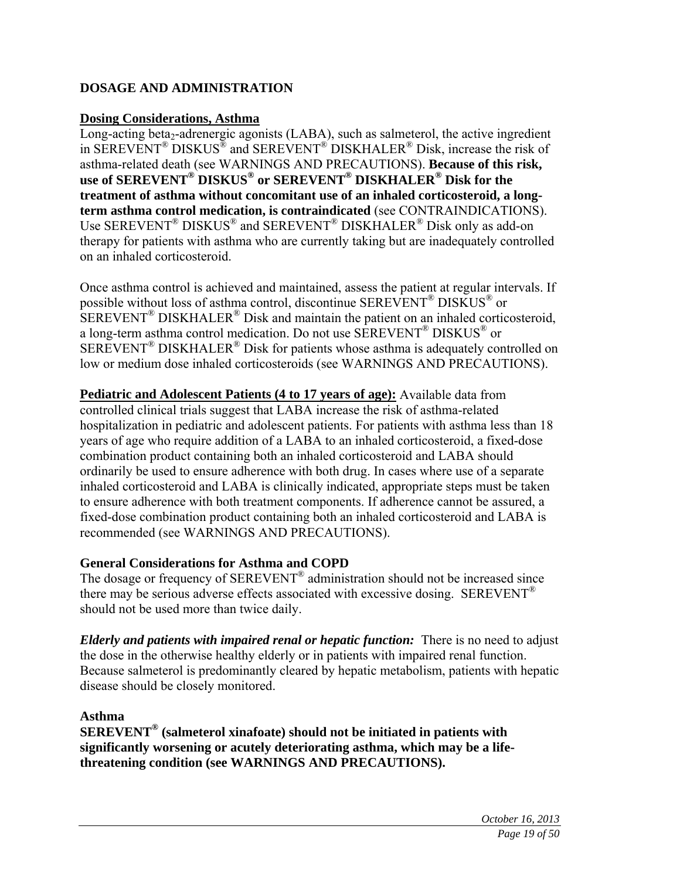## DOSAGE AND ADMINISTRATION

**Dosing Considerations, Asthma**

Long-acting beta$_2$-adrenergic agonists (LABA), such as salmeterol, the active ingredient in SEREVENT® DISKUS® and SEREVENT® DISKHALER® Disk, increase the risk of asthma-related death (see WARNINGS AND PRECAUTIONS). **Because of this risk, use of SEREVENT® DISKUS® or SEREVENT® DISKHALER® Disk for the treatment of asthma without concomitant use of an inhaled corticosteroid, a long-term asthma control medication, is contraindicated** (see CONTRAINDICATIONS). Use SEREVENT® DISKUS® and SEREVENT® DISKHALER® Disk only as add-on therapy for patients with asthma who are currently taking but are inadequately controlled on an inhaled corticosteroid.

Once asthma control is achieved and maintained, assess the patient at regular intervals. If possible without loss of asthma control, discontinue SEREVENT® DISKUS® or SEREVENT® DISKHALER® Disk and maintain the patient on an inhaled corticosteroid, a long-term asthma control medication. Do not use SEREVENT® DISKUS® or SEREVENT® DISKHALER® Disk for patients whose asthma is adequately controlled on low or medium dose inhaled corticosteroids (see WARNINGS AND PRECAUTIONS).

**Pediatric and Adolescent Patients (4 to 17 years of age):** Available data from controlled clinical trials suggest that LABA increase the risk of asthma-related hospitalization in pediatric and adolescent patients. For patients with asthma less than 18 years of age who require addition of a LABA to an inhaled corticosteroid, a fixed-dose combination product containing both an inhaled corticosteroid and LABA should ordinarily be used to ensure adherence with both drug. In cases where use of a separate inhaled corticosteroid and LABA is clinically indicated, appropriate steps must be taken to ensure adherence with both treatment components. If adherence cannot be assured, a fixed-dose combination product containing both an inhaled corticosteroid and LABA is recommended (see WARNINGS AND PRECAUTIONS).

### General Considerations for Asthma and COPD

The dosage or frequency of SEREVENT® administration should not be increased since there may be serious adverse effects associated with excessive dosing. SEREVENT® should not be used more than twice daily.

***Elderly and patients with impaired renal or hepatic function:*** There is no need to adjust the dose in the otherwise healthy elderly or in patients with impaired renal function. Because salmeterol is predominantly cleared by hepatic metabolism, patients with hepatic disease should be closely monitored.

### Asthma

**SEREVENT® (salmeterol xinafoate) should not be initiated in patients with significantly worsening or acutely deteriorating asthma, which may be a life-threatening condition (see WARNINGS AND PRECAUTIONS).**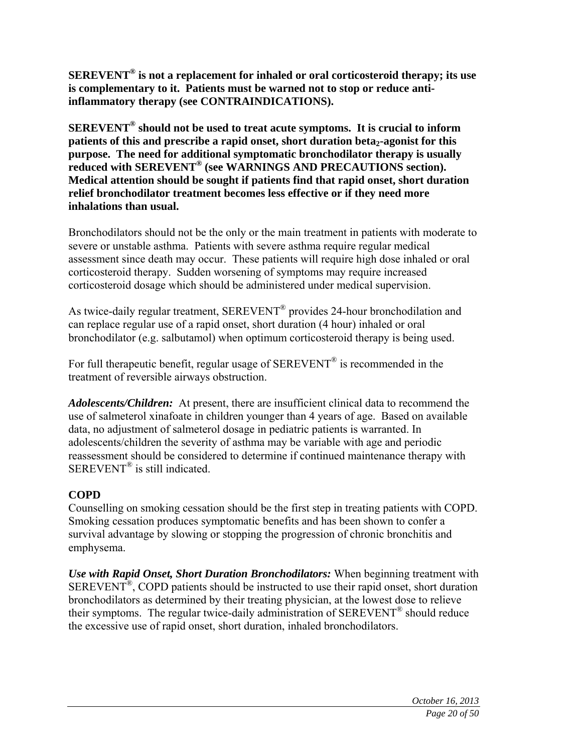**SEREVENT® is not a replacement for inhaled or oral corticosteroid therapy; its use is complementary to it. Patients must be warned not to stop or reduce anti-inflammatory therapy (see CONTRAINDICATIONS).**

**SEREVENT® should not be used to treat acute symptoms. It is crucial to inform patients of this and prescribe a rapid onset, short duration beta$_2$-agonist for this purpose. The need for additional symptomatic bronchodilator therapy is usually reduced with SEREVENT® (see WARNINGS AND PRECAUTIONS section). Medical attention should be sought if patients find that rapid onset, short duration relief bronchodilator treatment becomes less effective or if they need more inhalations than usual.**

Bronchodilators should not be the only or the main treatment in patients with moderate to severe or unstable asthma. Patients with severe asthma require regular medical assessment since death may occur. These patients will require high dose inhaled or oral corticosteroid therapy. Sudden worsening of symptoms may require increased corticosteroid dosage which should be administered under medical supervision.

As twice-daily regular treatment, SEREVENT® provides 24-hour bronchodilation and can replace regular use of a rapid onset, short duration (4 hour) inhaled or oral bronchodilator (e.g. salbutamol) when optimum corticosteroid therapy is being used.

For full therapeutic benefit, regular usage of SEREVENT® is recommended in the treatment of reversible airways obstruction.

***Adolescents/Children:*** At present, there are insufficient clinical data to recommend the use of salmeterol xinafoate in children younger than 4 years of age. Based on available data, no adjustment of salmeterol dosage in pediatric patients is warranted. In adolescents/children the severity of asthma may be variable with age and periodic reassessment should be considered to determine if continued maintenance therapy with SEREVENT® is still indicated.

**COPD**

Counselling on smoking cessation should be the first step in treating patients with COPD. Smoking cessation produces symptomatic benefits and has been shown to confer a survival advantage by slowing or stopping the progression of chronic bronchitis and emphysema.

***Use with Rapid Onset, Short Duration Bronchodilators:*** When beginning treatment with SEREVENT®, COPD patients should be instructed to use their rapid onset, short duration bronchodilators as determined by their treating physician, at the lowest dose to relieve their symptoms. The regular twice-daily administration of SEREVENT® should reduce the excessive use of rapid onset, short duration, inhaled bronchodilators.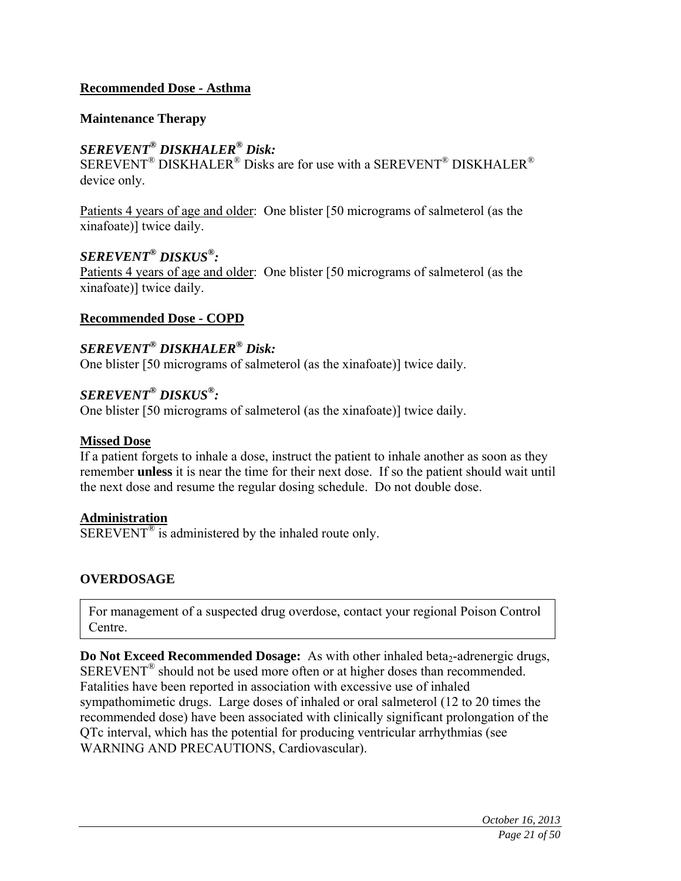## Recommended Dose - Asthma

### Maintenance Therapy

***SEREVENT® DISKHALER® Disk:***
SEREVENT® DISKHALER® Disks are for use with a SEREVENT® DISKHALER® device only.

Patients 4 years of age and older: One blister [50 micrograms of salmeterol (as the xinafoate)] twice daily.

***SEREVENT® DISKUS®:***
Patients 4 years of age and older: One blister [50 micrograms of salmeterol (as the xinafoate)] twice daily.

## Recommended Dose - COPD

***SEREVENT® DISKHALER® Disk:***
One blister [50 micrograms of salmeterol (as the xinafoate)] twice daily.

***SEREVENT® DISKUS®:***
One blister [50 micrograms of salmeterol (as the xinafoate)] twice daily.

## Missed Dose

If a patient forgets to inhale a dose, instruct the patient to inhale another as soon as they remember **unless** it is near the time for their next dose. If so the patient should wait until the next dose and resume the regular dosing schedule. Do not double dose.

## Administration

SEREVENT® is administered by the inhaled route only.

# OVERDOSAGE

| For management of a suspected drug overdose, contact your regional Poison Control Centre. |
|---|

**Do Not Exceed Recommended Dosage:** As with other inhaled beta$_2$-adrenergic drugs, SEREVENT® should not be used more often or at higher doses than recommended. Fatalities have been reported in association with excessive use of inhaled sympathomimetic drugs. Large doses of inhaled or oral salmeterol (12 to 20 times the recommended dose) have been associated with clinically significant prolongation of the QTc interval, which has the potential for producing ventricular arrhythmias (see WARNING AND PRECAUTIONS, Cardiovascular).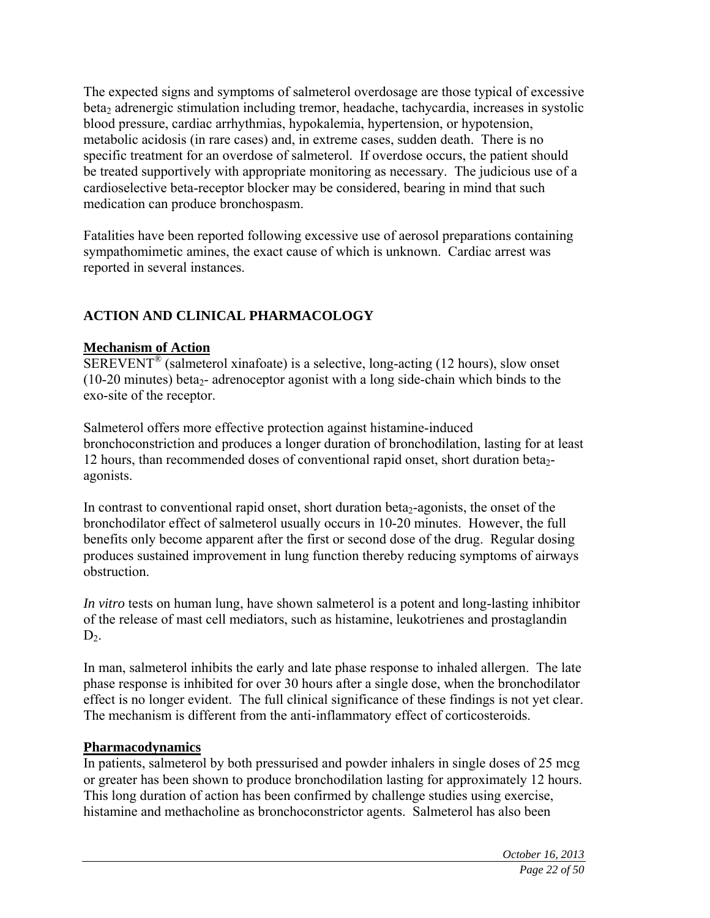The expected signs and symptoms of salmeterol overdosage are those typical of excessive $beta_2$ adrenergic stimulation including tremor, headache, tachycardia, increases in systolic blood pressure, cardiac arrhythmias, hypokalemia, hypertension, or hypotension, metabolic acidosis (in rare cases) and, in extreme cases, sudden death. There is no specific treatment for an overdose of salmeterol. If overdose occurs, the patient should be treated supportively with appropriate monitoring as necessary. The judicious use of a cardioselective beta-receptor blocker may be considered, bearing in mind that such medication can produce bronchospasm.

Fatalities have been reported following excessive use of aerosol preparations containing sympathomimetic amines, the exact cause of which is unknown. Cardiac arrest was reported in several instances.

## ACTION AND CLINICAL PHARMACOLOGY

### Mechanism of Action

SEREVENT® (salmeterol xinafoate) is a selective, long-acting (12 hours), slow onset (10-20 minutes) $beta_2$- adrenoceptor agonist with a long side-chain which binds to the exo-site of the receptor.

Salmeterol offers more effective protection against histamine-induced bronchoconstriction and produces a longer duration of bronchodilation, lasting for at least 12 hours, than recommended doses of conventional rapid onset, short duration $beta_2$-agonists.

In contrast to conventional rapid onset, short duration $beta_2$-agonists, the onset of the bronchodilator effect of salmeterol usually occurs in 10-20 minutes. However, the full benefits only become apparent after the first or second dose of the drug. Regular dosing produces sustained improvement in lung function thereby reducing symptoms of airways obstruction.

*In vitro* tests on human lung, have shown salmeterol is a potent and long-lasting inhibitor of the release of mast cell mediators, such as histamine, leukotrienes and prostaglandin $D_2$.

In man, salmeterol inhibits the early and late phase response to inhaled allergen. The late phase response is inhibited for over 30 hours after a single dose, when the bronchodilator effect is no longer evident. The full clinical significance of these findings is not yet clear. The mechanism is different from the anti-inflammatory effect of corticosteroids.

### Pharmacodynamics

In patients, salmeterol by both pressurised and powder inhalers in single doses of 25 mcg or greater has been shown to produce bronchodilation lasting for approximately 12 hours. This long duration of action has been confirmed by challenge studies using exercise, histamine and methacholine as bronchoconstrictor agents. Salmeterol has also been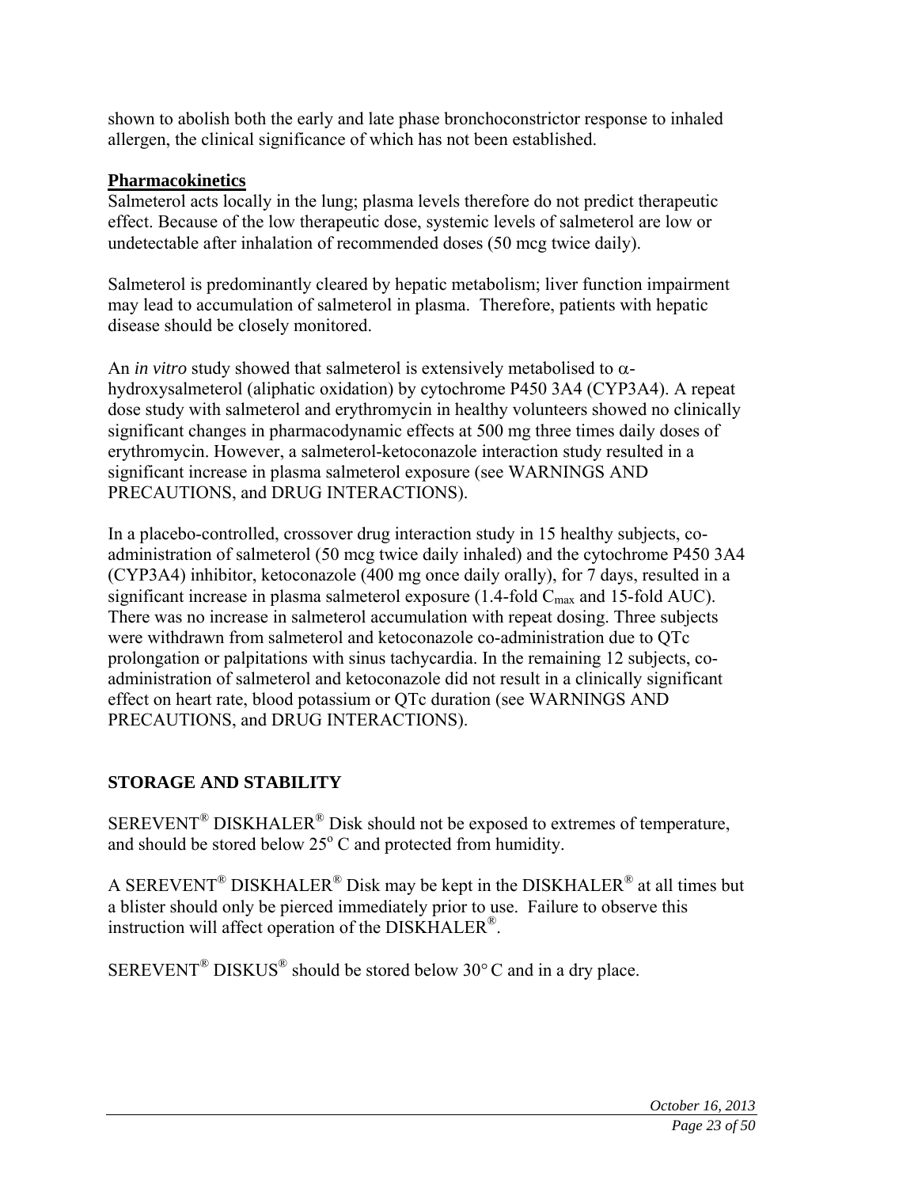shown to abolish both the early and late phase bronchoconstrictor response to inhaled allergen, the clinical significance of which has not been established.

### **Pharmacokinetics**

Salmeterol acts locally in the lung; plasma levels therefore do not predict therapeutic effect. Because of the low therapeutic dose, systemic levels of salmeterol are low or undetectable after inhalation of recommended doses (50 mcg twice daily).

Salmeterol is predominantly cleared by hepatic metabolism; liver function impairment may lead to accumulation of salmeterol in plasma. Therefore, patients with hepatic disease should be closely monitored.

An *in vitro* study showed that salmeterol is extensively metabolised to α-hydroxysalmeterol (aliphatic oxidation) by cytochrome P450 3A4 (CYP3A4). A repeat dose study with salmeterol and erythromycin in healthy volunteers showed no clinically significant changes in pharmacodynamic effects at 500 mg three times daily doses of erythromycin. However, a salmeterol-ketoconazole interaction study resulted in a significant increase in plasma salmeterol exposure (see WARNINGS AND PRECAUTIONS, and DRUG INTERACTIONS).

In a placebo-controlled, crossover drug interaction study in 15 healthy subjects, co-administration of salmeterol (50 mcg twice daily inhaled) and the cytochrome P450 3A4 (CYP3A4) inhibitor, ketoconazole (400 mg once daily orally), for 7 days, resulted in a significant increase in plasma salmeterol exposure (1.4-fold $C_{max}$ and 15-fold AUC). There was no increase in salmeterol accumulation with repeat dosing. Three subjects were withdrawn from salmeterol and ketoconazole co-administration due to QTc prolongation or palpitations with sinus tachycardia. In the remaining 12 subjects, co-administration of salmeterol and ketoconazole did not result in a clinically significant effect on heart rate, blood potassium or QTc duration (see WARNINGS AND PRECAUTIONS, and DRUG INTERACTIONS).

## **STORAGE AND STABILITY**

SEREVENT® DISKHALER® Disk should not be exposed to extremes of temperature, and should be stored below 25° C and protected from humidity.

A SEREVENT® DISKHALER® Disk may be kept in the DISKHALER® at all times but a blister should only be pierced immediately prior to use. Failure to observe this instruction will affect operation of the DISKHALER®.

SEREVENT® DISKUS® should be stored below 30° C and in a dry place.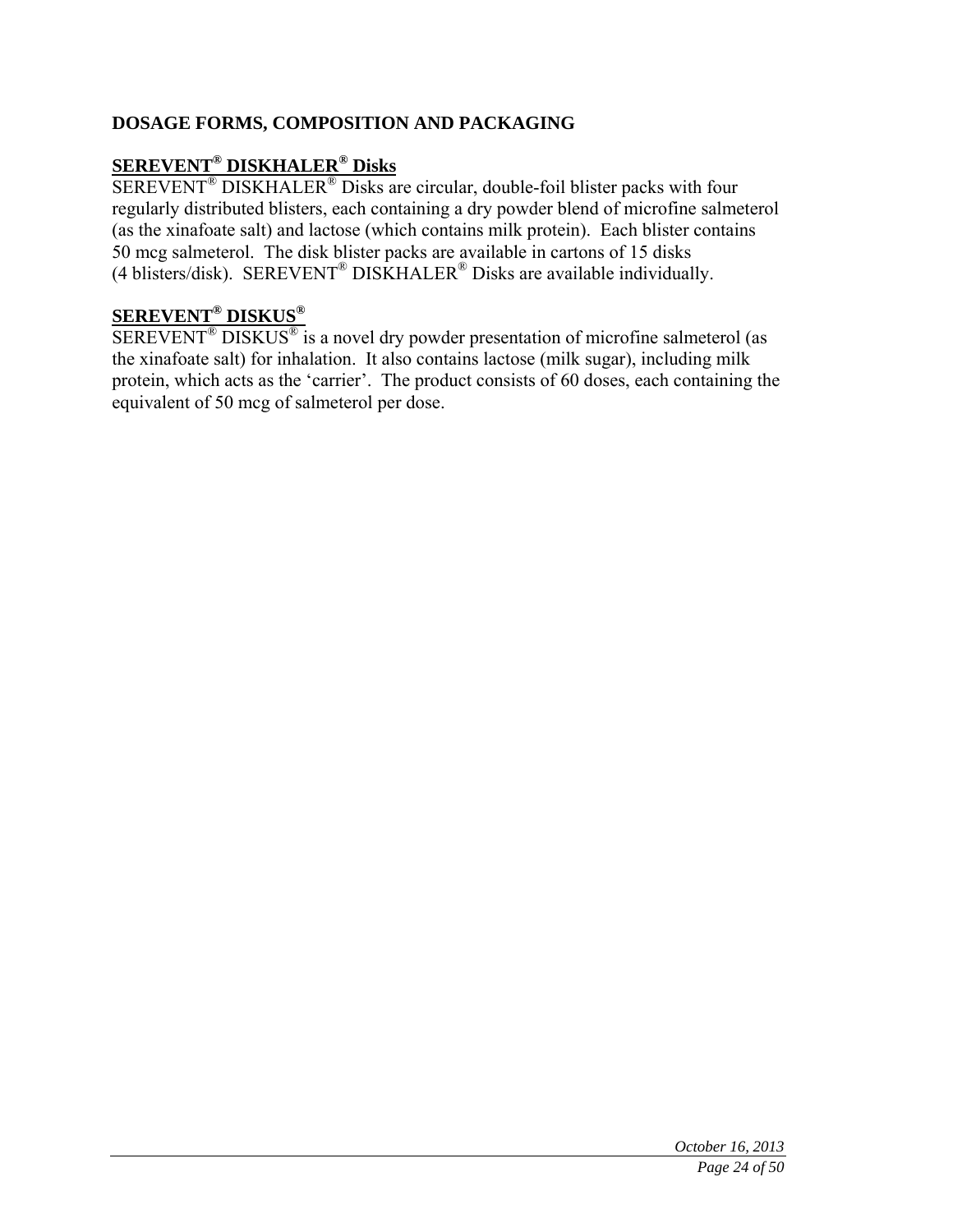## DOSAGE FORMS, COMPOSITION AND PACKAGING

### SEREVENT® DISKHALER® Disks

SEREVENT® DISKHALER® Disks are circular, double-foil blister packs with four regularly distributed blisters, each containing a dry powder blend of microfine salmeterol (as the xinafoate salt) and lactose (which contains milk protein). Each blister contains 50 mcg salmeterol. The disk blister packs are available in cartons of 15 disks (4 blisters/disk). SEREVENT® DISKHALER® Disks are available individually.

### SEREVENT® DISKUS®

SEREVENT® DISKUS® is a novel dry powder presentation of microfine salmeterol (as the xinafoate salt) for inhalation. It also contains lactose (milk sugar), including milk protein, which acts as the 'carrier'. The product consists of 60 doses, each containing the equivalent of 50 mcg of salmeterol per dose.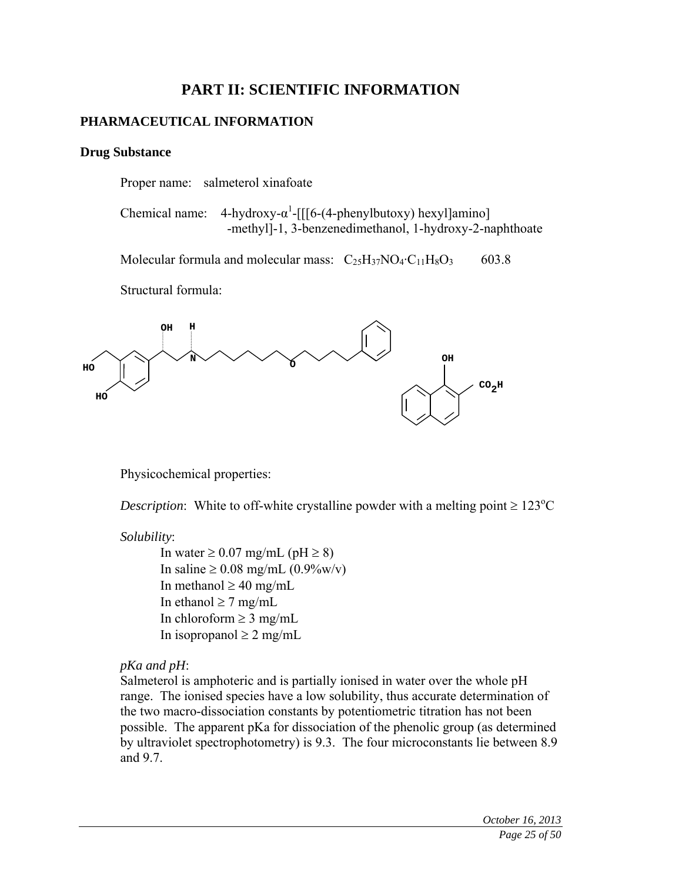# PART II: SCIENTIFIC INFORMATION

## PHARMACEUTICAL INFORMATION

### Drug Substance

Proper name: salmeterol xinafoate

Chemical name: 4-hydroxy-$\alpha^1$-[[[6-(4-phenylbutoxy) hexyl]amino] -methyl]-1, 3-benzenedimethanol, 1-hydroxy-2-naphthoate

Molecular formula and molecular mass: $C_{25}H_{37}NO_4 \cdot C_{11}H_8O_3$ 603.8

Structural formula:

Physicochemical properties:

*Description*: White to off-white crystalline powder with a melting point ≥ 123°C

*Solubility*:

- In water ≥ 0.07 mg/mL (pH ≥ 8)
- In saline ≥ 0.08 mg/mL (0.9%w/v)
- In methanol ≥ 40 mg/mL
- In ethanol ≥ 7 mg/mL
- In chloroform ≥ 3 mg/mL
- In isopropanol ≥ 2 mg/mL

*pKa and pH*:
Salmeterol is amphoteric and is partially ionised in water over the whole pH range. The ionised species have a low solubility, thus accurate determination of the two macro-dissociation constants by potentiometric titration has not been possible. The apparent pKa for dissociation of the phenolic group (as determined by ultraviolet spectrophotometry) is 9.3. The four microconstants lie between 8.9 and 9.7.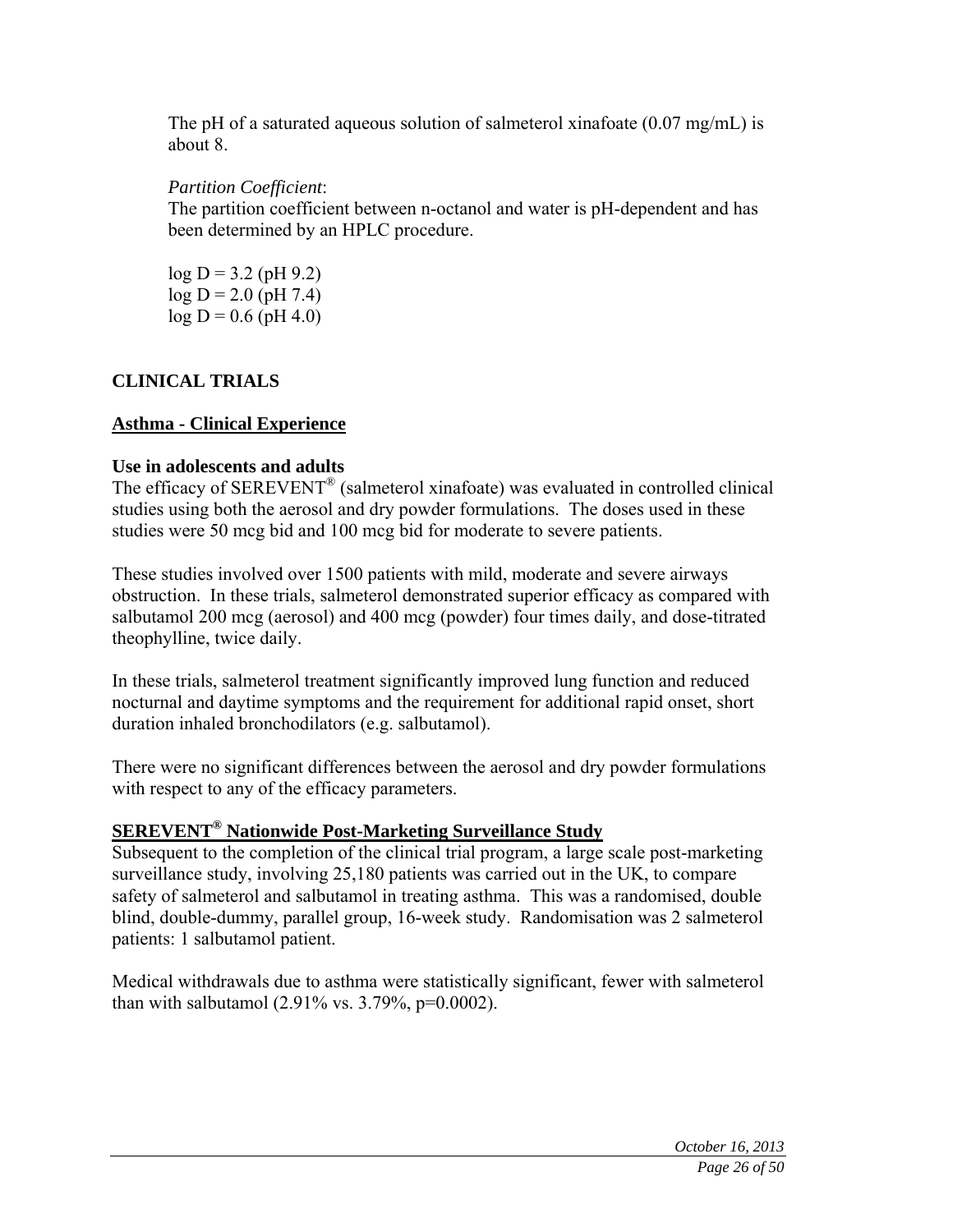The pH of a saturated aqueous solution of salmeterol xinafoate (0.07 mg/mL) is about 8.

*Partition Coefficient*:
The partition coefficient between n-octanol and water is pH-dependent and has been determined by an HPLC procedure.

log D = 3.2 (pH 9.2)
log D = 2.0 (pH 7.4)
log D = 0.6 (pH 4.0)

## CLINICAL TRIALS

### Asthma - Clinical Experience

**Use in adolescents and adults**
The efficacy of SEREVENT® (salmeterol xinafoate) was evaluated in controlled clinical studies using both the aerosol and dry powder formulations. The doses used in these studies were 50 mcg bid and 100 mcg bid for moderate to severe patients.

These studies involved over 1500 patients with mild, moderate and severe airways obstruction. In these trials, salmeterol demonstrated superior efficacy as compared with salbutamol 200 mcg (aerosol) and 400 mcg (powder) four times daily, and dose-titrated theophylline, twice daily.

In these trials, salmeterol treatment significantly improved lung function and reduced nocturnal and daytime symptoms and the requirement for additional rapid onset, short duration inhaled bronchodilators (e.g. salbutamol).

There were no significant differences between the aerosol and dry powder formulations with respect to any of the efficacy parameters.

### SEREVENT® Nationwide Post-Marketing Surveillance Study

Subsequent to the completion of the clinical trial program, a large scale post-marketing surveillance study, involving 25,180 patients was carried out in the UK, to compare safety of salmeterol and salbutamol in treating asthma. This was a randomised, double blind, double-dummy, parallel group, 16-week study. Randomisation was 2 salmeterol patients: 1 salbutamol patient.

Medical withdrawals due to asthma were statistically significant, fewer with salmeterol than with salbutamol (2.91% vs. 3.79%, p=0.0002).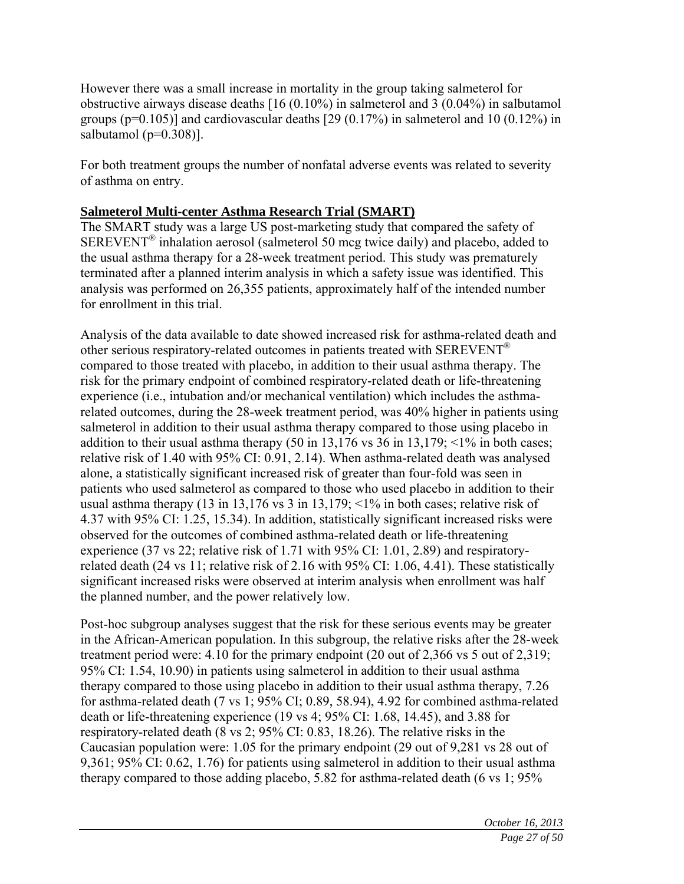However there was a small increase in mortality in the group taking salmeterol for obstructive airways disease deaths [16 (0.10%) in salmeterol and 3 (0.04%) in salbutamol groups (p=0.105)] and cardiovascular deaths [29 (0.17%) in salmeterol and 10 (0.12%) in salbutamol (p=0.308)].

For both treatment groups the number of nonfatal adverse events was related to severity of asthma on entry.

**Salmeterol Multi-center Asthma Research Trial (SMART)**

The SMART study was a large US post-marketing study that compared the safety of SEREVENT® inhalation aerosol (salmeterol 50 mcg twice daily) and placebo, added to the usual asthma therapy for a 28-week treatment period. This study was prematurely terminated after a planned interim analysis in which a safety issue was identified. This analysis was performed on 26,355 patients, approximately half of the intended number for enrollment in this trial.

Analysis of the data available to date showed increased risk for asthma-related death and other serious respiratory-related outcomes in patients treated with SEREVENT® compared to those treated with placebo, in addition to their usual asthma therapy. The risk for the primary endpoint of combined respiratory-related death or life-threatening experience (i.e., intubation and/or mechanical ventilation) which includes the asthma-related outcomes, during the 28-week treatment period, was 40% higher in patients using salmeterol in addition to their usual asthma therapy compared to those using placebo in addition to their usual asthma therapy (50 in 13,176 vs 36 in 13,179; <1% in both cases; relative risk of 1.40 with 95% CI: 0.91, 2.14). When asthma-related death was analysed alone, a statistically significant increased risk of greater than four-fold was seen in patients who used salmeterol as compared to those who used placebo in addition to their usual asthma therapy (13 in 13,176 vs 3 in 13,179; <1% in both cases; relative risk of 4.37 with 95% CI: 1.25, 15.34). In addition, statistically significant increased risks were observed for the outcomes of combined asthma-related death or life-threatening experience (37 vs 22; relative risk of 1.71 with 95% CI: 1.01, 2.89) and respiratory-related death (24 vs 11; relative risk of 2.16 with 95% CI: 1.06, 4.41). These statistically significant increased risks were observed at interim analysis when enrollment was half the planned number, and the power relatively low.

Post-hoc subgroup analyses suggest that the risk for these serious events may be greater in the African-American population. In this subgroup, the relative risks after the 28-week treatment period were: 4.10 for the primary endpoint (20 out of 2,366 vs 5 out of 2,319; 95% CI: 1.54, 10.90) in patients using salmeterol in addition to their usual asthma therapy compared to those using placebo in addition to their usual asthma therapy, 7.26 for asthma-related death (7 vs 1; 95% CI; 0.89, 58.94), 4.92 for combined asthma-related death or life-threatening experience (19 vs 4; 95% CI: 1.68, 14.45), and 3.88 for respiratory-related death (8 vs 2; 95% CI: 0.83, 18.26). The relative risks in the Caucasian population were: 1.05 for the primary endpoint (29 out of 9,281 vs 28 out of 9,361; 95% CI: 0.62, 1.76) for patients using salmeterol in addition to their usual asthma therapy compared to those adding placebo, 5.82 for asthma-related death (6 vs 1; 95%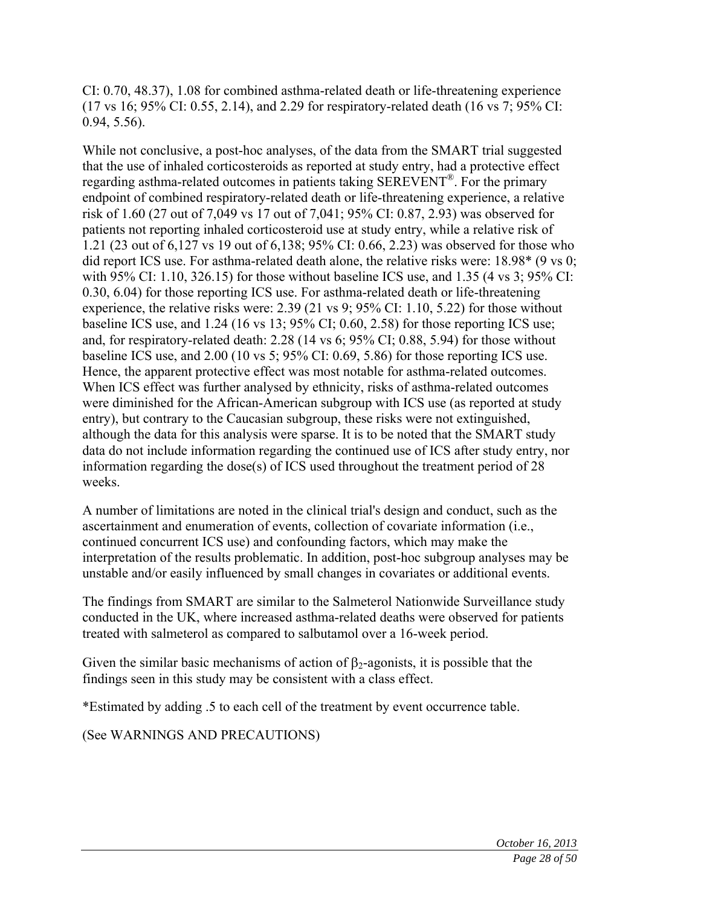CI: 0.70, 48.37), 1.08 for combined asthma-related death or life-threatening experience (17 vs 16; 95% CI: 0.55, 2.14), and 2.29 for respiratory-related death (16 vs 7; 95% CI: 0.94, 5.56).

While not conclusive, a post-hoc analyses, of the data from the SMART trial suggested that the use of inhaled corticosteroids as reported at study entry, had a protective effect regarding asthma-related outcomes in patients taking SEREVENT®. For the primary endpoint of combined respiratory-related death or life-threatening experience, a relative risk of 1.60 (27 out of 7,049 vs 17 out of 7,041; 95% CI: 0.87, 2.93) was observed for patients not reporting inhaled corticosteroid use at study entry, while a relative risk of 1.21 (23 out of 6,127 vs 19 out of 6,138; 95% CI: 0.66, 2.23) was observed for those who did report ICS use. For asthma-related death alone, the relative risks were: 18.98* (9 vs 0; with 95% CI: 1.10, 326.15) for those without baseline ICS use, and 1.35 (4 vs 3; 95% CI: 0.30, 6.04) for those reporting ICS use. For asthma-related death or life-threatening experience, the relative risks were: 2.39 (21 vs 9; 95% CI: 1.10, 5.22) for those without baseline ICS use, and 1.24 (16 vs 13; 95% CI; 0.60, 2.58) for those reporting ICS use; and, for respiratory-related death: 2.28 (14 vs 6; 95% CI; 0.88, 5.94) for those without baseline ICS use, and 2.00 (10 vs 5; 95% CI: 0.69, 5.86) for those reporting ICS use. Hence, the apparent protective effect was most notable for asthma-related outcomes. When ICS effect was further analysed by ethnicity, risks of asthma-related outcomes were diminished for the African-American subgroup with ICS use (as reported at study entry), but contrary to the Caucasian subgroup, these risks were not extinguished, although the data for this analysis were sparse. It is to be noted that the SMART study data do not include information regarding the continued use of ICS after study entry, nor information regarding the dose(s) of ICS used throughout the treatment period of 28 weeks.

A number of limitations are noted in the clinical trial's design and conduct, such as the ascertainment and enumeration of events, collection of covariate information (i.e., continued concurrent ICS use) and confounding factors, which may make the interpretation of the results problematic. In addition, post-hoc subgroup analyses may be unstable and/or easily influenced by small changes in covariates or additional events.

The findings from SMART are similar to the Salmeterol Nationwide Surveillance study conducted in the UK, where increased asthma-related deaths were observed for patients treated with salmeterol as compared to salbutamol over a 16-week period.

Given the similar basic mechanisms of action of $\beta_2$-agonists, it is possible that the findings seen in this study may be consistent with a class effect.

*Estimated by adding .5 to each cell of the treatment by event occurrence table.

(See WARNINGS AND PRECAUTIONS)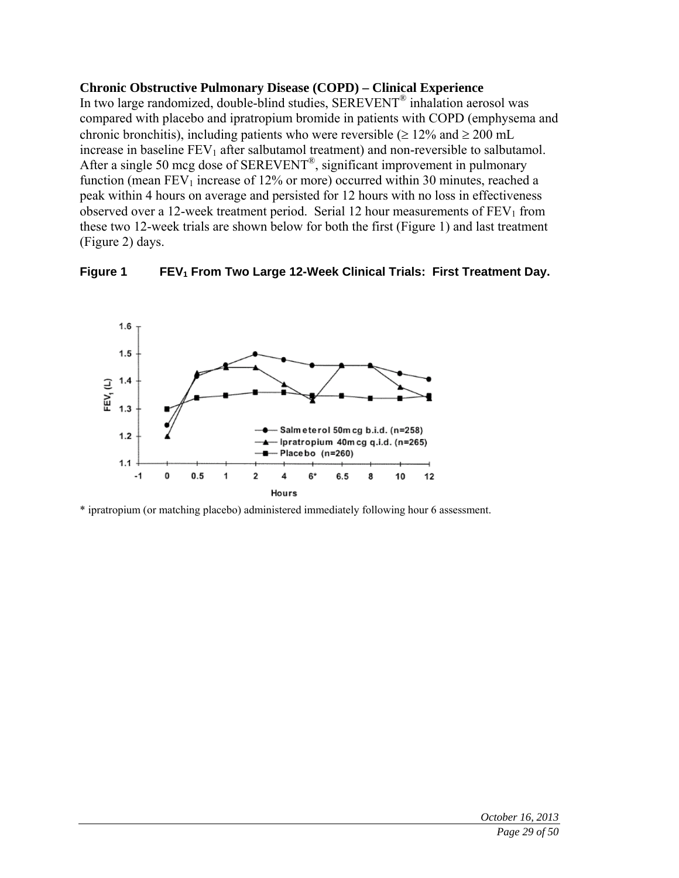**Chronic Obstructive Pulmonary Disease (COPD) – Clinical Experience**

In two large randomized, double-blind studies, SEREVENT® inhalation aerosol was compared with placebo and ipratropium bromide in patients with COPD (emphysema and chronic bronchitis), including patients who were reversible (≥ 12% and ≥ 200 mL increase in baseline $FEV_1$ after salbutamol treatment) and non-reversible to salbutamol. After a single 50 mcg dose of SEREVENT®, significant improvement in pulmonary function (mean $FEV_1$ increase of 12% or more) occurred within 30 minutes, reached a peak within 4 hours on average and persisted for 12 hours with no loss in effectiveness observed over a 12-week treatment period. Serial 12 hour measurements of $FEV_1$ from these two 12-week trials are shown below for both the first (Figure 1) and last treatment (Figure 2) days.

**Figure 1 $FEV_1$ From Two Large 12-Week Clinical Trials: First Treatment Day.**

\* ipratropium (or matching placebo) administered immediately following hour 6 assessment.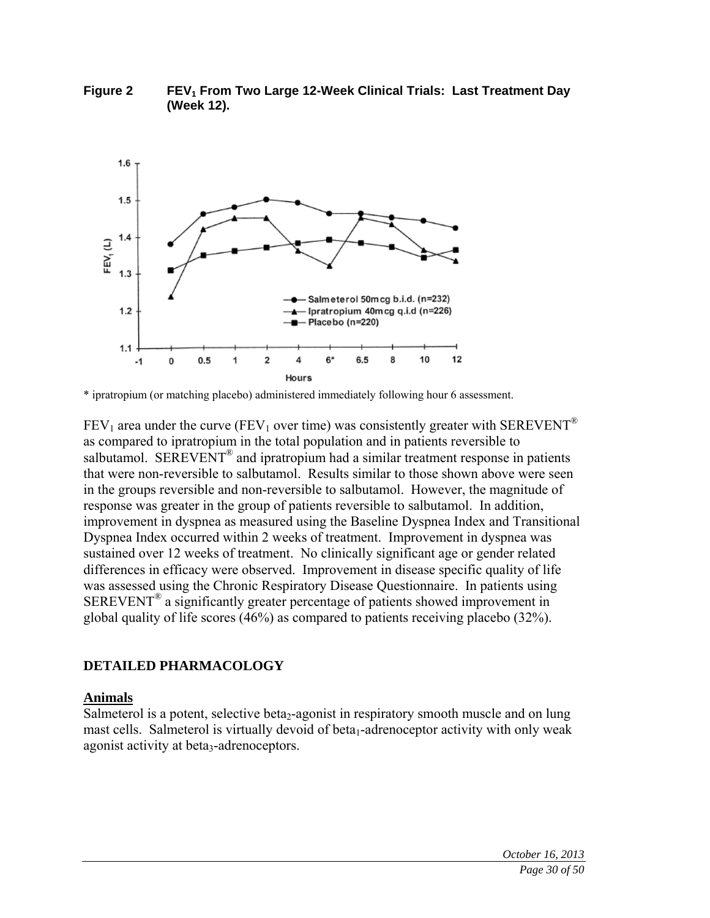**Figure 2 $FEV_1$ From Two Large 12-Week Clinical Trials: Last Treatment Day (Week 12).**

\* ipratropium (or matching placebo) administered immediately following hour 6 assessment.

$FEV_1$ area under the curve ($FEV_1$ over time) was consistently greater with SEREVENT® as compared to ipratropium in the total population and in patients reversible to salbutamol. SEREVENT® and ipratropium had a similar treatment response in patients that were non-reversible to salbutamol. Results similar to those shown above were seen in the groups reversible and non-reversible to salbutamol. However, the magnitude of response was greater in the group of patients reversible to salbutamol. In addition, improvement in dyspnea as measured using the Baseline Dyspnea Index and Transitional Dyspnea Index occurred within 2 weeks of treatment. Improvement in dyspnea was sustained over 12 weeks of treatment. No clinically significant age or gender related differences in efficacy were observed. Improvement in disease specific quality of life was assessed using the Chronic Respiratory Disease Questionnaire. In patients using SEREVENT® a significantly greater percentage of patients showed improvement in global quality of life scores (46%) as compared to patients receiving placebo (32%).

## DETAILED PHARMACOLOGY

### Animals

Salmeterol is a potent, selective $beta_2$-agonist in respiratory smooth muscle and on lung mast cells. Salmeterol is virtually devoid of $beta_1$-adrenoceptor activity with only weak agonist activity at $beta_3$-adrenoceptors.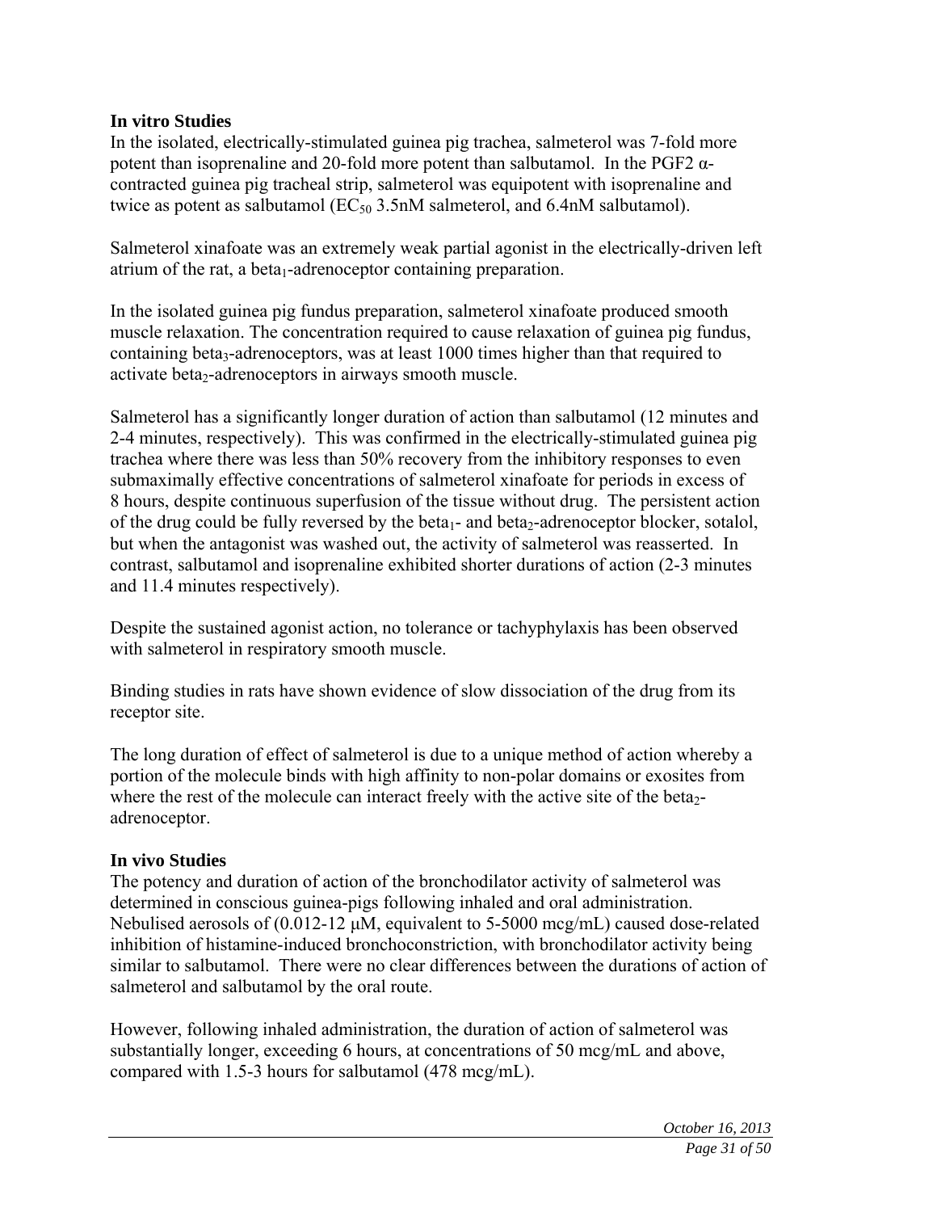**In vitro Studies**

In the isolated, electrically-stimulated guinea pig trachea, salmeterol was 7-fold more potent than isoprenaline and 20-fold more potent than salbutamol. In the PGF2 α-contracted guinea pig tracheal strip, salmeterol was equipotent with isoprenaline and twice as potent as salbutamol ($EC_{50}$ 3.5nM salmeterol, and 6.4nM salbutamol).

Salmeterol xinafoate was an extremely weak partial agonist in the electrically-driven left atrium of the rat, a $beta_1$-adrenoceptor containing preparation.

In the isolated guinea pig fundus preparation, salmeterol xinafoate produced smooth muscle relaxation. The concentration required to cause relaxation of guinea pig fundus, containing $beta_3$-adrenoceptors, was at least 1000 times higher than that required to activate $beta_2$-adrenoceptors in airways smooth muscle.

Salmeterol has a significantly longer duration of action than salbutamol (12 minutes and 2-4 minutes, respectively). This was confirmed in the electrically-stimulated guinea pig trachea where there was less than 50% recovery from the inhibitory responses to even submaximally effective concentrations of salmeterol xinafoate for periods in excess of 8 hours, despite continuous superfusion of the tissue without drug. The persistent action of the drug could be fully reversed by the $beta_1$- and $beta_2$-adrenoceptor blocker, sotalol, but when the antagonist was washed out, the activity of salmeterol was reasserted. In contrast, salbutamol and isoprenaline exhibited shorter durations of action (2-3 minutes and 11.4 minutes respectively).

Despite the sustained agonist action, no tolerance or tachyphylaxis has been observed with salmeterol in respiratory smooth muscle.

Binding studies in rats have shown evidence of slow dissociation of the drug from its receptor site.

The long duration of effect of salmeterol is due to a unique method of action whereby a portion of the molecule binds with high affinity to non-polar domains or exosites from where the rest of the molecule can interact freely with the active site of the $beta_2$-adrenoceptor.

**In vivo Studies**

The potency and duration of action of the bronchodilator activity of salmeterol was determined in conscious guinea-pigs following inhaled and oral administration. Nebulised aerosols of (0.012-12 μM, equivalent to 5-5000 mcg/mL) caused dose-related inhibition of histamine-induced bronchoconstriction, with bronchodilator activity being similar to salbutamol. There were no clear differences between the durations of action of salmeterol and salbutamol by the oral route.

However, following inhaled administration, the duration of action of salmeterol was substantially longer, exceeding 6 hours, at concentrations of 50 mcg/mL and above, compared with 1.5-3 hours for salbutamol (478 mcg/mL).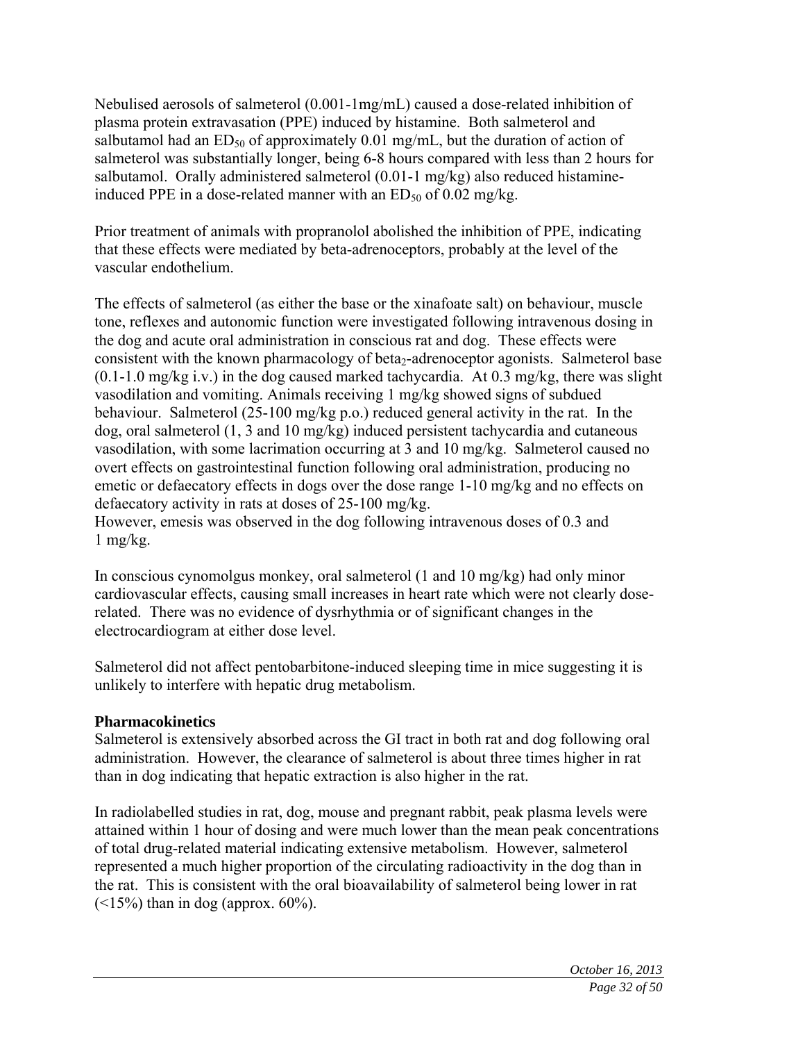Nebulised aerosols of salmeterol (0.001-1mg/mL) caused a dose-related inhibition of plasma protein extravasation (PPE) induced by histamine. Both salmeterol and salbutamol had an $ED_{50}$ of approximately 0.01 mg/mL, but the duration of action of salmeterol was substantially longer, being 6-8 hours compared with less than 2 hours for salbutamol. Orally administered salmeterol (0.01-1 mg/kg) also reduced histamine-induced PPE in a dose-related manner with an $ED_{50}$ of 0.02 mg/kg.

Prior treatment of animals with propranolol abolished the inhibition of PPE, indicating that these effects were mediated by beta-adrenoceptors, probably at the level of the vascular endothelium.

The effects of salmeterol (as either the base or the xinafoate salt) on behaviour, muscle tone, reflexes and autonomic function were investigated following intravenous dosing in the dog and acute oral administration in conscious rat and dog. These effects were consistent with the known pharmacology of $beta_2$-adrenoceptor agonists. Salmeterol base (0.1-1.0 mg/kg i.v.) in the dog caused marked tachycardia. At 0.3 mg/kg, there was slight vasodilation and vomiting. Animals receiving 1 mg/kg showed signs of subdued behaviour. Salmeterol (25-100 mg/kg p.o.) reduced general activity in the rat. In the dog, oral salmeterol (1, 3 and 10 mg/kg) induced persistent tachycardia and cutaneous vasodilation, with some lacrimation occurring at 3 and 10 mg/kg. Salmeterol caused no overt effects on gastrointestinal function following oral administration, producing no emetic or defaecatory effects in dogs over the dose range 1-10 mg/kg and no effects on defaecatory activity in rats at doses of 25-100 mg/kg.
However, emesis was observed in the dog following intravenous doses of 0.3 and 1 mg/kg.

In conscious cynomolgus monkey, oral salmeterol (1 and 10 mg/kg) had only minor cardiovascular effects, causing small increases in heart rate which were not clearly dose-related. There was no evidence of dysrhythmia or of significant changes in the electrocardiogram at either dose level.

Salmeterol did not affect pentobarbitone-induced sleeping time in mice suggesting it is unlikely to interfere with hepatic drug metabolism.

**Pharmacokinetics**
Salmeterol is extensively absorbed across the GI tract in both rat and dog following oral administration. However, the clearance of salmeterol is about three times higher in rat than in dog indicating that hepatic extraction is also higher in the rat.

In radiolabelled studies in rat, dog, mouse and pregnant rabbit, peak plasma levels were attained within 1 hour of dosing and were much lower than the mean peak concentrations of total drug-related material indicating extensive metabolism. However, salmeterol represented a much higher proportion of the circulating radioactivity in the dog than in the rat. This is consistent with the oral bioavailability of salmeterol being lower in rat (<15%) than in dog (approx. 60%).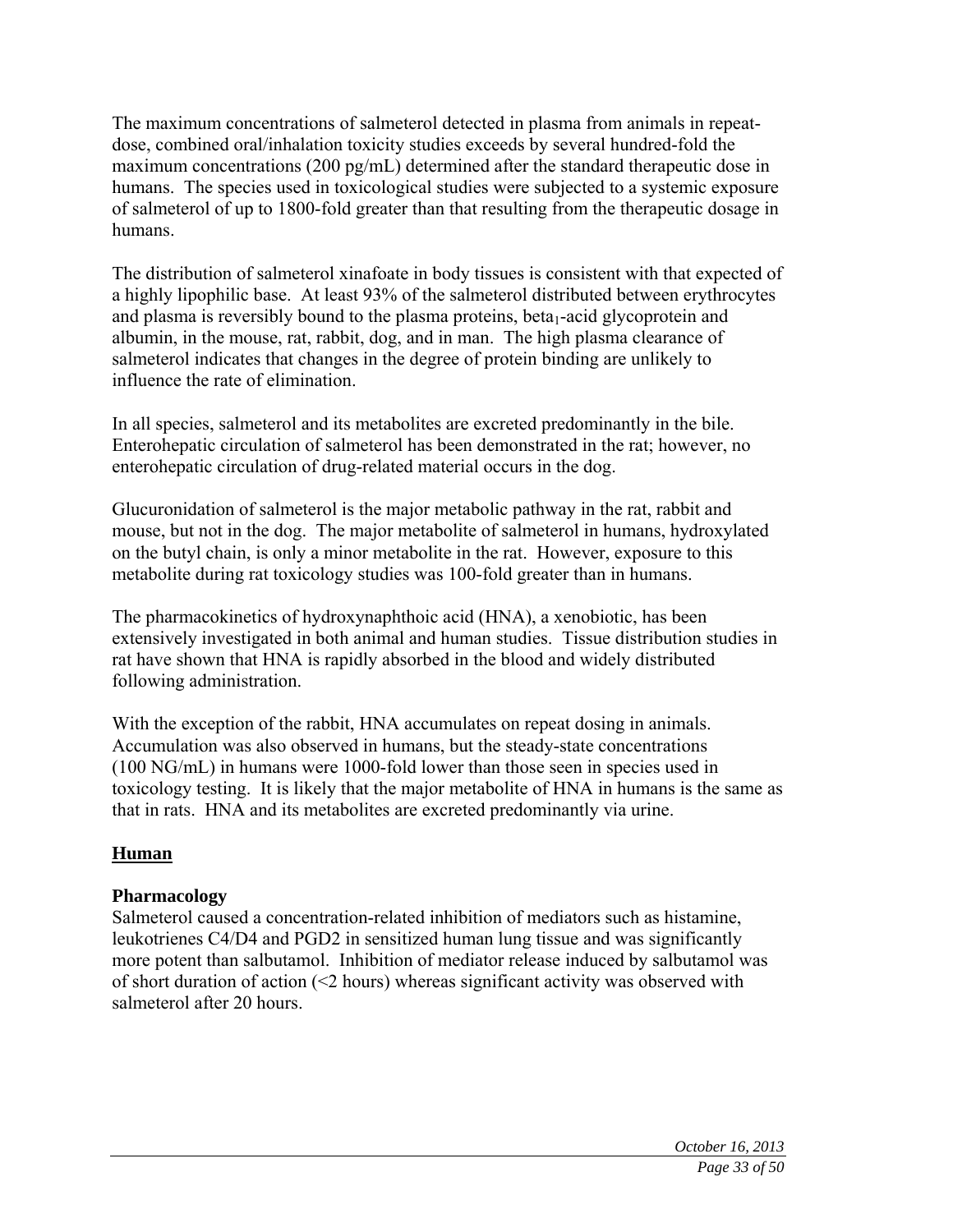The maximum concentrations of salmeterol detected in plasma from animals in repeat-dose, combined oral/inhalation toxicity studies exceeds by several hundred-fold the maximum concentrations (200 pg/mL) determined after the standard therapeutic dose in humans. The species used in toxicological studies were subjected to a systemic exposure of salmeterol of up to 1800-fold greater than that resulting from the therapeutic dosage in humans.

The distribution of salmeterol xinafoate in body tissues is consistent with that expected of a highly lipophilic base. At least 93% of the salmeterol distributed between erythrocytes and plasma is reversibly bound to the plasma proteins, $beta_1$-acid glycoprotein and albumin, in the mouse, rat, rabbit, dog, and in man. The high plasma clearance of salmeterol indicates that changes in the degree of protein binding are unlikely to influence the rate of elimination.

In all species, salmeterol and its metabolites are excreted predominantly in the bile. Enterohepatic circulation of salmeterol has been demonstrated in the rat; however, no enterohepatic circulation of drug-related material occurs in the dog.

Glucuronidation of salmeterol is the major metabolic pathway in the rat, rabbit and mouse, but not in the dog. The major metabolite of salmeterol in humans, hydroxylated on the butyl chain, is only a minor metabolite in the rat. However, exposure to this metabolite during rat toxicology studies was 100-fold greater than in humans.

The pharmacokinetics of hydroxynaphthoic acid (HNA), a xenobiotic, has been extensively investigated in both animal and human studies. Tissue distribution studies in rat have shown that HNA is rapidly absorbed in the blood and widely distributed following administration.

With the exception of the rabbit, HNA accumulates on repeat dosing in animals. Accumulation was also observed in humans, but the steady-state concentrations (100 NG/mL) in humans were 1000-fold lower than those seen in species used in toxicology testing. It is likely that the major metabolite of HNA in humans is the same as that in rats. HNA and its metabolites are excreted predominantly via urine.

## Human

### Pharmacology

Salmeterol caused a concentration-related inhibition of mediators such as histamine, leukotrienes C4/D4 and PGD2 in sensitized human lung tissue and was significantly more potent than salbutamol. Inhibition of mediator release induced by salbutamol was of short duration of action (<2 hours) whereas significant activity was observed with salmeterol after 20 hours.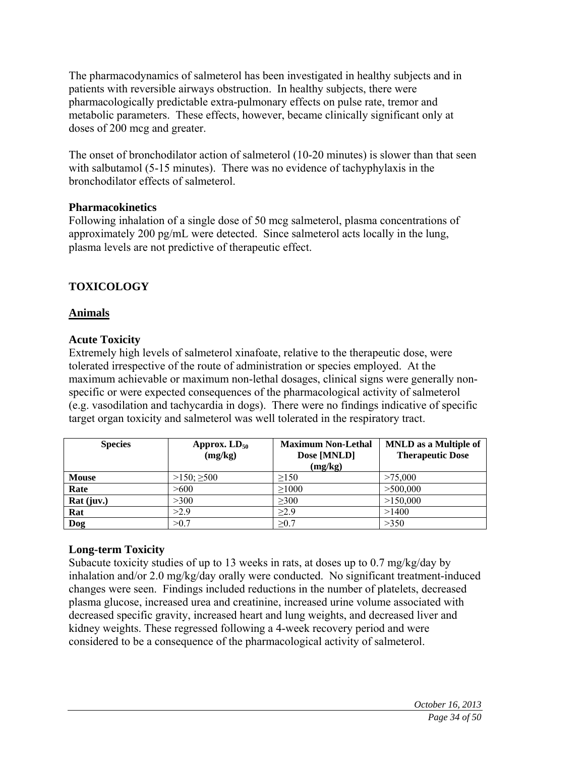The pharmacodynamics of salmeterol has been investigated in healthy subjects and in patients with reversible airways obstruction. In healthy subjects, there were pharmacologically predictable extra-pulmonary effects on pulse rate, tremor and metabolic parameters. These effects, however, became clinically significant only at doses of 200 mcg and greater.

The onset of bronchodilator action of salmeterol (10-20 minutes) is slower than that seen with salbutamol (5-15 minutes). There was no evidence of tachyphylaxis in the bronchodilator effects of salmeterol.

### Pharmacokinetics

Following inhalation of a single dose of 50 mcg salmeterol, plasma concentrations of approximately 200 pg/mL were detected. Since salmeterol acts locally in the lung, plasma levels are not predictive of therapeutic effect.

## TOXICOLOGY

### Animals

### Acute Toxicity

Extremely high levels of salmeterol xinafoate, relative to the therapeutic dose, were tolerated irrespective of the route of administration or species employed. At the maximum achievable or maximum non-lethal dosages, clinical signs were generally non-specific or were expected consequences of the pharmacological activity of salmeterol (e.g. vasodilation and tachycardia in dogs). There were no findings indicative of specific target organ toxicity and salmeterol was well tolerated in the respiratory tract.

| Species | Approx. $LD_{50}$ (mg/kg) | Maximum Non-Lethal Dose [MNLD] (mg/kg) | MNLD as a Multiple of Therapeutic Dose |
|---|---|---|---|
| **Mouse** | >150; ≥500 | ≥150 | >75,000 |
| **Rate** | >600 | ≥1000 | >500,000 |
| **Rat (juv.)** | >300 | ≥300 | >150,000 |
| **Rat** | >2.9 | ≥2.9 | >1400 |
| **Dog** | >0.7 | ≥0.7 | >350 |

### Long-term Toxicity

Subacute toxicity studies of up to 13 weeks in rats, at doses up to 0.7 mg/kg/day by inhalation and/or 2.0 mg/kg/day orally were conducted. No significant treatment-induced changes were seen. Findings included reductions in the number of platelets, decreased plasma glucose, increased urea and creatinine, increased urine volume associated with decreased specific gravity, increased heart and lung weights, and decreased liver and kidney weights. These regressed following a 4-week recovery period and were considered to be a consequence of the pharmacological activity of salmeterol.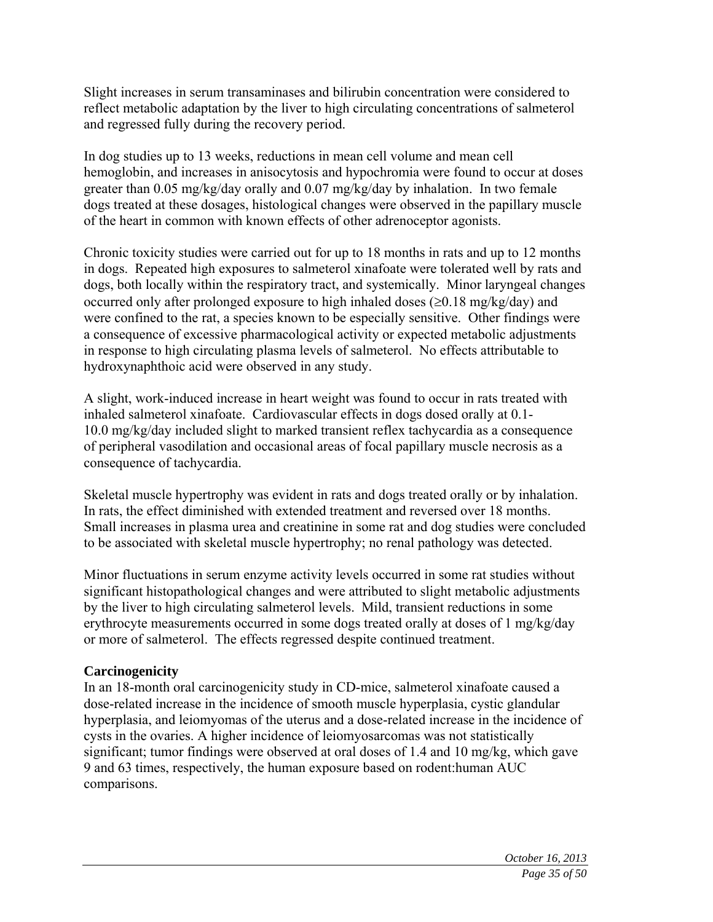Slight increases in serum transaminases and bilirubin concentration were considered to reflect metabolic adaptation by the liver to high circulating concentrations of salmeterol and regressed fully during the recovery period.

In dog studies up to 13 weeks, reductions in mean cell volume and mean cell hemoglobin, and increases in anisocytosis and hypochromia were found to occur at doses greater than 0.05 mg/kg/day orally and 0.07 mg/kg/day by inhalation. In two female dogs treated at these dosages, histological changes were observed in the papillary muscle of the heart in common with known effects of other adrenoceptor agonists.

Chronic toxicity studies were carried out for up to 18 months in rats and up to 12 months in dogs. Repeated high exposures to salmeterol xinafoate were tolerated well by rats and dogs, both locally within the respiratory tract, and systemically. Minor laryngeal changes occurred only after prolonged exposure to high inhaled doses ($\geq$0.18 mg/kg/day) and were confined to the rat, a species known to be especially sensitive. Other findings were a consequence of excessive pharmacological activity or expected metabolic adjustments in response to high circulating plasma levels of salmeterol. No effects attributable to hydroxynaphthoic acid were observed in any study.

A slight, work-induced increase in heart weight was found to occur in rats treated with inhaled salmeterol xinafoate. Cardiovascular effects in dogs dosed orally at 0.1-10.0 mg/kg/day included slight to marked transient reflex tachycardia as a consequence of peripheral vasodilation and occasional areas of focal papillary muscle necrosis as a consequence of tachycardia.

Skeletal muscle hypertrophy was evident in rats and dogs treated orally or by inhalation. In rats, the effect diminished with extended treatment and reversed over 18 months. Small increases in plasma urea and creatinine in some rat and dog studies were concluded to be associated with skeletal muscle hypertrophy; no renal pathology was detected.

Minor fluctuations in serum enzyme activity levels occurred in some rat studies without significant histopathological changes and were attributed to slight metabolic adjustments by the liver to high circulating salmeterol levels. Mild, transient reductions in some erythrocyte measurements occurred in some dogs treated orally at doses of 1 mg/kg/day or more of salmeterol. The effects regressed despite continued treatment.

**Carcinogenicity**

In an 18-month oral carcinogenicity study in CD-mice, salmeterol xinafoate caused a dose-related increase in the incidence of smooth muscle hyperplasia, cystic glandular hyperplasia, and leiomyomas of the uterus and a dose-related increase in the incidence of cysts in the ovaries. A higher incidence of leiomyosarcomas was not statistically significant; tumor findings were observed at oral doses of 1.4 and 10 mg/kg, which gave 9 and 63 times, respectively, the human exposure based on rodent:human AUC comparisons.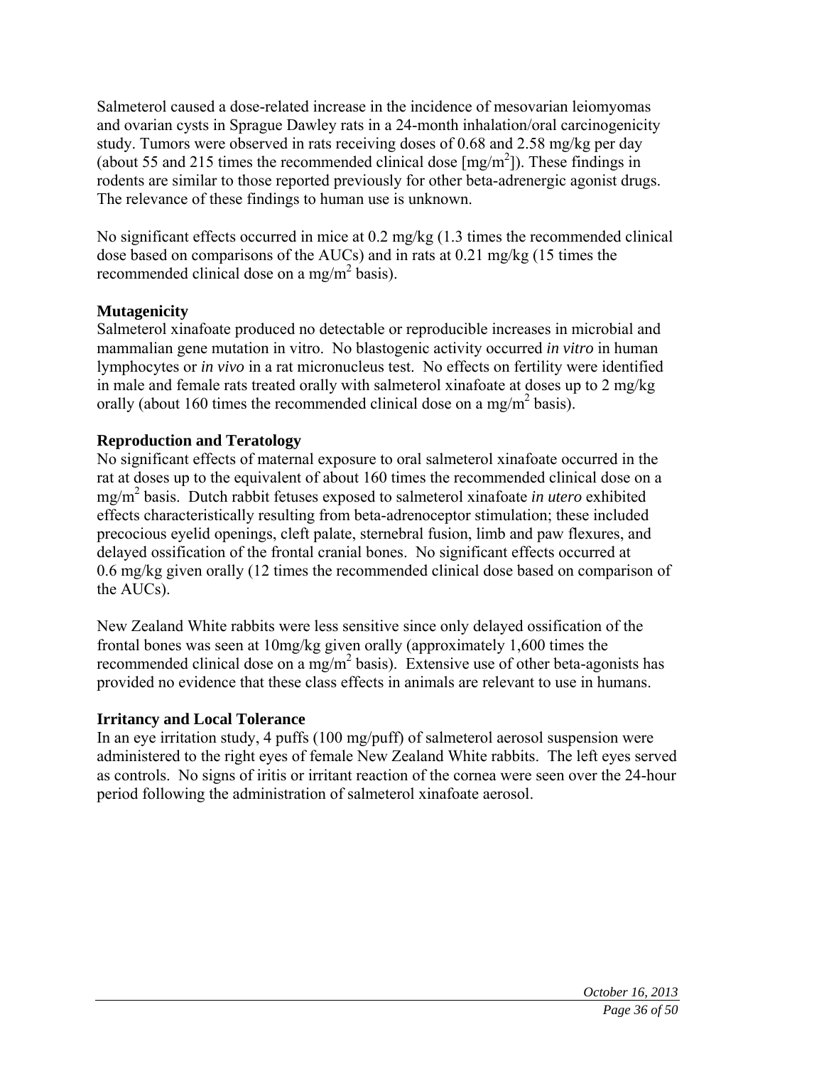Salmeterol caused a dose-related increase in the incidence of mesovarian leiomyomas and ovarian cysts in Sprague Dawley rats in a 24-month inhalation/oral carcinogenicity study. Tumors were observed in rats receiving doses of 0.68 and 2.58 mg/kg per day (about 55 and 215 times the recommended clinical dose [$mg/m^2$]). These findings in rodents are similar to those reported previously for other beta-adrenergic agonist drugs. The relevance of these findings to human use is unknown.

No significant effects occurred in mice at 0.2 mg/kg (1.3 times the recommended clinical dose based on comparisons of the AUCs) and in rats at 0.21 mg/kg (15 times the recommended clinical dose on a $mg/m^2$ basis).

**Mutagenicity**

Salmeterol xinafoate produced no detectable or reproducible increases in microbial and mammalian gene mutation in vitro. No blastogenic activity occurred *in vitro* in human lymphocytes or *in vivo* in a rat micronucleus test. No effects on fertility were identified in male and female rats treated orally with salmeterol xinafoate at doses up to 2 mg/kg orally (about 160 times the recommended clinical dose on a $mg/m^2$ basis).

**Reproduction and Teratology**

No significant effects of maternal exposure to oral salmeterol xinafoate occurred in the rat at doses up to the equivalent of about 160 times the recommended clinical dose on a $mg/m^2$ basis. Dutch rabbit fetuses exposed to salmeterol xinafoate *in utero* exhibited effects characteristically resulting from beta-adrenoceptor stimulation; these included precocious eyelid openings, cleft palate, sternebral fusion, limb and paw flexures, and delayed ossification of the frontal cranial bones. No significant effects occurred at 0.6 mg/kg given orally (12 times the recommended clinical dose based on comparison of the AUCs).

New Zealand White rabbits were less sensitive since only delayed ossification of the frontal bones was seen at 10mg/kg given orally (approximately 1,600 times the recommended clinical dose on a $mg/m^2$ basis). Extensive use of other beta-agonists has provided no evidence that these class effects in animals are relevant to use in humans.

**Irritancy and Local Tolerance**

In an eye irritation study, 4 puffs (100 mg/puff) of salmeterol aerosol suspension were administered to the right eyes of female New Zealand White rabbits. The left eyes served as controls. No signs of iritis or irritant reaction of the cornea were seen over the 24-hour period following the administration of salmeterol xinafoate aerosol.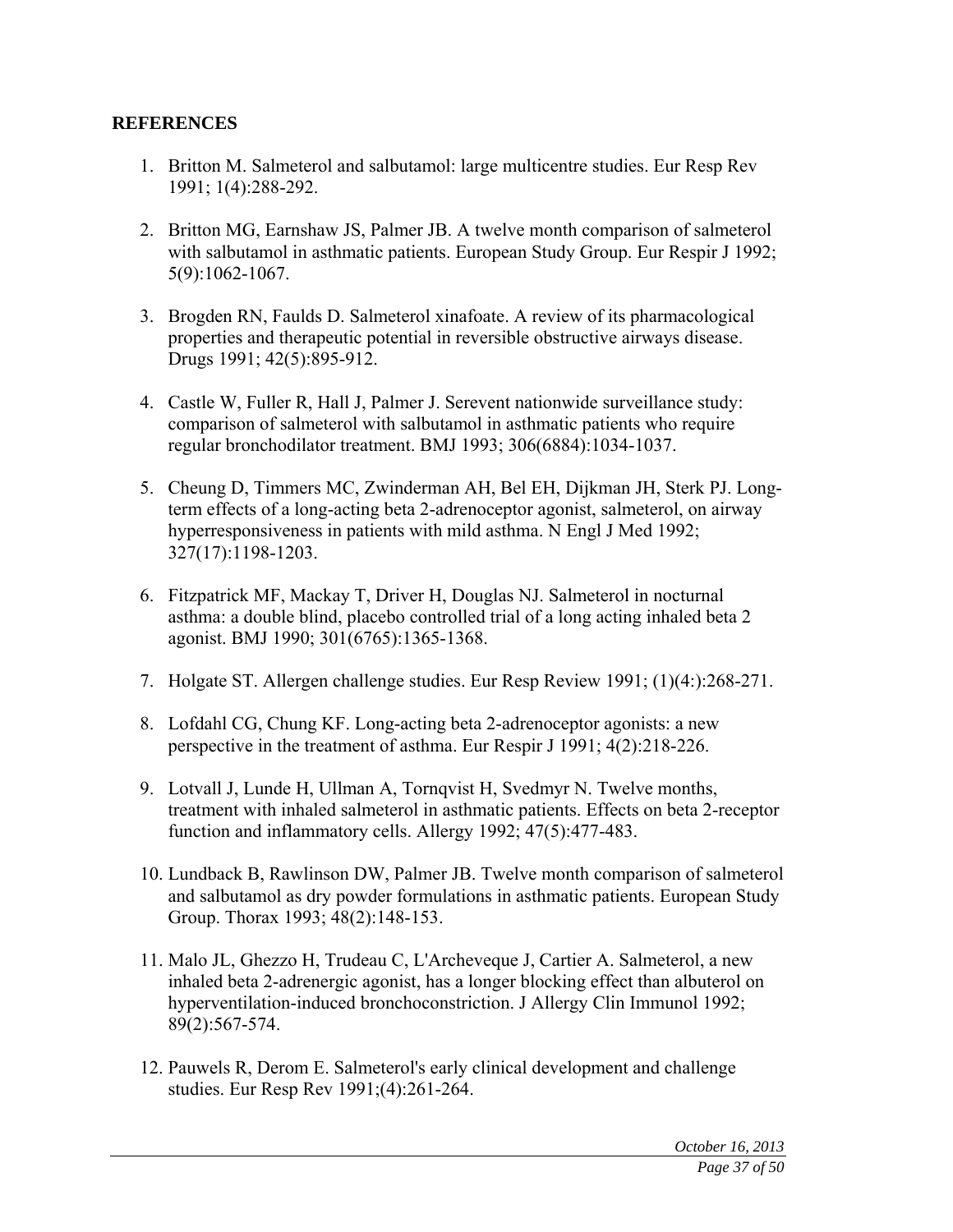**REFERENCES**

1. Britton M. Salmeterol and salbutamol: large multicentre studies. Eur Resp Rev 1991; 1(4):288-292.

2. Britton MG, Earnshaw JS, Palmer JB. A twelve month comparison of salmeterol with salbutamol in asthmatic patients. European Study Group. Eur Respir J 1992; 5(9):1062-1067.

3. Brogden RN, Faulds D. Salmeterol xinafoate. A review of its pharmacological properties and therapeutic potential in reversible obstructive airways disease. Drugs 1991; 42(5):895-912.

4. Castle W, Fuller R, Hall J, Palmer J. Serevent nationwide surveillance study: comparison of salmeterol with salbutamol in asthmatic patients who require regular bronchodilator treatment. BMJ 1993; 306(6884):1034-1037.

5. Cheung D, Timmers MC, Zwinderman AH, Bel EH, Dijkman JH, Sterk PJ. Long-term effects of a long-acting beta 2-adrenoceptor agonist, salmeterol, on airway hyperresponsiveness in patients with mild asthma. N Engl J Med 1992; 327(17):1198-1203.

6. Fitzpatrick MF, Mackay T, Driver H, Douglas NJ. Salmeterol in nocturnal asthma: a double blind, placebo controlled trial of a long acting inhaled beta 2 agonist. BMJ 1990; 301(6765):1365-1368.

7. Holgate ST. Allergen challenge studies. Eur Resp Review 1991; (1)(4:):268-271.

8. Lofdahl CG, Chung KF. Long-acting beta 2-adrenoceptor agonists: a new perspective in the treatment of asthma. Eur Respir J 1991; 4(2):218-226.

9. Lotvall J, Lunde H, Ullman A, Tornqvist H, Svedmyr N. Twelve months, treatment with inhaled salmeterol in asthmatic patients. Effects on beta 2-receptor function and inflammatory cells. Allergy 1992; 47(5):477-483.

10. Lundback B, Rawlinson DW, Palmer JB. Twelve month comparison of salmeterol and salbutamol as dry powder formulations in asthmatic patients. European Study Group. Thorax 1993; 48(2):148-153.

11. Malo JL, Ghezzo H, Trudeau C, L'Archeveque J, Cartier A. Salmeterol, a new inhaled beta 2-adrenergic agonist, has a longer blocking effect than albuterol on hyperventilation-induced bronchoconstriction. J Allergy Clin Immunol 1992; 89(2):567-574.

12. Pauwels R, Derom E. Salmeterol's early clinical development and challenge studies. Eur Resp Rev 1991;(4):261-264.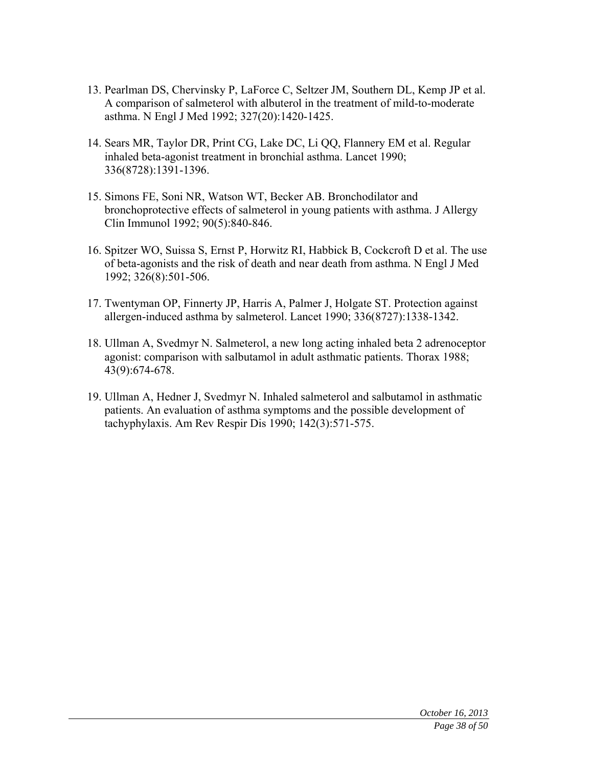13. Pearlman DS, Chervinsky P, LaForce C, Seltzer JM, Southern DL, Kemp JP et al. A comparison of salmeterol with albuterol in the treatment of mild-to-moderate asthma. N Engl J Med 1992; 327(20):1420-1425.

14. Sears MR, Taylor DR, Print CG, Lake DC, Li QQ, Flannery EM et al. Regular inhaled beta-agonist treatment in bronchial asthma. Lancet 1990; 336(8728):1391-1396.

15. Simons FE, Soni NR, Watson WT, Becker AB. Bronchodilator and bronchoprotective effects of salmeterol in young patients with asthma. J Allergy Clin Immunol 1992; 90(5):840-846.

16. Spitzer WO, Suissa S, Ernst P, Horwitz RI, Habbick B, Cockcroft D et al. The use of beta-agonists and the risk of death and near death from asthma. N Engl J Med 1992; 326(8):501-506.

17. Twentyman OP, Finnerty JP, Harris A, Palmer J, Holgate ST. Protection against allergen-induced asthma by salmeterol. Lancet 1990; 336(8727):1338-1342.

18. Ullman A, Svedmyr N. Salmeterol, a new long acting inhaled beta 2 adrenoceptor agonist: comparison with salbutamol in adult asthmatic patients. Thorax 1988; 43(9):674-678.

19. Ullman A, Hedner J, Svedmyr N. Inhaled salmeterol and salbutamol in asthmatic patients. An evaluation of asthma symptoms and the possible development of tachyphylaxis. Am Rev Respir Dis 1990; 142(3):571-575.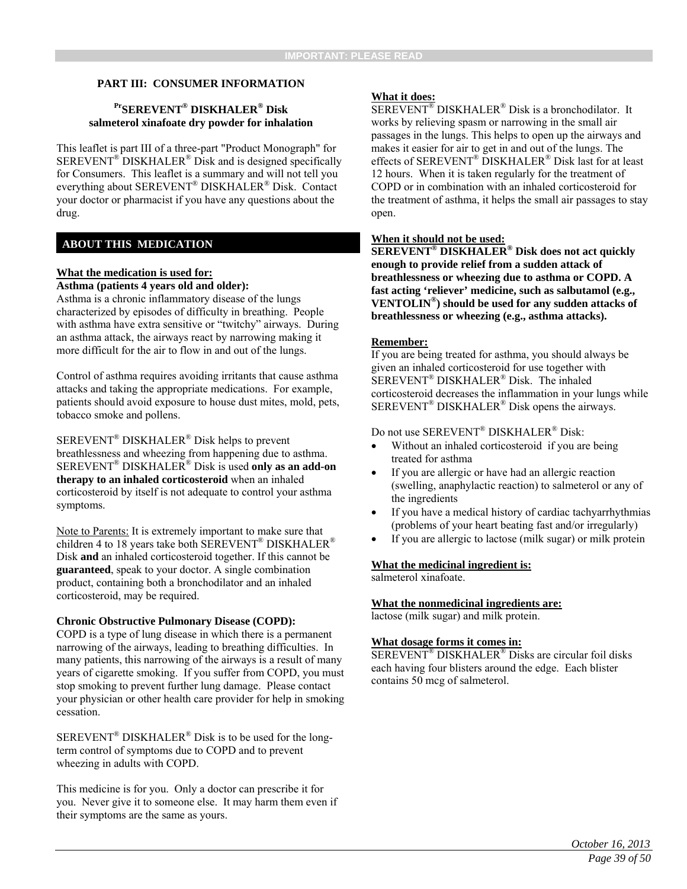## PART III: CONSUMER INFORMATION

**[Pr]SEREVENT® DISKHALER® Disk**
**salmeterol xinafoate dry powder for inhalation**

This leaflet is part III of a three-part "Product Monograph" for SEREVENT® DISKHALER® Disk and is designed specifically for Consumers. This leaflet is a summary and will not tell you everything about SEREVENT® DISKHALER® Disk. Contact your doctor or pharmacist if you have any questions about the drug.

### ABOUT THIS MEDICATION

**What the medication is used for:**

**Asthma (patients 4 years old and older):**
Asthma is a chronic inflammatory disease of the lungs characterized by episodes of difficulty in breathing. People with asthma have extra sensitive or "twitchy" airways. During an asthma attack, the airways react by narrowing making it more difficult for the air to flow in and out of the lungs.

Control of asthma requires avoiding irritants that cause asthma attacks and taking the appropriate medications. For example, patients should avoid exposure to house dust mites, mold, pets, tobacco smoke and pollens.

SEREVENT® DISKHALER® Disk helps to prevent breathlessness and wheezing from happening due to asthma. SEREVENT® DISKHALER® Disk is used **only as an add-on therapy to an inhaled corticosteroid** when an inhaled corticosteroid by itself is not adequate to control your asthma symptoms.

Note to Parents: It is extremely important to make sure that children 4 to 18 years take both SEREVENT® DISKHALER® Disk **and** an inhaled corticosteroid together. If this cannot be **guaranteed**, speak to your doctor. A single combination product, containing both a bronchodilator and an inhaled corticosteroid, may be required.

**Chronic Obstructive Pulmonary Disease (COPD):**
COPD is a type of lung disease in which there is a permanent narrowing of the airways, leading to breathing difficulties. In many patients, this narrowing of the airways is a result of many years of cigarette smoking. If you suffer from COPD, you must stop smoking to prevent further lung damage. Please contact your physician or other health care provider for help in smoking cessation.

SEREVENT® DISKHALER® Disk is to be used for the long-term control of symptoms due to COPD and to prevent wheezing in adults with COPD.

This medicine is for you. Only a doctor can prescribe it for you. Never give it to someone else. It may harm them even if their symptoms are the same as yours.

**What it does:**
SEREVENT® DISKHALER® Disk is a bronchodilator. It works by relieving spasm or narrowing in the small air passages in the lungs. This helps to open up the airways and makes it easier for air to get in and out of the lungs. The effects of SEREVENT® DISKHALER® Disk last for at least 12 hours. When it is taken regularly for the treatment of COPD or in combination with an inhaled corticosteroid for the treatment of asthma, it helps the small air passages to stay open.

**When it should not be used:**
**SEREVENT® DISKHALER® Disk does not act quickly enough to provide relief from a sudden attack of breathlessness or wheezing due to asthma or COPD. A fast acting 'reliever' medicine, such as salbutamol (e.g., VENTOLIN®) should be used for any sudden attacks of breathlessness or wheezing (e.g., asthma attacks).**

**Remember:**
If you are being treated for asthma, you should always be given an inhaled corticosteroid for use together with SEREVENT® DISKHALER® Disk. The inhaled corticosteroid decreases the inflammation in your lungs while SEREVENT® DISKHALER® Disk opens the airways.

Do not use SEREVENT® DISKHALER® Disk:

- Without an inhaled corticosteroid if you are being treated for asthma
- If you are allergic or have had an allergic reaction (swelling, anaphylactic reaction) to salmeterol or any of the ingredients
- If you have a medical history of cardiac tachyarrhythmias (problems of your heart beating fast and/or irregularly)
- If you are allergic to lactose (milk sugar) or milk protein

**What the medicinal ingredient is:**
salmeterol xinafoate.

**What the nonmedicinal ingredients are:**
lactose (milk sugar) and milk protein.

**What dosage forms it comes in:**
SEREVENT® DISKHALER® Disks are circular foil disks each having four blisters around the edge. Each blister contains 50 mcg of salmeterol.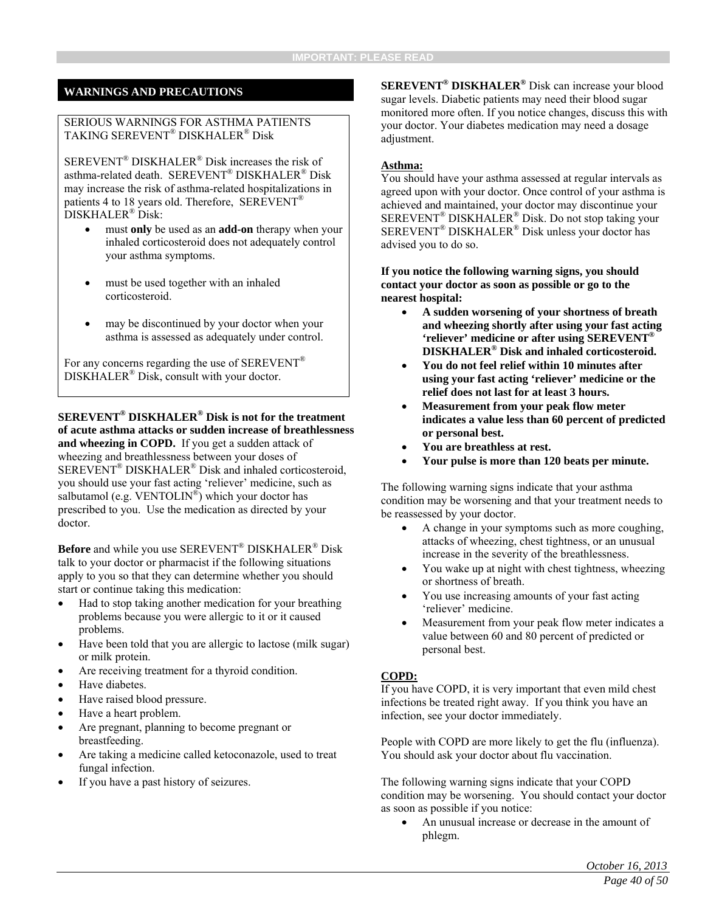## WARNINGS AND PRECAUTIONS

SERIOUS WARNINGS FOR ASTHMA PATIENTS TAKING SEREVENT® DISKHALER® Disk

SEREVENT® DISKHALER® Disk increases the risk of asthma-related death. SEREVENT® DISKHALER® Disk may increase the risk of asthma-related hospitalizations in patients 4 to 18 years old. Therefore, SEREVENT® DISKHALER® Disk:

- must **only** be used as an **add-on** therapy when your inhaled corticosteroid does not adequately control your asthma symptoms.
- must be used together with an inhaled corticosteroid.
- may be discontinued by your doctor when your asthma is assessed as adequately under control.

For any concerns regarding the use of SEREVENT® DISKHALER® Disk, consult with your doctor.

**SEREVENT® DISKHALER® Disk is not for the treatment of acute asthma attacks or sudden increase of breathlessness and wheezing in COPD.** If you get a sudden attack of wheezing and breathlessness between your doses of SEREVENT® DISKHALER® Disk and inhaled corticosteroid, you should use your fast acting 'reliever' medicine, such as salbutamol (e.g. VENTOLIN®) which your doctor has prescribed to you. Use the medication as directed by your doctor.

**Before** and while you use SEREVENT® DISKHALER® Disk talk to your doctor or pharmacist if the following situations apply to you so that they can determine whether you should start or continue taking this medication:

- Had to stop taking another medication for your breathing problems because you were allergic to it or it caused problems.
- Have been told that you are allergic to lactose (milk sugar) or milk protein.
- Are receiving treatment for a thyroid condition.
- Have diabetes.
- Have raised blood pressure.
- Have a heart problem.
- Are pregnant, planning to become pregnant or breastfeeding.
- Are taking a medicine called ketoconazole, used to treat fungal infection.
- If you have a past history of seizures.

**SEREVENT® DISKHALER®** Disk can increase your blood sugar levels. Diabetic patients may need their blood sugar monitored more often. If you notice changes, discuss this with your doctor. Your diabetes medication may need a dosage adjustment.

**Asthma:**

You should have your asthma assessed at regular intervals as agreed upon with your doctor. Once control of your asthma is achieved and maintained, your doctor may discontinue your SEREVENT® DISKHALER® Disk. Do not stop taking your SEREVENT® DISKHALER® Disk unless your doctor has advised you to do so.

**If you notice the following warning signs, you should contact your doctor as soon as possible or go to the nearest hospital:**

- **A sudden worsening of your shortness of breath and wheezing shortly after using your fast acting 'reliever' medicine or after using SEREVENT® DISKHALER® Disk and inhaled corticosteroid.**
- **You do not feel relief within 10 minutes after using your fast acting 'reliever' medicine or the relief does not last for at least 3 hours.**
- **Measurement from your peak flow meter indicates a value less than 60 percent of predicted or personal best.**
- **You are breathless at rest.**
- **Your pulse is more than 120 beats per minute.**

The following warning signs indicate that your asthma condition may be worsening and that your treatment needs to be reassessed by your doctor.

- A change in your symptoms such as more coughing, attacks of wheezing, chest tightness, or an unusual increase in the severity of the breathlessness.
- You wake up at night with chest tightness, wheezing or shortness of breath.
- You use increasing amounts of your fast acting 'reliever' medicine.
- Measurement from your peak flow meter indicates a value between 60 and 80 percent of predicted or personal best.

**COPD:**

If you have COPD, it is very important that even mild chest infections be treated right away. If you think you have an infection, see your doctor immediately.

People with COPD are more likely to get the flu (influenza). You should ask your doctor about flu vaccination.

The following warning signs indicate that your COPD condition may be worsening. You should contact your doctor as soon as possible if you notice:

- An unusual increase or decrease in the amount of phlegm.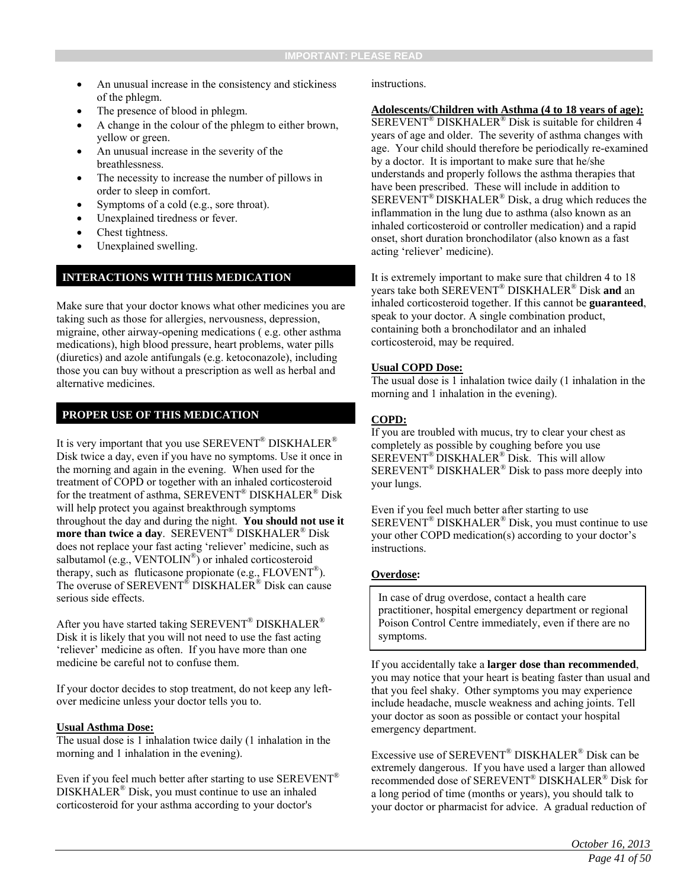- An unusual increase in the consistency and stickiness of the phlegm.
- The presence of blood in phlegm.
- A change in the colour of the phlegm to either brown, yellow or green.
- An unusual increase in the severity of the breathlessness.
- The necessity to increase the number of pillows in order to sleep in comfort.
- Symptoms of a cold (e.g., sore throat).
- Unexplained tiredness or fever.
- Chest tightness.
- Unexplained swelling.

## INTERACTIONS WITH THIS MEDICATION

Make sure that your doctor knows what other medicines you are taking such as those for allergies, nervousness, depression, migraine, other airway-opening medications ( e.g. other asthma medications), high blood pressure, heart problems, water pills (diuretics) and azole antifungals (e.g. ketoconazole), including those you can buy without a prescription as well as herbal and alternative medicines.

## PROPER USE OF THIS MEDICATION

It is very important that you use SEREVENT® DISKHALER® Disk twice a day, even if you have no symptoms. Use it once in the morning and again in the evening. When used for the treatment of COPD or together with an inhaled corticosteroid for the treatment of asthma, SEREVENT® DISKHALER® Disk will help protect you against breakthrough symptoms throughout the day and during the night. **You should not use it more than twice a day**. SEREVENT® DISKHALER® Disk does not replace your fast acting 'reliever' medicine, such as salbutamol (e.g., VENTOLIN®) or inhaled corticosteroid therapy, such as fluticasone propionate (e.g., FLOVENT®). The overuse of SEREVENT® DISKHALER® Disk can cause serious side effects.

After you have started taking SEREVENT® DISKHALER® Disk it is likely that you will not need to use the fast acting 'reliever' medicine as often. If you have more than one medicine be careful not to confuse them.

If your doctor decides to stop treatment, do not keep any left-over medicine unless your doctor tells you to.

**Usual Asthma Dose:**
The usual dose is 1 inhalation twice daily (1 inhalation in the morning and 1 inhalation in the evening).

Even if you feel much better after starting to use SEREVENT® DISKHALER® Disk, you must continue to use an inhaled corticosteroid for your asthma according to your doctor's instructions.

**Adolescents/Children with Asthma (4 to 18 years of age):**
SEREVENT® DISKHALER® Disk is suitable for children 4 years of age and older. The severity of asthma changes with age. Your child should therefore be periodically re-examined by a doctor. It is important to make sure that he/she understands and properly follows the asthma therapies that have been prescribed. These will include in addition to SEREVENT® DISKHALER® Disk, a drug which reduces the inflammation in the lung due to asthma (also known as an inhaled corticosteroid or controller medication) and a rapid onset, short duration bronchodilator (also known as a fast acting 'reliever' medicine).

It is extremely important to make sure that children 4 to 18 years take both SEREVENT® DISKHALER® Disk **and** an inhaled corticosteroid together. If this cannot be **guaranteed**, speak to your doctor. A single combination product, containing both a bronchodilator and an inhaled corticosteroid, may be required.

**Usual COPD Dose:**
The usual dose is 1 inhalation twice daily (1 inhalation in the morning and 1 inhalation in the evening).

**COPD:**
If you are troubled with mucus, try to clear your chest as completely as possible by coughing before you use SEREVENT® DISKHALER® Disk. This will allow SEREVENT® DISKHALER® Disk to pass more deeply into your lungs.

Even if you feel much better after starting to use SEREVENT® DISKHALER® Disk, you must continue to use your other COPD medication(s) according to your doctor's instructions.

**Overdose:**

> In case of drug overdose, contact a health care practitioner, hospital emergency department or regional Poison Control Centre immediately, even if there are no symptoms.

If you accidentally take a **larger dose than recommended**, you may notice that your heart is beating faster than usual and that you feel shaky. Other symptoms you may experience include headache, muscle weakness and aching joints. Tell your doctor as soon as possible or contact your hospital emergency department.

Excessive use of SEREVENT® DISKHALER® Disk can be extremely dangerous. If you have used a larger than allowed recommended dose of SEREVENT® DISKHALER® Disk for a long period of time (months or years), you should talk to your doctor or pharmacist for advice. A gradual reduction of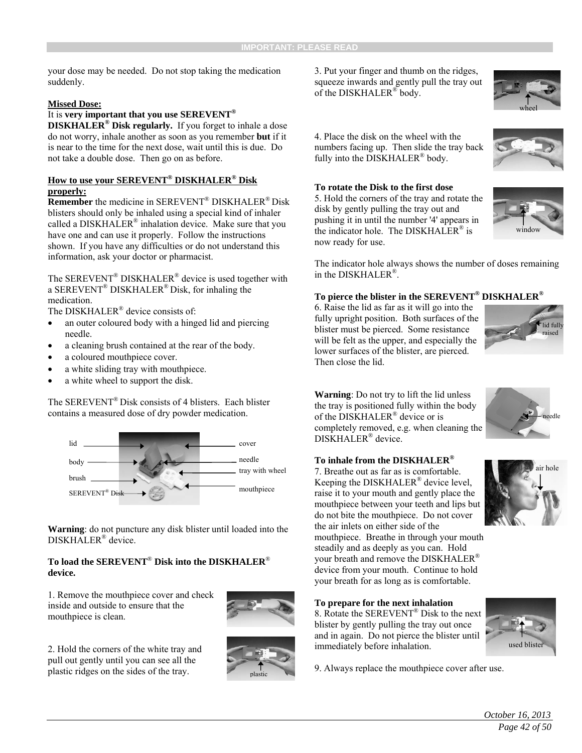your dose may be needed. Do not stop taking the medication suddenly.

**Missed Dose:**

It is **very important that you use SEREVENT® DISKHALER® Disk regularly.** If you forget to inhale a dose do not worry, inhale another as soon as you remember **but** if it is near to the time for the next dose, wait until this is due. Do not take a double dose. Then go on as before.

**How to use your SEREVENT® DISKHALER® Disk properly:**

**Remember** the medicine in SEREVENT® DISKHALER® Disk blisters should only be inhaled using a special kind of inhaler called a DISKHALER® inhalation device. Make sure that you have one and can use it properly. Follow the instructions shown. If you have any difficulties or do not understand this information, ask your doctor or pharmacist.

The SEREVENT® DISKHALER® device is used together with a SEREVENT® DISKHALER® Disk, for inhaling the medication.

The DISKHALER® device consists of:

- an outer coloured body with a hinged lid and piercing needle.
- a cleaning brush contained at the rear of the body.
- a coloured mouthpiece cover.
- a white sliding tray with mouthpiece.
- a white wheel to support the disk.

The SEREVENT® Disk consists of 4 blisters. Each blister contains a measured dose of dry powder medication.

lid, body, brush, SEREVENT® Disk, cover, needle, tray with wheel, mouthpiece

**Warning**: do not puncture any disk blister until loaded into the DISKHALER® device.

**To load the SEREVENT® Disk into the DISKHALER® device.**

1. Remove the mouthpiece cover and check inside and outside to ensure that the mouthpiece is clean.

2. Hold the corners of the white tray and pull out gently until you can see all the plastic ridges on the sides of the tray.

plastic

3. Put your finger and thumb on the ridges, squeeze inwards and gently pull the tray out of the DISKHALER® body.

wheel

4. Place the disk on the wheel with the numbers facing up. Then slide the tray back fully into the DISKHALER® body.

**To rotate the Disk to the first dose**

5. Hold the corners of the tray and rotate the disk by gently pulling the tray out and pushing it in until the number '4' appears in the indicator hole. The DISKHALER® is now ready for use.

window

The indicator hole always shows the number of doses remaining in the DISKHALER®.

**To pierce the blister in the SEREVENT® DISKHALER®**

6. Raise the lid as far as it will go into the fully upright position. Both surfaces of the blister must be pierced. Some resistance will be felt as the upper, and especially the lower surfaces of the blister, are pierced. Then close the lid.

lid fully raised

**Warning**: Do not try to lift the lid unless the tray is positioned fully within the body of the DISKHALER® device or is completely removed, e.g. when cleaning the DISKHALER® device.

needle

**To inhale from the DISKHALER®**

7. Breathe out as far as is comfortable. Keeping the DISKHALER® device level, raise it to your mouth and gently place the mouthpiece between your teeth and lips but do not bite the mouthpiece. Do not cover the air inlets on either side of the mouthpiece. Breathe in through your mouth steadily and as deeply as you can. Hold your breath and remove the DISKHALER® device from your mouth. Continue to hold your breath for as long as is comfortable.

air hole

**To prepare for the next inhalation**

8. Rotate the SEREVENT® Disk to the next blister by gently pulling the tray out once and in again. Do not pierce the blister until immediately before inhalation.

used blister

9. Always replace the mouthpiece cover after use.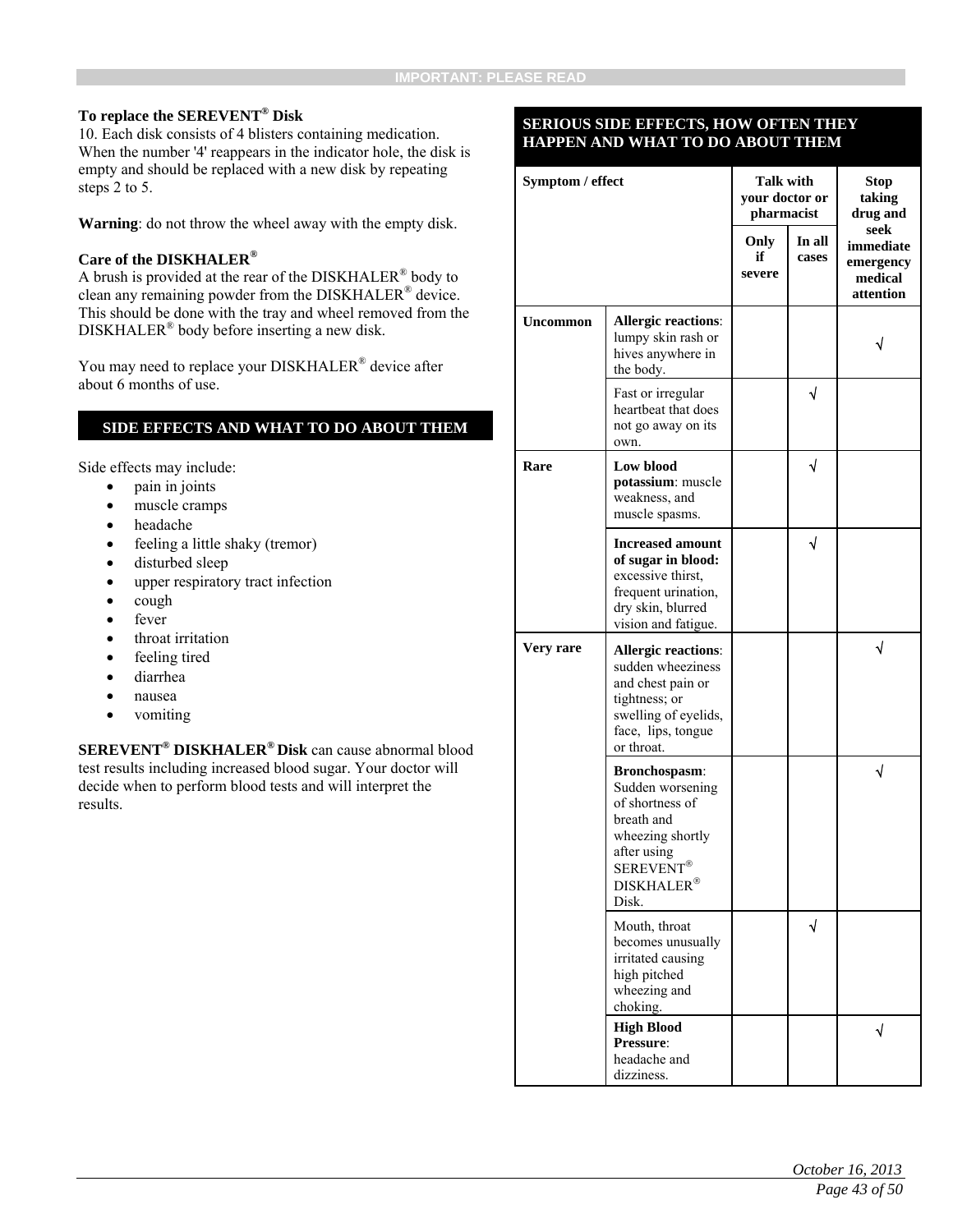**IMPORTANT: PLEASE READ**

**To replace the SEREVENT® Disk**

10. Each disk consists of 4 blisters containing medication. When the number '4' reappears in the indicator hole, the disk is empty and should be replaced with a new disk by repeating steps 2 to 5.

**Warning**: do not throw the wheel away with the empty disk.

**Care of the DISKHALER®**

A brush is provided at the rear of the DISKHALER® body to clean any remaining powder from the DISKHALER® device. This should be done with the tray and wheel removed from the DISKHALER® body before inserting a new disk.

You may need to replace your DISKHALER® device after about 6 months of use.

## SIDE EFFECTS AND WHAT TO DO ABOUT THEM

Side effects may include:

- pain in joints
- muscle cramps
- headache
- feeling a little shaky (tremor)
- disturbed sleep
- upper respiratory tract infection
- cough
- fever
- throat irritation
- feeling tired
- diarrhea
- nausea
- vomiting

**SEREVENT® DISKHALER® Disk** can cause abnormal blood test results including increased blood sugar. Your doctor will decide when to perform blood tests and will interpret the results.

**SERIOUS SIDE EFFECTS, HOW OFTEN THEY HAPPEN AND WHAT TO DO ABOUT THEM**

| Symptom / effect | | Talk with your doctor or pharmacist | | Stop taking drug and seek immediate emergency medical attention |
|---|---|---|---|---|
| | | Only if severe | In all cases | |
| Uncommon | **Allergic reactions**: lumpy skin rash or hives anywhere in the body. | | | √ |
| | Fast or irregular heartbeat that does not go away on its own. | | √ | |
| Rare | **Low blood potassium**: muscle weakness, and muscle spasms. | | √ | |
| | **Increased amount of sugar in blood:** excessive thirst, frequent urination, dry skin, blurred vision and fatigue. | | √ | |
| Very rare | **Allergic reactions**: sudden wheeziness and chest pain or tightness; or swelling of eyelids, face, lips, tongue or throat. | | | √ |
| | **Bronchospasm**: Sudden worsening of shortness of breath and wheezing shortly after using SEREVENT® DISKHALER® Disk. | | | √ |
| | Mouth, throat becomes unusually irritated causing high pitched wheezing and choking. | | √ | |
| | **High Blood Pressure**: headache and dizziness. | | | √ |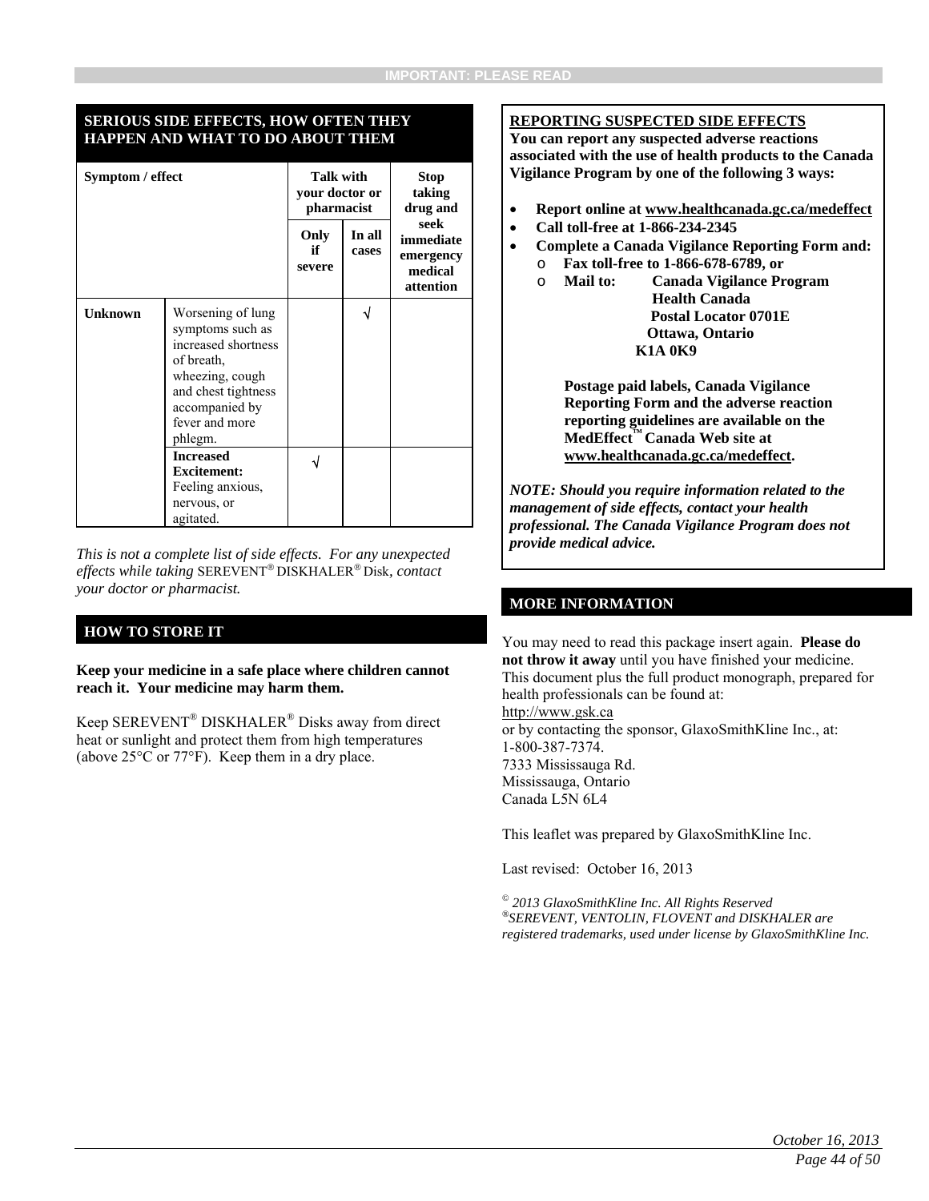## SERIOUS SIDE EFFECTS, HOW OFTEN THEY HAPPEN AND WHAT TO DO ABOUT THEM

| Symptom / effect | | Talk with your doctor or pharmacist | | Stop taking drug and seek immediate emergency medical attention |
|---|---|---|---|---|
| | | Only if severe | In all cases | |
| **Unknown** | Worsening of lung symptoms such as increased shortness of breath, wheezing, cough and chest tightness accompanied by fever and more phlegm. | | √ | |
| | **Increased Excitement:** Feeling anxious, nervous, or agitated. | √ | | |

*This is not a complete list of side effects. For any unexpected effects while taking* SEREVENT® DISKHALER® Disk, *contact your doctor or pharmacist.*

## HOW TO STORE IT

**Keep your medicine in a safe place where children cannot reach it. Your medicine may harm them.**

Keep SEREVENT® DISKHALER® Disks away from direct heat or sunlight and protect them from high temperatures (above 25°C or 77°F). Keep them in a dry place.

**REPORTING SUSPECTED SIDE EFFECTS**

**You can report any suspected adverse reactions associated with the use of health products to the Canada Vigilance Program by one of the following 3 ways:**

- **Report online at www.healthcanada.gc.ca/medeffect**
- **Call toll-free at 1-866-234-2345**
- **Complete a Canada Vigilance Reporting Form and:**
  - **Fax toll-free to 1-866-678-6789, or**
  - **Mail to: Canada Vigilance Program**
    **Health Canada**
    **Postal Locator 0701E**
    **Ottawa, Ontario**
    **K1A 0K9**

    **Postage paid labels, Canada Vigilance Reporting Form and the adverse reaction reporting guidelines are available on the MedEffect™ Canada Web site at www.healthcanada.gc.ca/medeffect.**

***NOTE: Should you require information related to the management of side effects, contact your health professional. The Canada Vigilance Program does not provide medical advice.***

## MORE INFORMATION

You may need to read this package insert again. **Please do not throw it away** until you have finished your medicine. This document plus the full product monograph, prepared for health professionals can be found at:
http://www.gsk.ca
or by contacting the sponsor, GlaxoSmithKline Inc., at:
1-800-387-7374.
7333 Mississauga Rd.
Mississauga, Ontario
Canada L5N 6L4

This leaflet was prepared by GlaxoSmithKline Inc.

Last revised: October 16, 2013

*© 2013 GlaxoSmithKline Inc. All Rights Reserved*
*®SEREVENT, VENTOLIN, FLOVENT and DISKHALER are registered trademarks, used under license by GlaxoSmithKline Inc.*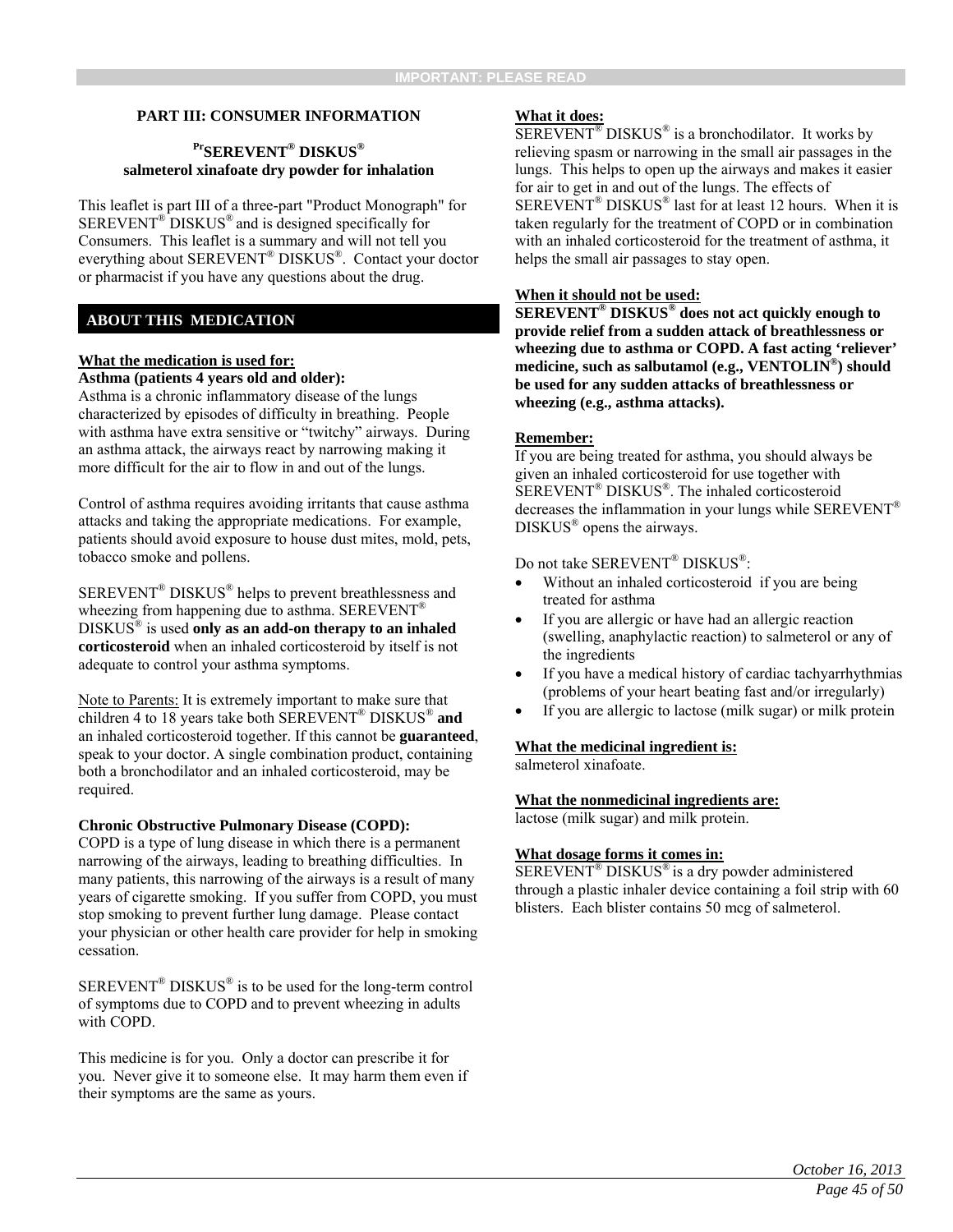**IMPORTANT: PLEASE READ**

## PART III: CONSUMER INFORMATION

**PrSEREVENT® DISKUS®**
**salmeterol xinafoate dry powder for inhalation**

This leaflet is part III of a three-part "Product Monograph" for SEREVENT® DISKUS® and is designed specifically for Consumers. This leaflet is a summary and will not tell you everything about SEREVENT® DISKUS®. Contact your doctor or pharmacist if you have any questions about the drug.

## ABOUT THIS MEDICATION

**What the medication is used for:**

**Asthma (patients 4 years old and older):**

Asthma is a chronic inflammatory disease of the lungs characterized by episodes of difficulty in breathing. People with asthma have extra sensitive or "twitchy" airways. During an asthma attack, the airways react by narrowing making it more difficult for the air to flow in and out of the lungs.

Control of asthma requires avoiding irritants that cause asthma attacks and taking the appropriate medications. For example, patients should avoid exposure to house dust mites, mold, pets, tobacco smoke and pollens.

SEREVENT® DISKUS® helps to prevent breathlessness and wheezing from happening due to asthma. SEREVENT® DISKUS® is used **only as an add-on therapy to an inhaled corticosteroid** when an inhaled corticosteroid by itself is not adequate to control your asthma symptoms.

Note to Parents: It is extremely important to make sure that children 4 to 18 years take both SEREVENT® DISKUS® **and** an inhaled corticosteroid together. If this cannot be **guaranteed**, speak to your doctor. A single combination product, containing both a bronchodilator and an inhaled corticosteroid, may be required.

**Chronic Obstructive Pulmonary Disease (COPD):**

COPD is a type of lung disease in which there is a permanent narrowing of the airways, leading to breathing difficulties. In many patients, this narrowing of the airways is a result of many years of cigarette smoking. If you suffer from COPD, you must stop smoking to prevent further lung damage. Please contact your physician or other health care provider for help in smoking cessation.

SEREVENT® DISKUS® is to be used for the long-term control of symptoms due to COPD and to prevent wheezing in adults with COPD.

This medicine is for you. Only a doctor can prescribe it for you. Never give it to someone else. It may harm them even if their symptoms are the same as yours.

**What it does:**

SEREVENT® DISKUS® is a bronchodilator. It works by relieving spasm or narrowing in the small air passages in the lungs. This helps to open up the airways and makes it easier for air to get in and out of the lungs. The effects of SEREVENT® DISKUS® last for at least 12 hours. When it is taken regularly for the treatment of COPD or in combination with an inhaled corticosteroid for the treatment of asthma, it helps the small air passages to stay open.

**When it should not be used:**

**SEREVENT® DISKUS® does not act quickly enough to provide relief from a sudden attack of breathlessness or wheezing due to asthma or COPD. A fast acting 'reliever' medicine, such as salbutamol (e.g., VENTOLIN®) should be used for any sudden attacks of breathlessness or wheezing (e.g., asthma attacks).**

**Remember:**

If you are being treated for asthma, you should always be given an inhaled corticosteroid for use together with SEREVENT® DISKUS®. The inhaled corticosteroid decreases the inflammation in your lungs while SEREVENT® DISKUS® opens the airways.

Do not take SEREVENT® DISKUS®:

- Without an inhaled corticosteroid if you are being treated for asthma
- If you are allergic or have had an allergic reaction (swelling, anaphylactic reaction) to salmeterol or any of the ingredients
- If you have a medical history of cardiac tachyarrhythmias (problems of your heart beating fast and/or irregularly)
- If you are allergic to lactose (milk sugar) or milk protein

**What the medicinal ingredient is:**

salmeterol xinafoate.

**What the nonmedicinal ingredients are:**

lactose (milk sugar) and milk protein.

**What dosage forms it comes in:**

SEREVENT® DISKUS® is a dry powder administered through a plastic inhaler device containing a foil strip with 60 blisters. Each blister contains 50 mcg of salmeterol.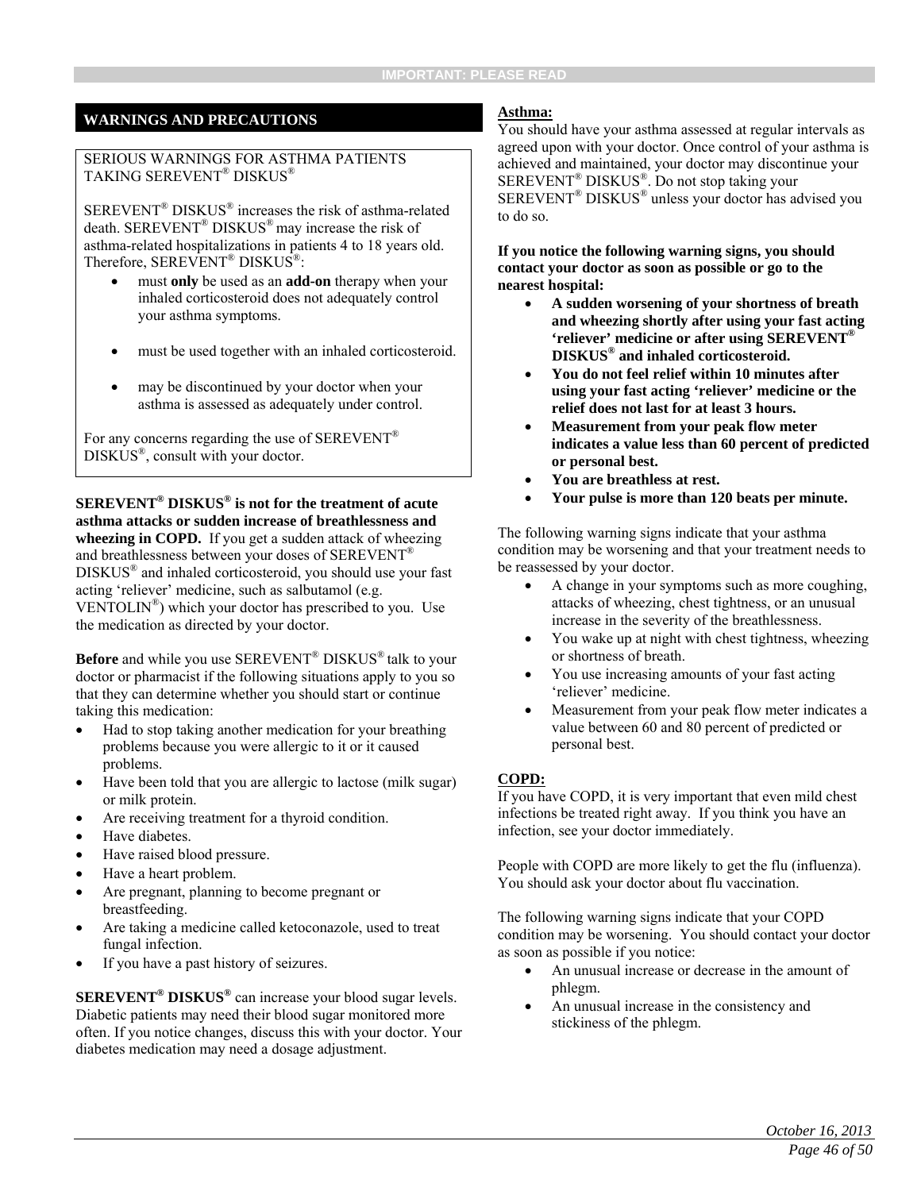## WARNINGS AND PRECAUTIONS

SERIOUS WARNINGS FOR ASTHMA PATIENTS TAKING SEREVENT® DISKUS®

SEREVENT® DISKUS® increases the risk of asthma-related death. SEREVENT® DISKUS® may increase the risk of asthma-related hospitalizations in patients 4 to 18 years old. Therefore, SEREVENT® DISKUS®:

- must **only** be used as an **add-on** therapy when your inhaled corticosteroid does not adequately control your asthma symptoms.
- must be used together with an inhaled corticosteroid.
- may be discontinued by your doctor when your asthma is assessed as adequately under control.

For any concerns regarding the use of SEREVENT® DISKUS®, consult with your doctor.

**SEREVENT® DISKUS® is not for the treatment of acute asthma attacks or sudden increase of breathlessness and wheezing in COPD.** If you get a sudden attack of wheezing and breathlessness between your doses of SEREVENT® DISKUS® and inhaled corticosteroid, you should use your fast acting 'reliever' medicine, such as salbutamol (e.g. VENTOLIN®) which your doctor has prescribed to you. Use the medication as directed by your doctor.

**Before** and while you use SEREVENT® DISKUS® talk to your doctor or pharmacist if the following situations apply to you so that they can determine whether you should start or continue taking this medication:

- Had to stop taking another medication for your breathing problems because you were allergic to it or it caused problems.
- Have been told that you are allergic to lactose (milk sugar) or milk protein.
- Are receiving treatment for a thyroid condition.
- Have diabetes.
- Have raised blood pressure.
- Have a heart problem.
- Are pregnant, planning to become pregnant or breastfeeding.
- Are taking a medicine called ketoconazole, used to treat fungal infection.
- If you have a past history of seizures.

**SEREVENT® DISKUS®** can increase your blood sugar levels. Diabetic patients may need their blood sugar monitored more often. If you notice changes, discuss this with your doctor. Your diabetes medication may need a dosage adjustment.

**Asthma:**

You should have your asthma assessed at regular intervals as agreed upon with your doctor. Once control of your asthma is achieved and maintained, your doctor may discontinue your SEREVENT® DISKUS®. Do not stop taking your SEREVENT® DISKUS® unless your doctor has advised you to do so.

**If you notice the following warning signs, you should contact your doctor as soon as possible or go to the nearest hospital:**

- **A sudden worsening of your shortness of breath and wheezing shortly after using your fast acting 'reliever' medicine or after using SEREVENT® DISKUS® and inhaled corticosteroid.**
- **You do not feel relief within 10 minutes after using your fast acting 'reliever' medicine or the relief does not last for at least 3 hours.**
- **Measurement from your peak flow meter indicates a value less than 60 percent of predicted or personal best.**
- **You are breathless at rest.**
- **Your pulse is more than 120 beats per minute.**

The following warning signs indicate that your asthma condition may be worsening and that your treatment needs to be reassessed by your doctor.

- A change in your symptoms such as more coughing, attacks of wheezing, chest tightness, or an unusual increase in the severity of the breathlessness.
- You wake up at night with chest tightness, wheezing or shortness of breath.
- You use increasing amounts of your fast acting 'reliever' medicine.
- Measurement from your peak flow meter indicates a value between 60 and 80 percent of predicted or personal best.

**COPD:**

If you have COPD, it is very important that even mild chest infections be treated right away. If you think you have an infection, see your doctor immediately.

People with COPD are more likely to get the flu (influenza). You should ask your doctor about flu vaccination.

The following warning signs indicate that your COPD condition may be worsening. You should contact your doctor as soon as possible if you notice:

- An unusual increase or decrease in the amount of phlegm.
- An unusual increase in the consistency and stickiness of the phlegm.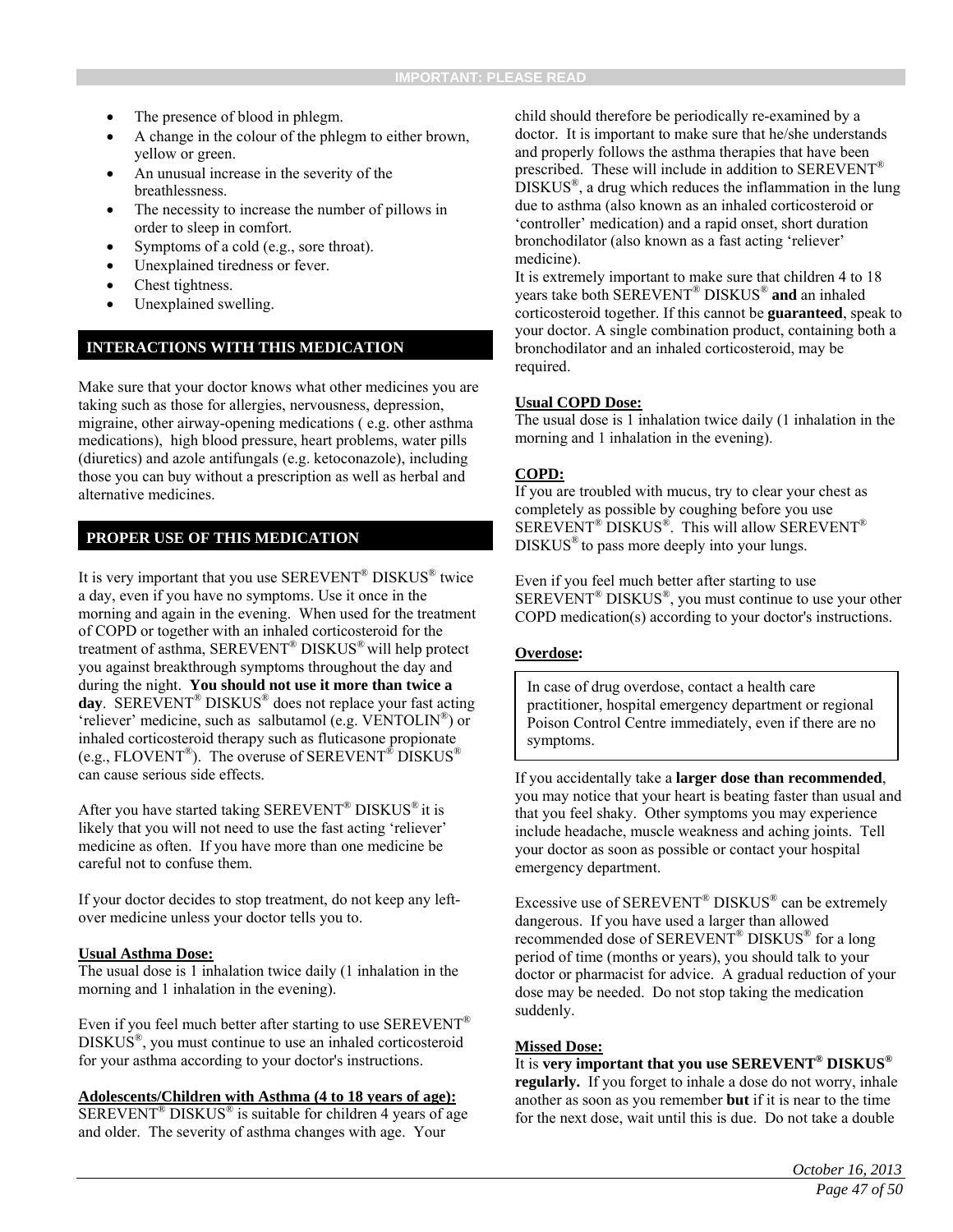- The presence of blood in phlegm.
- A change in the colour of the phlegm to either brown, yellow or green.
- An unusual increase in the severity of the breathlessness.
- The necessity to increase the number of pillows in order to sleep in comfort.
- Symptoms of a cold (e.g., sore throat).
- Unexplained tiredness or fever.
- Chest tightness.
- Unexplained swelling.

## INTERACTIONS WITH THIS MEDICATION

Make sure that your doctor knows what other medicines you are taking such as those for allergies, nervousness, depression, migraine, other airway-opening medications ( e.g. other asthma medications), high blood pressure, heart problems, water pills (diuretics) and azole antifungals (e.g. ketoconazole), including those you can buy without a prescription as well as herbal and alternative medicines.

## PROPER USE OF THIS MEDICATION

It is very important that you use SEREVENT® DISKUS® twice a day, even if you have no symptoms. Use it once in the morning and again in the evening. When used for the treatment of COPD or together with an inhaled corticosteroid for the treatment of asthma, SEREVENT® DISKUS® will help protect you against breakthrough symptoms throughout the day and during the night. **You should not use it more than twice a day**. SEREVENT® DISKUS® does not replace your fast acting 'reliever' medicine, such as salbutamol (e.g. VENTOLIN®) or inhaled corticosteroid therapy such as fluticasone propionate (e.g., FLOVENT®). The overuse of SEREVENT® DISKUS® can cause serious side effects.

After you have started taking SEREVENT® DISKUS® it is likely that you will not need to use the fast acting 'reliever' medicine as often. If you have more than one medicine be careful not to confuse them.

If your doctor decides to stop treatment, do not keep any left-over medicine unless your doctor tells you to.

**Usual Asthma Dose:**

The usual dose is 1 inhalation twice daily (1 inhalation in the morning and 1 inhalation in the evening).

Even if you feel much better after starting to use SEREVENT® DISKUS®, you must continue to use an inhaled corticosteroid for your asthma according to your doctor's instructions.

**Adolescents/Children with Asthma (4 to 18 years of age):**

SEREVENT® DISKUS® is suitable for children 4 years of age and older. The severity of asthma changes with age. Your child should therefore be periodically re-examined by a doctor. It is important to make sure that he/she understands and properly follows the asthma therapies that have been prescribed. These will include in addition to SEREVENT® DISKUS®, a drug which reduces the inflammation in the lung due to asthma (also known as an inhaled corticosteroid or 'controller' medication) and a rapid onset, short duration bronchodilator (also known as a fast acting 'reliever' medicine).

It is extremely important to make sure that children 4 to 18 years take both SEREVENT® DISKUS® **and** an inhaled corticosteroid together. If this cannot be **guaranteed**, speak to your doctor. A single combination product, containing both a bronchodilator and an inhaled corticosteroid, may be required.

**Usual COPD Dose:**

The usual dose is 1 inhalation twice daily (1 inhalation in the morning and 1 inhalation in the evening).

**COPD:**

If you are troubled with mucus, try to clear your chest as completely as possible by coughing before you use SEREVENT® DISKUS®. This will allow SEREVENT® DISKUS® to pass more deeply into your lungs.

Even if you feel much better after starting to use SEREVENT® DISKUS®, you must continue to use your other COPD medication(s) according to your doctor's instructions.

**Overdose:**

> In case of drug overdose, contact a health care practitioner, hospital emergency department or regional Poison Control Centre immediately, even if there are no symptoms.

If you accidentally take a **larger dose than recommended**, you may notice that your heart is beating faster than usual and that you feel shaky. Other symptoms you may experience include headache, muscle weakness and aching joints. Tell your doctor as soon as possible or contact your hospital emergency department.

Excessive use of SEREVENT® DISKUS® can be extremely dangerous. If you have used a larger than allowed recommended dose of SEREVENT® DISKUS® for a long period of time (months or years), you should talk to your doctor or pharmacist for advice. A gradual reduction of your dose may be needed. Do not stop taking the medication suddenly.

**Missed Dose:**

It is **very important that you use SEREVENT® DISKUS® regularly.** If you forget to inhale a dose do not worry, inhale another as soon as you remember **but** if it is near to the time for the next dose, wait until this is due. Do not take a double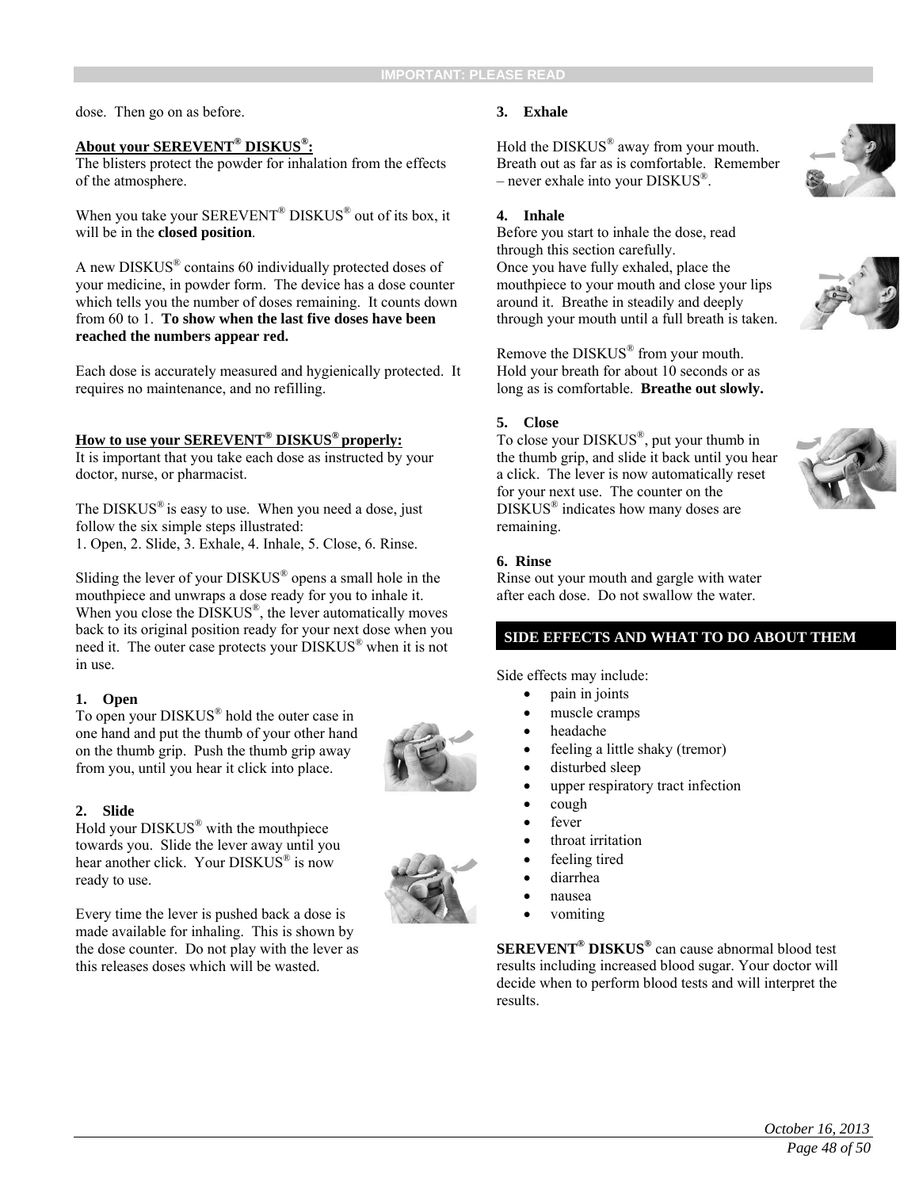dose. Then go on as before.

**About your SEREVENT® DISKUS®:**

The blisters protect the powder for inhalation from the effects of the atmosphere.

When you take your SEREVENT® DISKUS® out of its box, it will be in the **closed position**.

A new DISKUS® contains 60 individually protected doses of your medicine, in powder form. The device has a dose counter which tells you the number of doses remaining. It counts down from 60 to 1. **To show when the last five doses have been reached the numbers appear red.**

Each dose is accurately measured and hygienically protected. It requires no maintenance, and no refilling.

**How to use your SEREVENT® DISKUS® properly:**

It is important that you take each dose as instructed by your doctor, nurse, or pharmacist.

The DISKUS® is easy to use. When you need a dose, just follow the six simple steps illustrated:
1. Open, 2. Slide, 3. Exhale, 4. Inhale, 5. Close, 6. Rinse.

Sliding the lever of your DISKUS® opens a small hole in the mouthpiece and unwraps a dose ready for you to inhale it. When you close the DISKUS®, the lever automatically moves back to its original position ready for your next dose when you need it. The outer case protects your DISKUS® when it is not in use.

**1. Open**

To open your DISKUS® hold the outer case in one hand and put the thumb of your other hand on the thumb grip. Push the thumb grip away from you, until you hear it click into place.

**2. Slide**

Hold your DISKUS® with the mouthpiece towards you. Slide the lever away until you hear another click. Your DISKUS® is now ready to use.

Every time the lever is pushed back a dose is made available for inhaling. This is shown by the dose counter. Do not play with the lever as this releases doses which will be wasted.

**3. Exhale**

Hold the DISKUS® away from your mouth. Breath out as far as is comfortable. Remember – never exhale into your DISKUS®.

**4. Inhale**

Before you start to inhale the dose, read through this section carefully.
Once you have fully exhaled, place the mouthpiece to your mouth and close your lips around it. Breathe in steadily and deeply through your mouth until a full breath is taken.

Remove the DISKUS® from your mouth. Hold your breath for about 10 seconds or as long as is comfortable. **Breathe out slowly.**

**5. Close**

To close your DISKUS®, put your thumb in the thumb grip, and slide it back until you hear a click. The lever is now automatically reset for your next use. The counter on the DISKUS® indicates how many doses are remaining.

**6. Rinse**

Rinse out your mouth and gargle with water after each dose. Do not swallow the water.

## SIDE EFFECTS AND WHAT TO DO ABOUT THEM

Side effects may include:

- pain in joints
- muscle cramps
- headache
- feeling a little shaky (tremor)
- disturbed sleep
- upper respiratory tract infection
- cough
- fever
- throat irritation
- feeling tired
- diarrhea
- nausea
- vomiting

**SEREVENT® DISKUS®** can cause abnormal blood test results including increased blood sugar. Your doctor will decide when to perform blood tests and will interpret the results.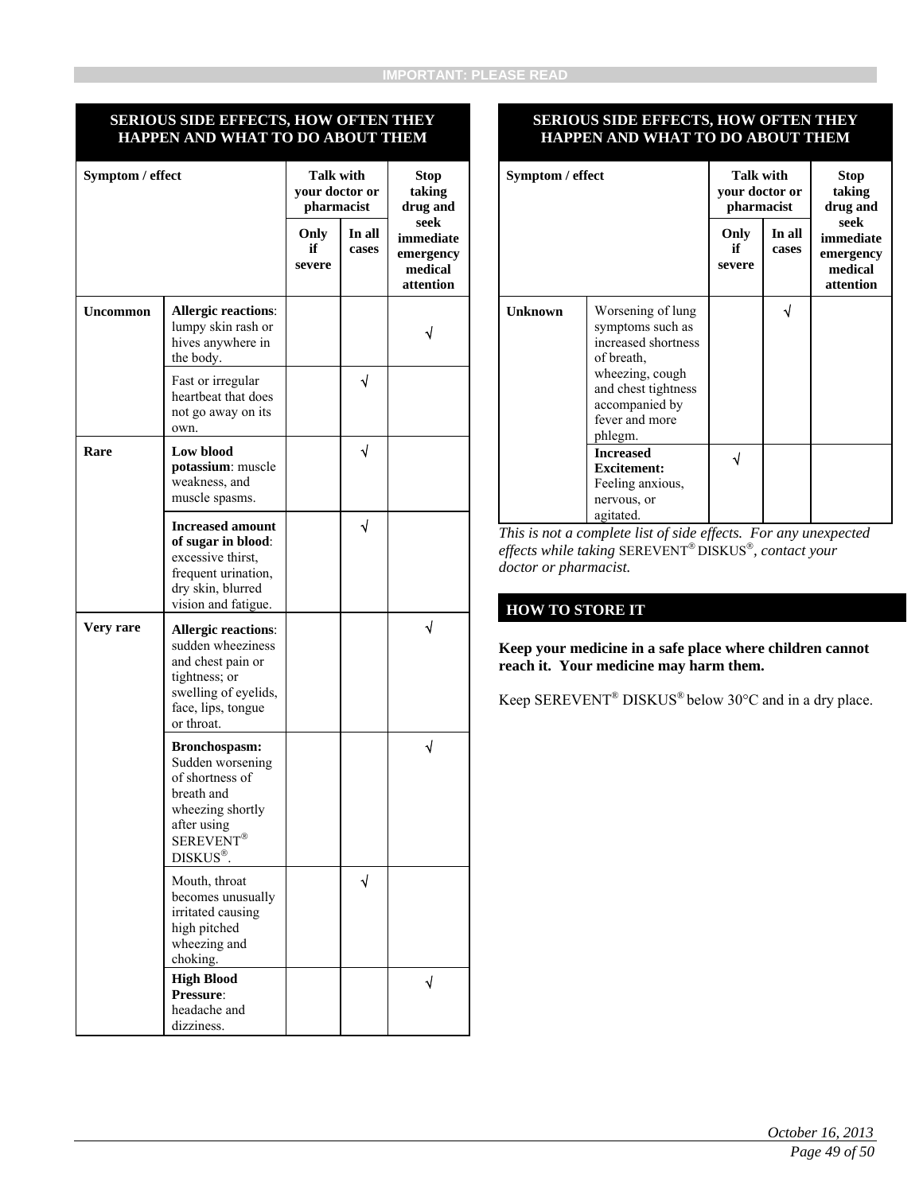**IMPORTANT: PLEASE READ**

| SERIOUS SIDE EFFECTS, HOW OFTEN THEY HAPPEN AND WHAT TO DO ABOUT THEM | | | | |
|---|---|---|---|---|
| **Symptom / effect** | | **Talk with your doctor or pharmacist** | | **Stop taking drug and seek immediate emergency medical attention** |
| | | **Only if severe** | **In all cases** | |
| **Uncommon** | **Allergic reactions**: lumpy skin rash or hives anywhere in the body. | | | √ |
| | Fast or irregular heartbeat that does not go away on its own. | | √ | |
| **Rare** | **Low blood potassium**: muscle weakness, and muscle spasms. | | √ | |
| | **Increased amount of sugar in blood**: excessive thirst, frequent urination, dry skin, blurred vision and fatigue. | | √ | |
| **Very rare** | **Allergic reactions**: sudden wheeziness and chest pain or tightness; or swelling of eyelids, face, lips, tongue or throat. | | | √ |
| | **Bronchospasm:** Sudden worsening of shortness of breath and wheezing shortly after using SEREVENT® DISKUS®. | | | √ |
| | Mouth, throat becomes unusually irritated causing high pitched wheezing and choking. | | √ | |
| | **High Blood Pressure**: headache and dizziness. | | | √ |
| **Unknown** | Worsening of lung symptoms such as increased shortness of breath, wheezing, cough and chest tightness accompanied by fever and more phlegm. | | √ | |
| | **Increased Excitement:** Feeling anxious, nervous, or agitated. | √ | | |

*This is not a complete list of side effects. For any unexpected effects while taking* SEREVENT® DISKUS®, *contact your doctor or pharmacist.*

## HOW TO STORE IT

**Keep your medicine in a safe place where children cannot reach it. Your medicine may harm them.**

Keep SEREVENT® DISKUS® below 30°C and in a dry place.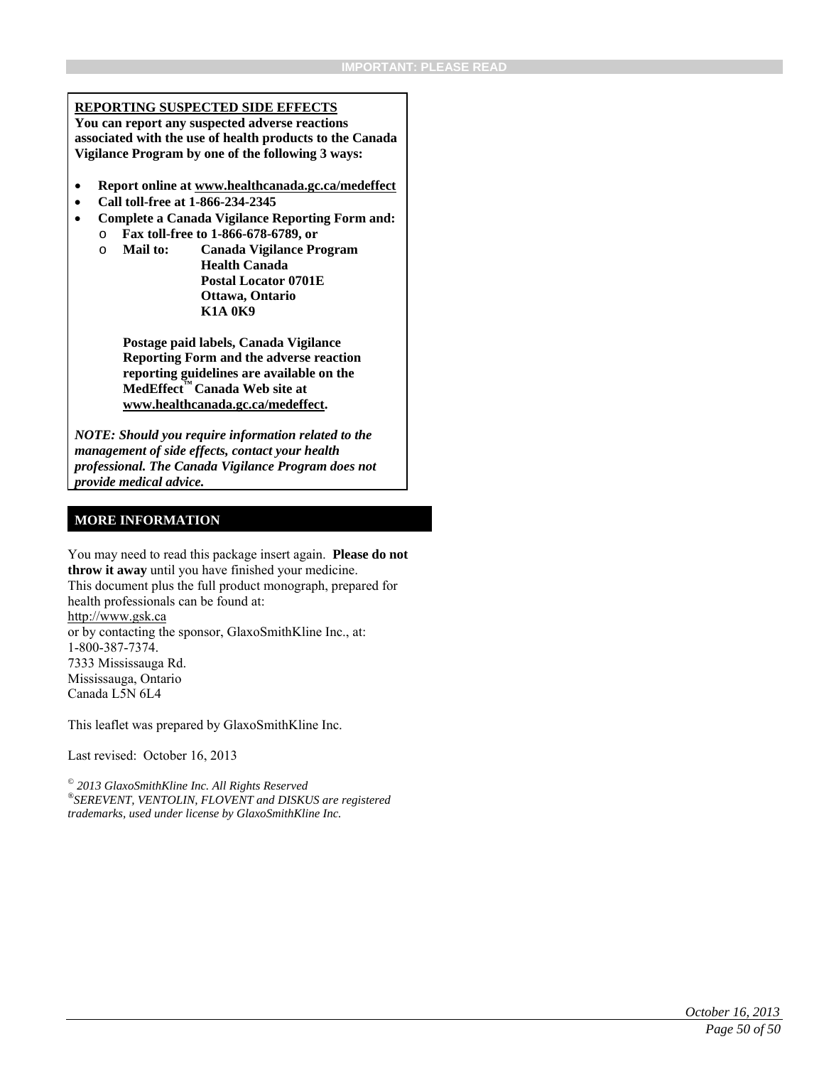**REPORTING SUSPECTED SIDE EFFECTS**

**You can report any suspected adverse reactions associated with the use of health products to the Canada Vigilance Program by one of the following 3 ways:**

- **Report online at www.healthcanada.gc.ca/medeffect**
- **Call toll-free at 1-866-234-2345**
- **Complete a Canada Vigilance Reporting Form and:**
  - **Fax toll-free to 1-866-678-6789, or**
  - **Mail to: Canada Vigilance Program**
    **Health Canada**
    **Postal Locator 0701E**
    **Ottawa, Ontario**
    **K1A 0K9**

    **Postage paid labels, Canada Vigilance Reporting Form and the adverse reaction reporting guidelines are available on the MedEffect™ Canada Web site at www.healthcanada.gc.ca/medeffect.**

***NOTE: Should you require information related to the management of side effects, contact your health professional. The Canada Vigilance Program does not provide medical advice.***

## MORE INFORMATION

You may need to read this package insert again. **Please do not throw it away** until you have finished your medicine.
This document plus the full product monograph, prepared for health professionals can be found at:
http://www.gsk.ca
or by contacting the sponsor, GlaxoSmithKline Inc., at:
1-800-387-7374.
7333 Mississauga Rd.
Mississauga, Ontario
Canada L5N 6L4

This leaflet was prepared by GlaxoSmithKline Inc.

Last revised: October 16, 2013

*© 2013 GlaxoSmithKline Inc. All Rights Reserved*
*®SEREVENT, VENTOLIN, FLOVENT and DISKUS are registered trademarks, used under license by GlaxoSmithKline Inc.*